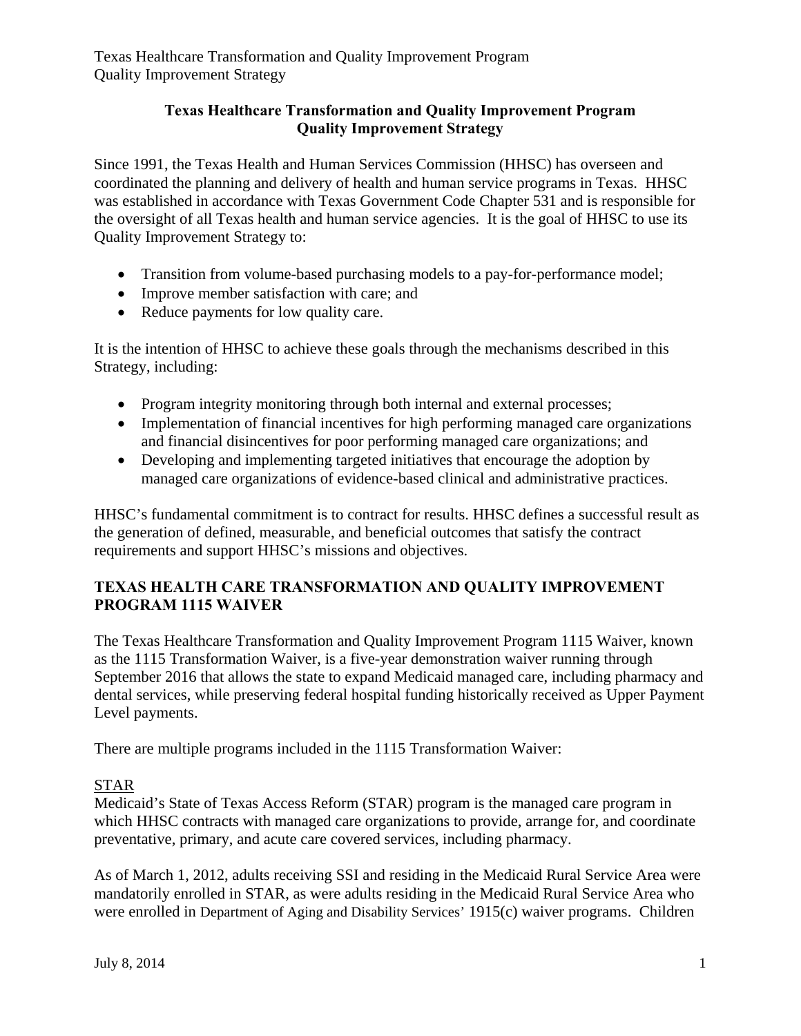# Texas Healthcare Transformation and Quality Improvement Program Quality Improvement Strategy

Since 1991, the Texas Health and Human Services Commission (HHSC) has overseen and coordinated the planning and delivery of health and human service programs in Texas. HHSC was established in accordance with Texas Government Code Chapter 531 and is responsible for the oversight of all Texas health and human service agencies. It is the goal of HHSC to use its Quality Improvement Strategy to:

- Transition from volume-based purchasing models to a pay-for-performance model;
- Improve member satisfaction with care; and
- Reduce payments for low quality care.

It is the intention of HHSC to achieve these goals through the mechanisms described in this Strategy, including:

- Program integrity monitoring through both internal and external processes;
- Implementation of financial incentives for high performing managed care organizations and financial disincentives for poor performing managed care organizations; and
- Developing and implementing targeted initiatives that encourage the adoption by managed care organizations of evidence-based clinical and administrative practices.

HHSC's fundamental commitment is to contract for results. HHSC defines a successful result as the generation of defined, measurable, and beneficial outcomes that satisfy the contract requirements and support HHSC's missions and objectives.

## TEXAS HEALTH CARE TRANSFORMATION AND QUALITY IMPROVEMENT PROGRAM 1115 WAIVER

The Texas Healthcare Transformation and Quality Improvement Program 1115 Waiver, known as the 1115 Transformation Waiver, is a five-year demonstration waiver running through September 2016 that allows the state to expand Medicaid managed care, including pharmacy and dental services, while preserving federal hospital funding historically received as Upper Payment Level payments.

There are multiple programs included in the 1115 Transformation Waiver:

### STAR

Medicaid's State of Texas Access Reform (STAR) program is the managed care program in which HHSC contracts with managed care organizations to provide, arrange for, and coordinate preventative, primary, and acute care covered services, including pharmacy.

As of March 1, 2012, adults receiving SSI and residing in the Medicaid Rural Service Area were mandatorily enrolled in STAR, as were adults residing in the Medicaid Rural Service Area who were enrolled in Department of Aging and Disability Services' 1915(c) waiver programs. Children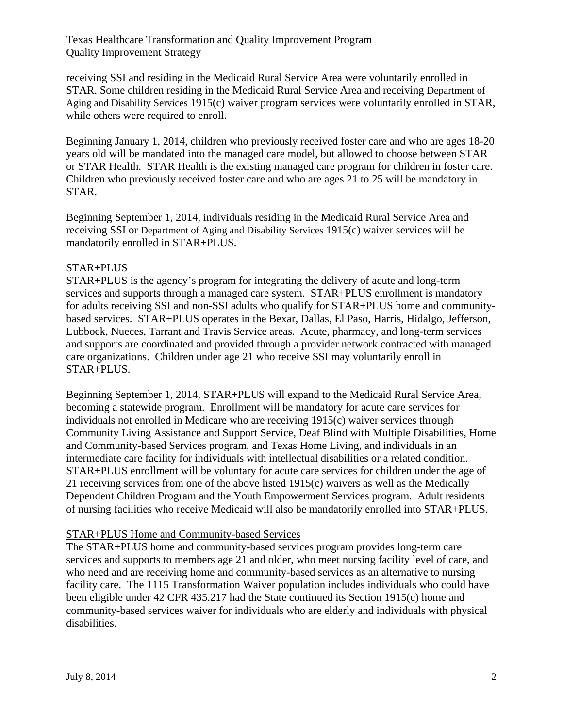receiving SSI and residing in the Medicaid Rural Service Area were voluntarily enrolled in STAR. Some children residing in the Medicaid Rural Service Area and receiving Department of Aging and Disability Services 1915(c) waiver program services were voluntarily enrolled in STAR, while others were required to enroll.

Beginning January 1, 2014, children who previously received foster care and who are ages 18-20 years old will be mandated into the managed care model, but allowed to choose between STAR or STAR Health. STAR Health is the existing managed care program for children in foster care. Children who previously received foster care and who are ages 21 to 25 will be mandatory in STAR.

Beginning September 1, 2014, individuals residing in the Medicaid Rural Service Area and receiving SSI or Department of Aging and Disability Services 1915(c) waiver services will be mandatorily enrolled in STAR+PLUS.

### STAR+PLUS

STAR+PLUS is the agency's program for integrating the delivery of acute and long-term services and supports through a managed care system. STAR+PLUS enrollment is mandatory for adults receiving SSI and non-SSI adults who qualify for STAR+PLUS home and community-based services. STAR+PLUS operates in the Bexar, Dallas, El Paso, Harris, Hidalgo, Jefferson, Lubbock, Nueces, Tarrant and Travis Service areas. Acute, pharmacy, and long-term services and supports are coordinated and provided through a provider network contracted with managed care organizations. Children under age 21 who receive SSI may voluntarily enroll in STAR+PLUS.

Beginning September 1, 2014, STAR+PLUS will expand to the Medicaid Rural Service Area, becoming a statewide program. Enrollment will be mandatory for acute care services for individuals not enrolled in Medicare who are receiving 1915(c) waiver services through Community Living Assistance and Support Service, Deaf Blind with Multiple Disabilities, Home and Community-based Services program, and Texas Home Living, and individuals in an intermediate care facility for individuals with intellectual disabilities or a related condition. STAR+PLUS enrollment will be voluntary for acute care services for children under the age of 21 receiving services from one of the above listed 1915(c) waivers as well as the Medically Dependent Children Program and the Youth Empowerment Services program. Adult residents of nursing facilities who receive Medicaid will also be mandatorily enrolled into STAR+PLUS.

### STAR+PLUS Home and Community-based Services

The STAR+PLUS home and community-based services program provides long-term care services and supports to members age 21 and older, who meet nursing facility level of care, and who need and are receiving home and community-based services as an alternative to nursing facility care. The 1115 Transformation Waiver population includes individuals who could have been eligible under 42 CFR 435.217 had the State continued its Section 1915(c) home and community-based services waiver for individuals who are elderly and individuals with physical disabilities.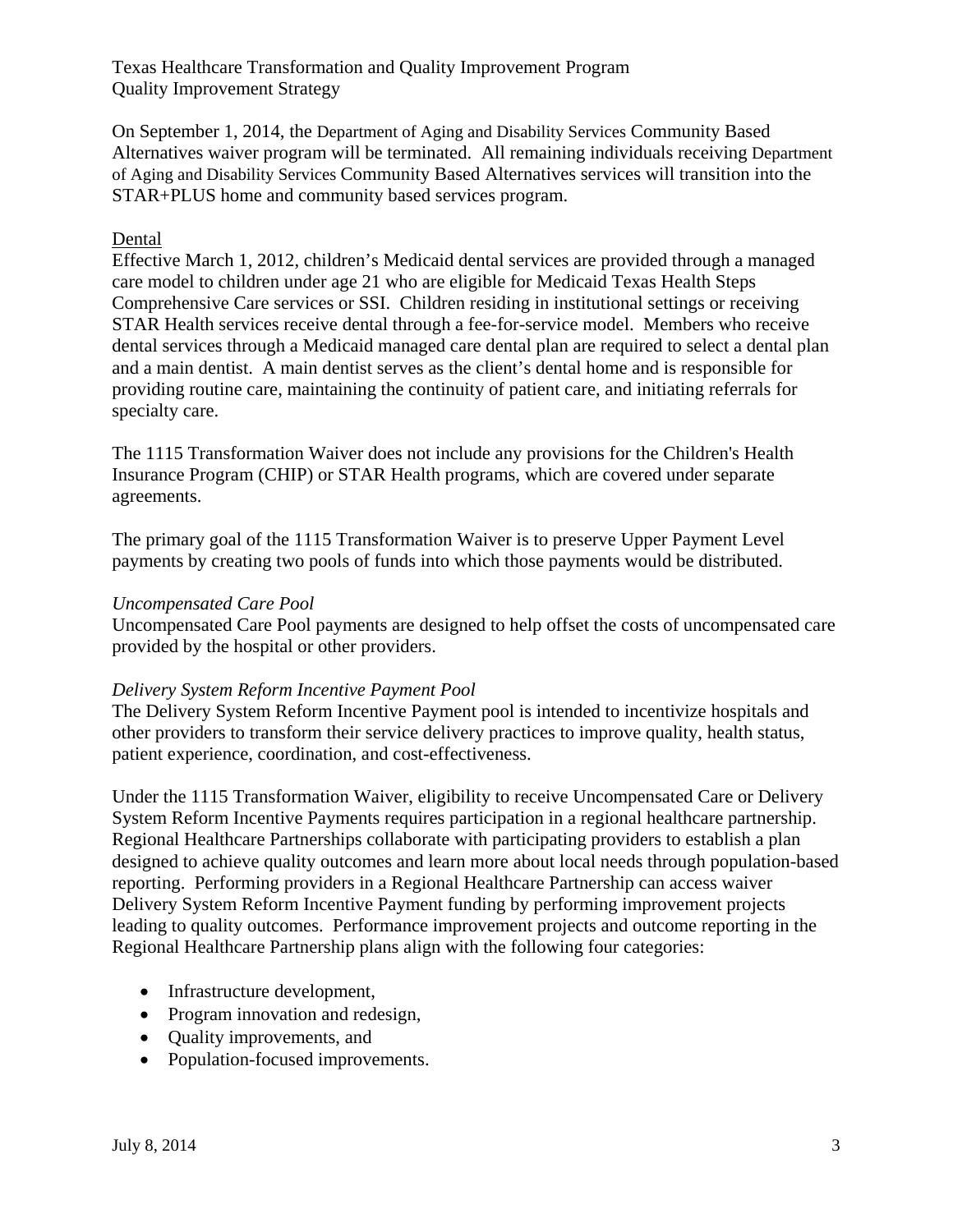On September 1, 2014, the Department of Aging and Disability Services Community Based Alternatives waiver program will be terminated. All remaining individuals receiving Department of Aging and Disability Services Community Based Alternatives services will transition into the STAR+PLUS home and community based services program.

Dental

Effective March 1, 2012, children's Medicaid dental services are provided through a managed care model to children under age 21 who are eligible for Medicaid Texas Health Steps Comprehensive Care services or SSI. Children residing in institutional settings or receiving STAR Health services receive dental through a fee-for-service model. Members who receive dental services through a Medicaid managed care dental plan are required to select a dental plan and a main dentist. A main dentist serves as the client's dental home and is responsible for providing routine care, maintaining the continuity of patient care, and initiating referrals for specialty care.

The 1115 Transformation Waiver does not include any provisions for the Children's Health Insurance Program (CHIP) or STAR Health programs, which are covered under separate agreements.

The primary goal of the 1115 Transformation Waiver is to preserve Upper Payment Level payments by creating two pools of funds into which those payments would be distributed.

*Uncompensated Care Pool*

Uncompensated Care Pool payments are designed to help offset the costs of uncompensated care provided by the hospital or other providers.

*Delivery System Reform Incentive Payment Pool*

The Delivery System Reform Incentive Payment pool is intended to incentivize hospitals and other providers to transform their service delivery practices to improve quality, health status, patient experience, coordination, and cost-effectiveness.

Under the 1115 Transformation Waiver, eligibility to receive Uncompensated Care or Delivery System Reform Incentive Payments requires participation in a regional healthcare partnership. Regional Healthcare Partnerships collaborate with participating providers to establish a plan designed to achieve quality outcomes and learn more about local needs through population-based reporting. Performing providers in a Regional Healthcare Partnership can access waiver Delivery System Reform Incentive Payment funding by performing improvement projects leading to quality outcomes. Performance improvement projects and outcome reporting in the Regional Healthcare Partnership plans align with the following four categories:

- Infrastructure development,
- Program innovation and redesign,
- Quality improvements, and
- Population-focused improvements.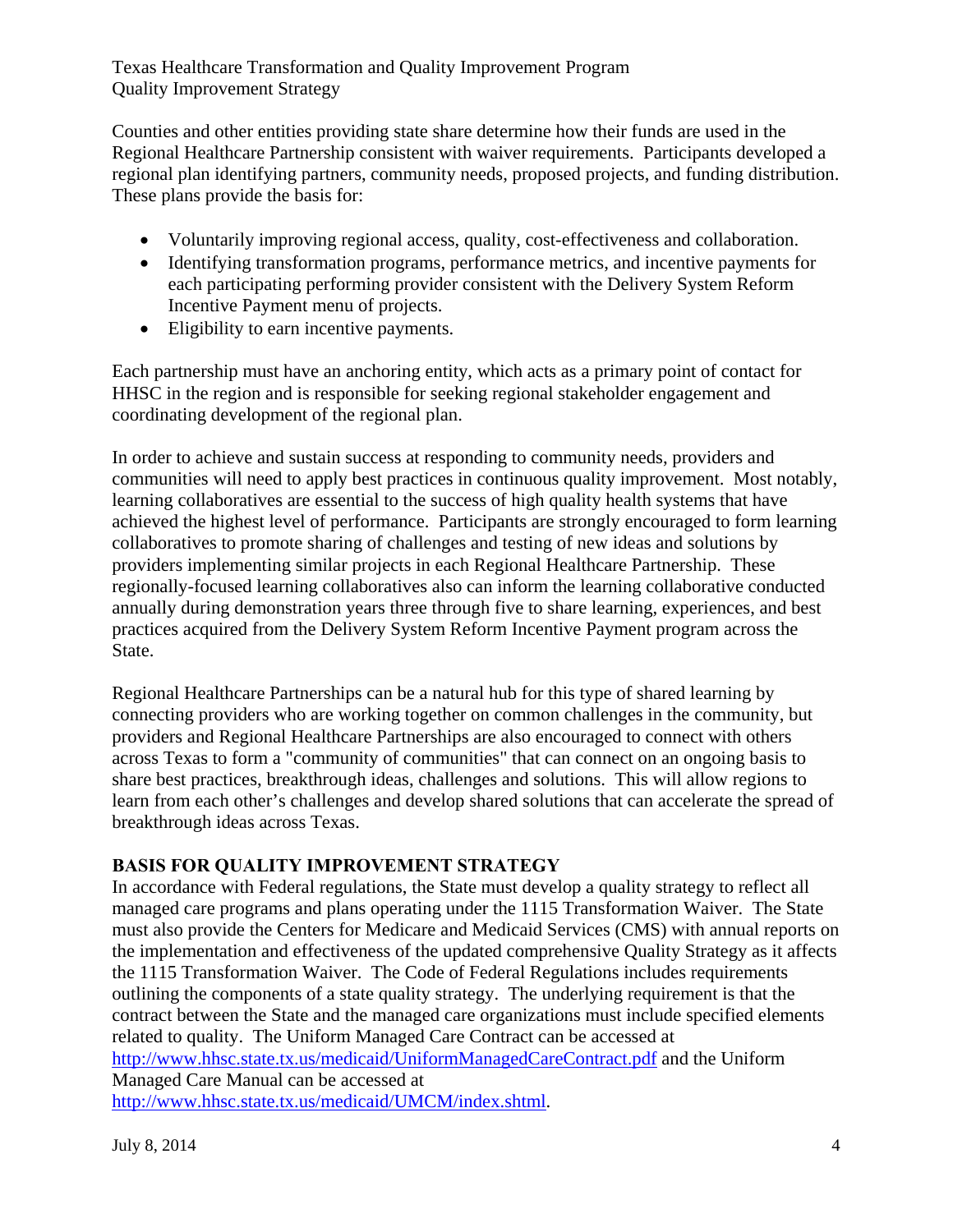Counties and other entities providing state share determine how their funds are used in the Regional Healthcare Partnership consistent with waiver requirements. Participants developed a regional plan identifying partners, community needs, proposed projects, and funding distribution. These plans provide the basis for:

- Voluntarily improving regional access, quality, cost-effectiveness and collaboration.
- Identifying transformation programs, performance metrics, and incentive payments for each participating performing provider consistent with the Delivery System Reform Incentive Payment menu of projects.
- Eligibility to earn incentive payments.

Each partnership must have an anchoring entity, which acts as a primary point of contact for HHSC in the region and is responsible for seeking regional stakeholder engagement and coordinating development of the regional plan.

In order to achieve and sustain success at responding to community needs, providers and communities will need to apply best practices in continuous quality improvement. Most notably, learning collaboratives are essential to the success of high quality health systems that have achieved the highest level of performance. Participants are strongly encouraged to form learning collaboratives to promote sharing of challenges and testing of new ideas and solutions by providers implementing similar projects in each Regional Healthcare Partnership. These regionally-focused learning collaboratives also can inform the learning collaborative conducted annually during demonstration years three through five to share learning, experiences, and best practices acquired from the Delivery System Reform Incentive Payment program across the State.

Regional Healthcare Partnerships can be a natural hub for this type of shared learning by connecting providers who are working together on common challenges in the community, but providers and Regional Healthcare Partnerships are also encouraged to connect with others across Texas to form a "community of communities" that can connect on an ongoing basis to share best practices, breakthrough ideas, challenges and solutions. This will allow regions to learn from each other's challenges and develop shared solutions that can accelerate the spread of breakthrough ideas across Texas.

## BASIS FOR QUALITY IMPROVEMENT STRATEGY

In accordance with Federal regulations, the State must develop a quality strategy to reflect all managed care programs and plans operating under the 1115 Transformation Waiver. The State must also provide the Centers for Medicare and Medicaid Services (CMS) with annual reports on the implementation and effectiveness of the updated comprehensive Quality Strategy as it affects the 1115 Transformation Waiver. The Code of Federal Regulations includes requirements outlining the components of a state quality strategy. The underlying requirement is that the contract between the State and the managed care organizations must include specified elements related to quality. The Uniform Managed Care Contract can be accessed at http://www.hhsc.state.tx.us/medicaid/UniformManagedCareContract.pdf and the Uniform Managed Care Manual can be accessed at http://www.hhsc.state.tx.us/medicaid/UMCM/index.shtml.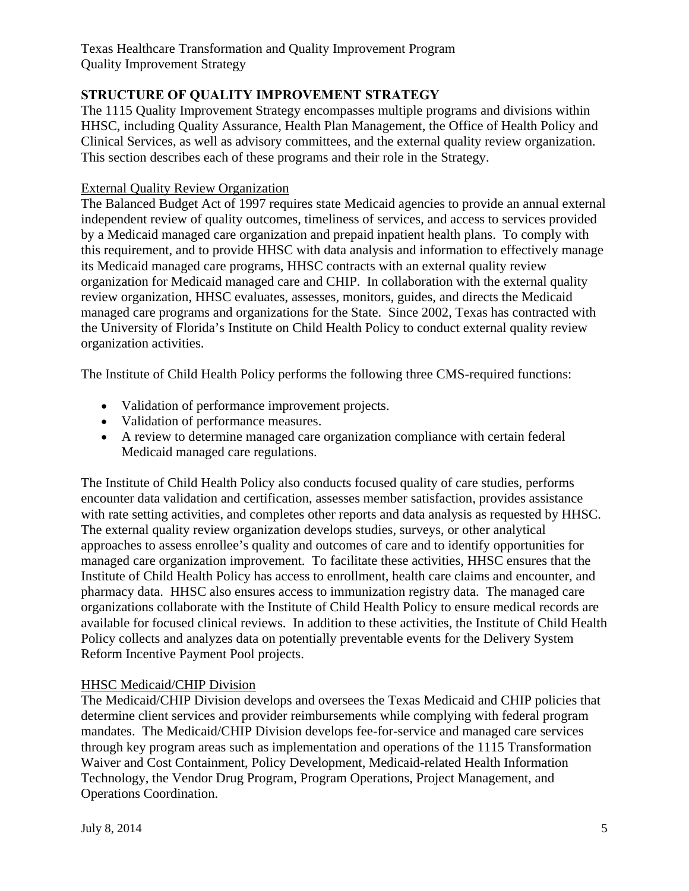## STRUCTURE OF QUALITY IMPROVEMENT STRATEGY

The 1115 Quality Improvement Strategy encompasses multiple programs and divisions within HHSC, including Quality Assurance, Health Plan Management, the Office of Health Policy and Clinical Services, as well as advisory committees, and the external quality review organization. This section describes each of these programs and their role in the Strategy.

### External Quality Review Organization

The Balanced Budget Act of 1997 requires state Medicaid agencies to provide an annual external independent review of quality outcomes, timeliness of services, and access to services provided by a Medicaid managed care organization and prepaid inpatient health plans. To comply with this requirement, and to provide HHSC with data analysis and information to effectively manage its Medicaid managed care programs, HHSC contracts with an external quality review organization for Medicaid managed care and CHIP. In collaboration with the external quality review organization, HHSC evaluates, assesses, monitors, guides, and directs the Medicaid managed care programs and organizations for the State. Since 2002, Texas has contracted with the University of Florida's Institute on Child Health Policy to conduct external quality review organization activities.

The Institute of Child Health Policy performs the following three CMS-required functions:

- Validation of performance improvement projects.
- Validation of performance measures.
- A review to determine managed care organization compliance with certain federal Medicaid managed care regulations.

The Institute of Child Health Policy also conducts focused quality of care studies, performs encounter data validation and certification, assesses member satisfaction, provides assistance with rate setting activities, and completes other reports and data analysis as requested by HHSC. The external quality review organization develops studies, surveys, or other analytical approaches to assess enrollee's quality and outcomes of care and to identify opportunities for managed care organization improvement. To facilitate these activities, HHSC ensures that the Institute of Child Health Policy has access to enrollment, health care claims and encounter, and pharmacy data. HHSC also ensures access to immunization registry data. The managed care organizations collaborate with the Institute of Child Health Policy to ensure medical records are available for focused clinical reviews. In addition to these activities, the Institute of Child Health Policy collects and analyzes data on potentially preventable events for the Delivery System Reform Incentive Payment Pool projects.

### HHSC Medicaid/CHIP Division

The Medicaid/CHIP Division develops and oversees the Texas Medicaid and CHIP policies that determine client services and provider reimbursements while complying with federal program mandates. The Medicaid/CHIP Division develops fee-for-service and managed care services through key program areas such as implementation and operations of the 1115 Transformation Waiver and Cost Containment, Policy Development, Medicaid-related Health Information Technology, the Vendor Drug Program, Program Operations, Project Management, and Operations Coordination.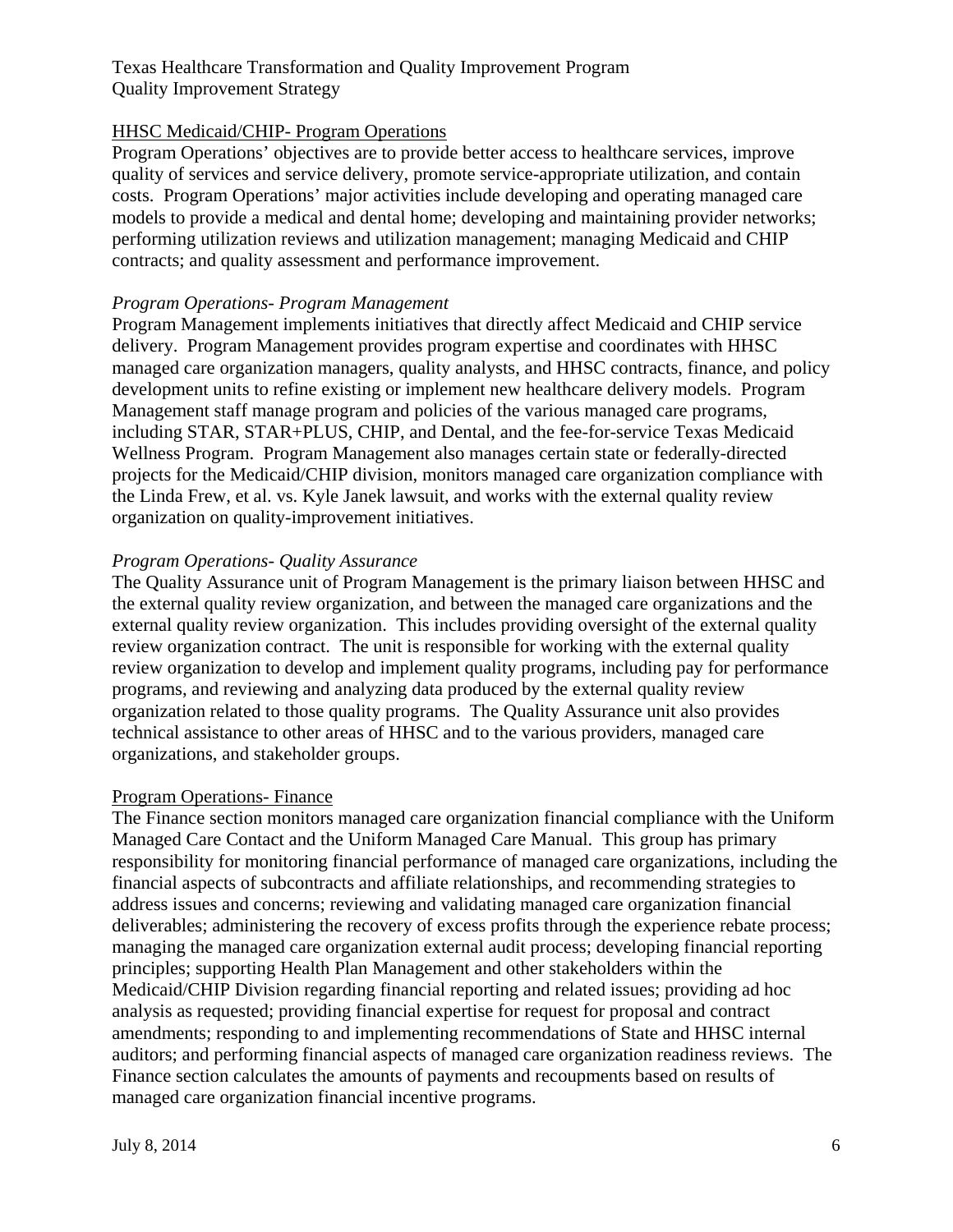## HHSC Medicaid/CHIP- Program Operations

Program Operations' objectives are to provide better access to healthcare services, improve quality of services and service delivery, promote service-appropriate utilization, and contain costs. Program Operations' major activities include developing and operating managed care models to provide a medical and dental home; developing and maintaining provider networks; performing utilization reviews and utilization management; managing Medicaid and CHIP contracts; and quality assessment and performance improvement.

### *Program Operations- Program Management*

Program Management implements initiatives that directly affect Medicaid and CHIP service delivery. Program Management provides program expertise and coordinates with HHSC managed care organization managers, quality analysts, and HHSC contracts, finance, and policy development units to refine existing or implement new healthcare delivery models. Program Management staff manage program and policies of the various managed care programs, including STAR, STAR+PLUS, CHIP, and Dental, and the fee-for-service Texas Medicaid Wellness Program. Program Management also manages certain state or federally-directed projects for the Medicaid/CHIP division, monitors managed care organization compliance with the Linda Frew, et al. vs. Kyle Janek lawsuit, and works with the external quality review organization on quality-improvement initiatives.

### *Program Operations- Quality Assurance*

The Quality Assurance unit of Program Management is the primary liaison between HHSC and the external quality review organization, and between the managed care organizations and the external quality review organization. This includes providing oversight of the external quality review organization contract. The unit is responsible for working with the external quality review organization to develop and implement quality programs, including pay for performance programs, and reviewing and analyzing data produced by the external quality review organization related to those quality programs. The Quality Assurance unit also provides technical assistance to other areas of HHSC and to the various providers, managed care organizations, and stakeholder groups.

## Program Operations- Finance

The Finance section monitors managed care organization financial compliance with the Uniform Managed Care Contact and the Uniform Managed Care Manual. This group has primary responsibility for monitoring financial performance of managed care organizations, including the financial aspects of subcontracts and affiliate relationships, and recommending strategies to address issues and concerns; reviewing and validating managed care organization financial deliverables; administering the recovery of excess profits through the experience rebate process; managing the managed care organization external audit process; developing financial reporting principles; supporting Health Plan Management and other stakeholders within the Medicaid/CHIP Division regarding financial reporting and related issues; providing ad hoc analysis as requested; providing financial expertise for request for proposal and contract amendments; responding to and implementing recommendations of State and HHSC internal auditors; and performing financial aspects of managed care organization readiness reviews. The Finance section calculates the amounts of payments and recoupments based on results of managed care organization financial incentive programs.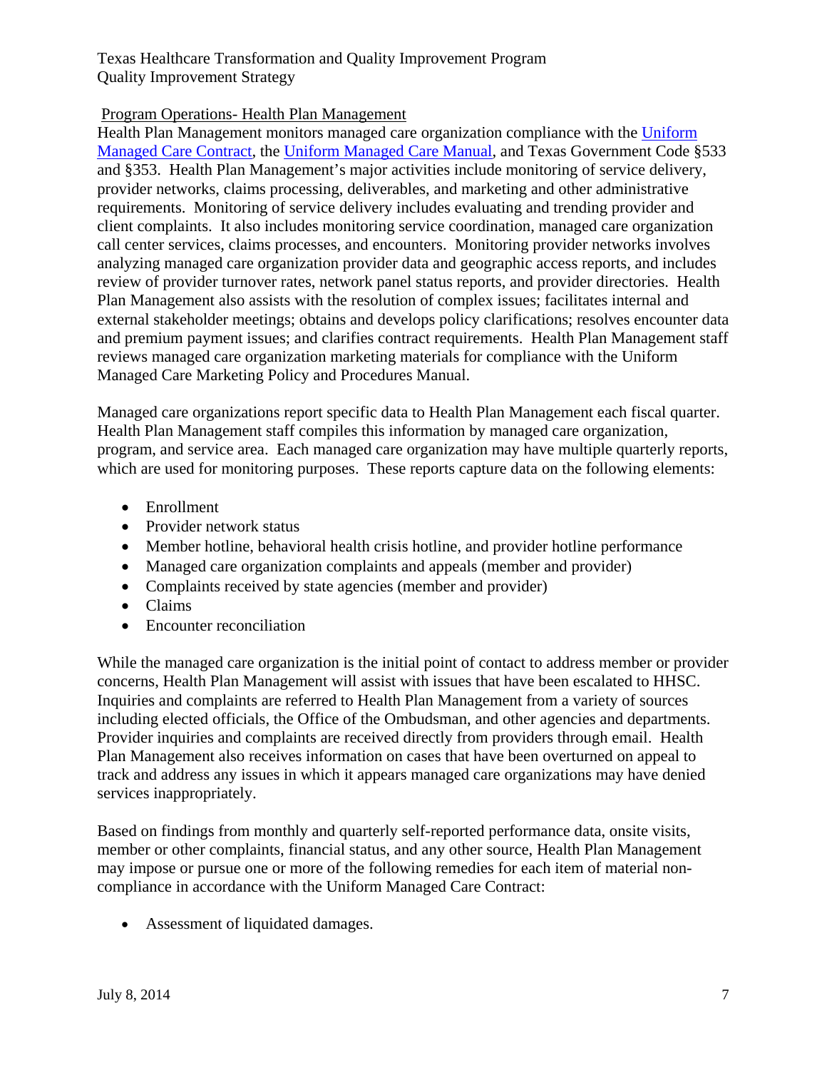## Program Operations- Health Plan Management

Health Plan Management monitors managed care organization compliance with the [Uniform Managed Care Contract](), the [Uniform Managed Care Manual](), and Texas Government Code §533 and §353. Health Plan Management's major activities include monitoring of service delivery, provider networks, claims processing, deliverables, and marketing and other administrative requirements. Monitoring of service delivery includes evaluating and trending provider and client complaints. It also includes monitoring service coordination, managed care organization call center services, claims processes, and encounters. Monitoring provider networks involves analyzing managed care organization provider data and geographic access reports, and includes review of provider turnover rates, network panel status reports, and provider directories. Health Plan Management also assists with the resolution of complex issues; facilitates internal and external stakeholder meetings; obtains and develops policy clarifications; resolves encounter data and premium payment issues; and clarifies contract requirements. Health Plan Management staff reviews managed care organization marketing materials for compliance with the Uniform Managed Care Marketing Policy and Procedures Manual.

Managed care organizations report specific data to Health Plan Management each fiscal quarter. Health Plan Management staff compiles this information by managed care organization, program, and service area. Each managed care organization may have multiple quarterly reports, which are used for monitoring purposes. These reports capture data on the following elements:

- Enrollment
- Provider network status
- Member hotline, behavioral health crisis hotline, and provider hotline performance
- Managed care organization complaints and appeals (member and provider)
- Complaints received by state agencies (member and provider)
- Claims
- Encounter reconciliation

While the managed care organization is the initial point of contact to address member or provider concerns, Health Plan Management will assist with issues that have been escalated to HHSC. Inquiries and complaints are referred to Health Plan Management from a variety of sources including elected officials, the Office of the Ombudsman, and other agencies and departments. Provider inquiries and complaints are received directly from providers through email. Health Plan Management also receives information on cases that have been overturned on appeal to track and address any issues in which it appears managed care organizations may have denied services inappropriately.

Based on findings from monthly and quarterly self-reported performance data, onsite visits, member or other complaints, financial status, and any other source, Health Plan Management may impose or pursue one or more of the following remedies for each item of material non-compliance in accordance with the Uniform Managed Care Contract:

- Assessment of liquidated damages.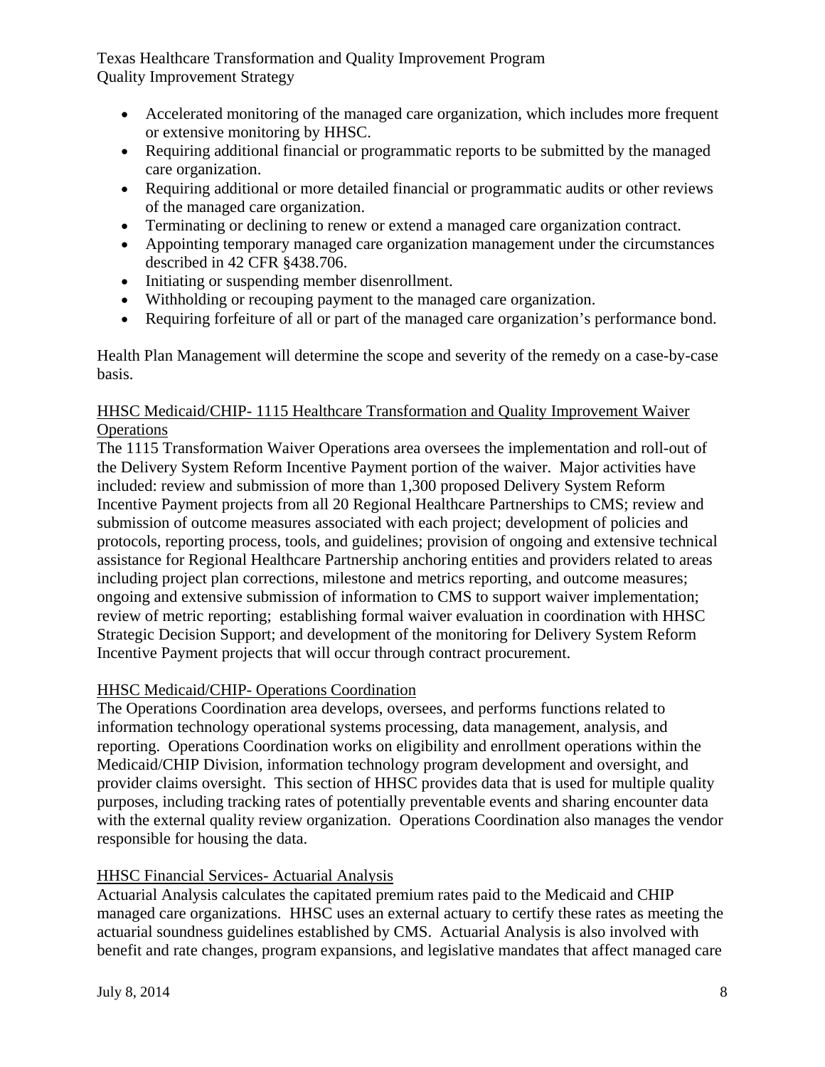- Accelerated monitoring of the managed care organization, which includes more frequent or extensive monitoring by HHSC.
- Requiring additional financial or programmatic reports to be submitted by the managed care organization.
- Requiring additional or more detailed financial or programmatic audits or other reviews of the managed care organization.
- Terminating or declining to renew or extend a managed care organization contract.
- Appointing temporary managed care organization management under the circumstances described in 42 CFR §438.706.
- Initiating or suspending member disenrollment.
- Withholding or recouping payment to the managed care organization.
- Requiring forfeiture of all or part of the managed care organization's performance bond.

Health Plan Management will determine the scope and severity of the remedy on a case-by-case basis.

HHSC Medicaid/CHIP- 1115 Healthcare Transformation and Quality Improvement Waiver Operations

The 1115 Transformation Waiver Operations area oversees the implementation and roll-out of the Delivery System Reform Incentive Payment portion of the waiver. Major activities have included: review and submission of more than 1,300 proposed Delivery System Reform Incentive Payment projects from all 20 Regional Healthcare Partnerships to CMS; review and submission of outcome measures associated with each project; development of policies and protocols, reporting process, tools, and guidelines; provision of ongoing and extensive technical assistance for Regional Healthcare Partnership anchoring entities and providers related to areas including project plan corrections, milestone and metrics reporting, and outcome measures; ongoing and extensive submission of information to CMS to support waiver implementation; review of metric reporting; establishing formal waiver evaluation in coordination with HHSC Strategic Decision Support; and development of the monitoring for Delivery System Reform Incentive Payment projects that will occur through contract procurement.

HHSC Medicaid/CHIP- Operations Coordination

The Operations Coordination area develops, oversees, and performs functions related to information technology operational systems processing, data management, analysis, and reporting. Operations Coordination works on eligibility and enrollment operations within the Medicaid/CHIP Division, information technology program development and oversight, and provider claims oversight. This section of HHSC provides data that is used for multiple quality purposes, including tracking rates of potentially preventable events and sharing encounter data with the external quality review organization. Operations Coordination also manages the vendor responsible for housing the data.

HHSC Financial Services- Actuarial Analysis

Actuarial Analysis calculates the capitated premium rates paid to the Medicaid and CHIP managed care organizations. HHSC uses an external actuary to certify these rates as meeting the actuarial soundness guidelines established by CMS. Actuarial Analysis is also involved with benefit and rate changes, program expansions, and legislative mandates that affect managed care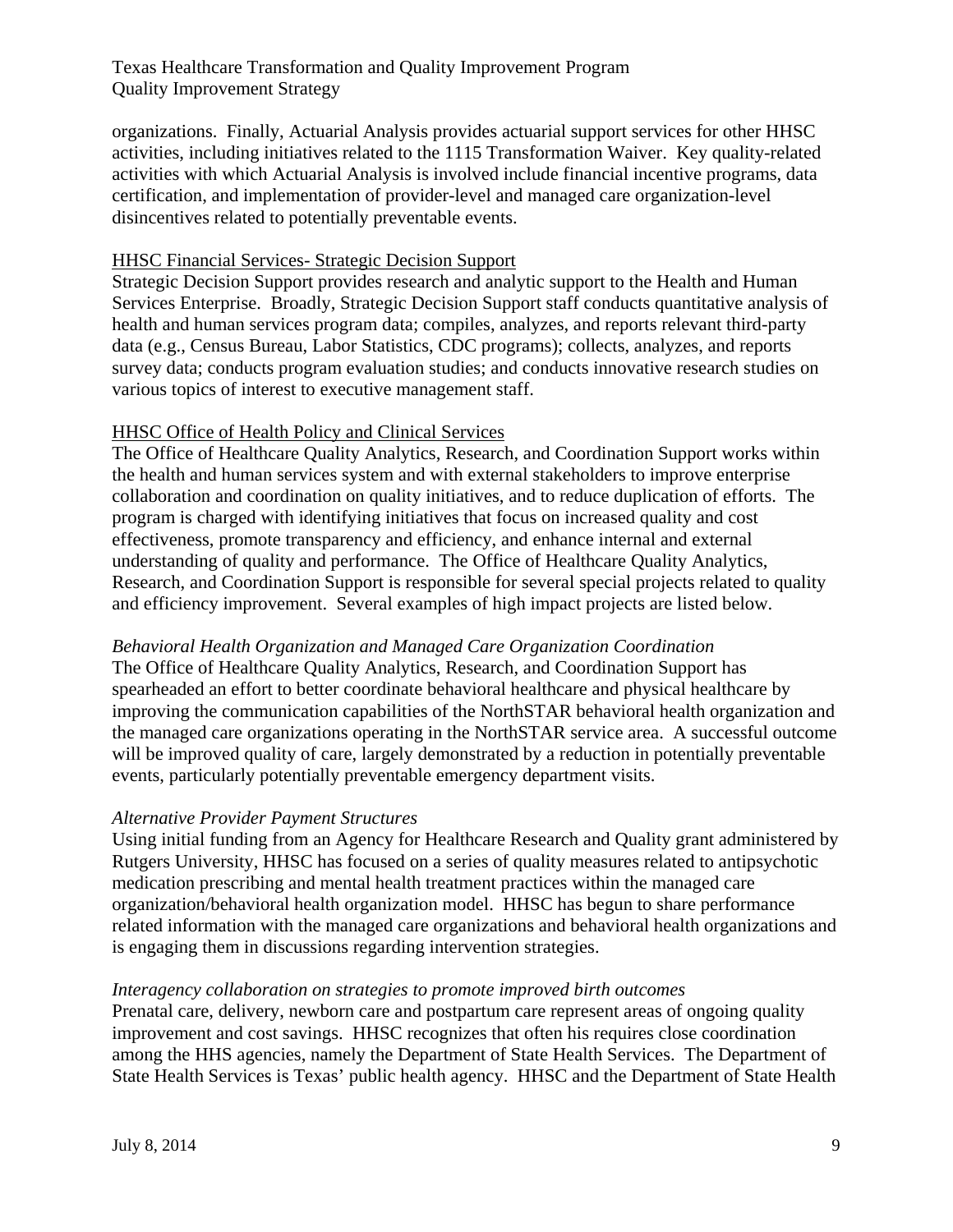organizations. Finally, Actuarial Analysis provides actuarial support services for other HHSC activities, including initiatives related to the 1115 Transformation Waiver. Key quality-related activities with which Actuarial Analysis is involved include financial incentive programs, data certification, and implementation of provider-level and managed care organization-level disincentives related to potentially preventable events.

<u>HHSC Financial Services- Strategic Decision Support</u>

Strategic Decision Support provides research and analytic support to the Health and Human Services Enterprise. Broadly, Strategic Decision Support staff conducts quantitative analysis of health and human services program data; compiles, analyzes, and reports relevant third-party data (e.g., Census Bureau, Labor Statistics, CDC programs); collects, analyzes, and reports survey data; conducts program evaluation studies; and conducts innovative research studies on various topics of interest to executive management staff.

<u>HHSC Office of Health Policy and Clinical Services</u>

The Office of Healthcare Quality Analytics, Research, and Coordination Support works within the health and human services system and with external stakeholders to improve enterprise collaboration and coordination on quality initiatives, and to reduce duplication of efforts. The program is charged with identifying initiatives that focus on increased quality and cost effectiveness, promote transparency and efficiency, and enhance internal and external understanding of quality and performance. The Office of Healthcare Quality Analytics, Research, and Coordination Support is responsible for several special projects related to quality and efficiency improvement. Several examples of high impact projects are listed below.

*Behavioral Health Organization and Managed Care Organization Coordination*

The Office of Healthcare Quality Analytics, Research, and Coordination Support has spearheaded an effort to better coordinate behavioral healthcare and physical healthcare by improving the communication capabilities of the NorthSTAR behavioral health organization and the managed care organizations operating in the NorthSTAR service area. A successful outcome will be improved quality of care, largely demonstrated by a reduction in potentially preventable events, particularly potentially preventable emergency department visits.

*Alternative Provider Payment Structures*

Using initial funding from an Agency for Healthcare Research and Quality grant administered by Rutgers University, HHSC has focused on a series of quality measures related to antipsychotic medication prescribing and mental health treatment practices within the managed care organization/behavioral health organization model. HHSC has begun to share performance related information with the managed care organizations and behavioral health organizations and is engaging them in discussions regarding intervention strategies.

*Interagency collaboration on strategies to promote improved birth outcomes*

Prenatal care, delivery, newborn care and postpartum care represent areas of ongoing quality improvement and cost savings. HHSC recognizes that often his requires close coordination among the HHS agencies, namely the Department of State Health Services. The Department of State Health Services is Texas' public health agency. HHSC and the Department of State Health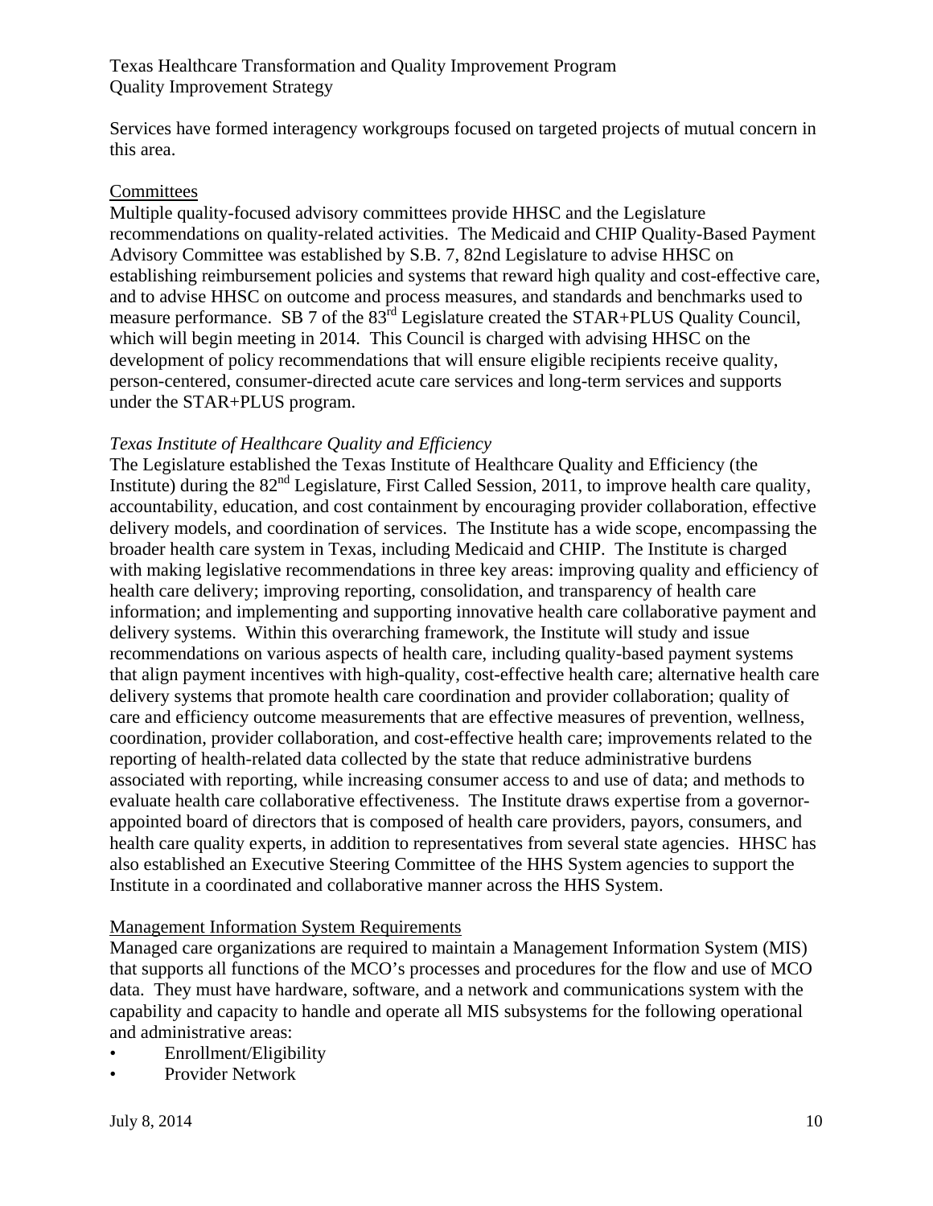Services have formed interagency workgroups focused on targeted projects of mutual concern in this area.

<u>Committees</u>

Multiple quality-focused advisory committees provide HHSC and the Legislature recommendations on quality-related activities. The Medicaid and CHIP Quality-Based Payment Advisory Committee was established by S.B. 7, 82nd Legislature to advise HHSC on establishing reimbursement policies and systems that reward high quality and cost-effective care, and to advise HHSC on outcome and process measures, and standards and benchmarks used to measure performance. SB 7 of the 83rd Legislature created the STAR+PLUS Quality Council, which will begin meeting in 2014. This Council is charged with advising HHSC on the development of policy recommendations that will ensure eligible recipients receive quality, person-centered, consumer-directed acute care services and long-term services and supports under the STAR+PLUS program.

*Texas Institute of Healthcare Quality and Efficiency*

The Legislature established the Texas Institute of Healthcare Quality and Efficiency (the Institute) during the 82nd Legislature, First Called Session, 2011, to improve health care quality, accountability, education, and cost containment by encouraging provider collaboration, effective delivery models, and coordination of services. The Institute has a wide scope, encompassing the broader health care system in Texas, including Medicaid and CHIP. The Institute is charged with making legislative recommendations in three key areas: improving quality and efficiency of health care delivery; improving reporting, consolidation, and transparency of health care information; and implementing and supporting innovative health care collaborative payment and delivery systems. Within this overarching framework, the Institute will study and issue recommendations on various aspects of health care, including quality-based payment systems that align payment incentives with high-quality, cost-effective health care; alternative health care delivery systems that promote health care coordination and provider collaboration; quality of care and efficiency outcome measurements that are effective measures of prevention, wellness, coordination, provider collaboration, and cost-effective health care; improvements related to the reporting of health-related data collected by the state that reduce administrative burdens associated with reporting, while increasing consumer access to and use of data; and methods to evaluate health care collaborative effectiveness. The Institute draws expertise from a governor-appointed board of directors that is composed of health care providers, payors, consumers, and health care quality experts, in addition to representatives from several state agencies. HHSC has also established an Executive Steering Committee of the HHS System agencies to support the Institute in a coordinated and collaborative manner across the HHS System.

<u>Management Information System Requirements</u>

Managed care organizations are required to maintain a Management Information System (MIS) that supports all functions of the MCO's processes and procedures for the flow and use of MCO data. They must have hardware, software, and a network and communications system with the capability and capacity to handle and operate all MIS subsystems for the following operational and administrative areas:

- Enrollment/Eligibility
- Provider Network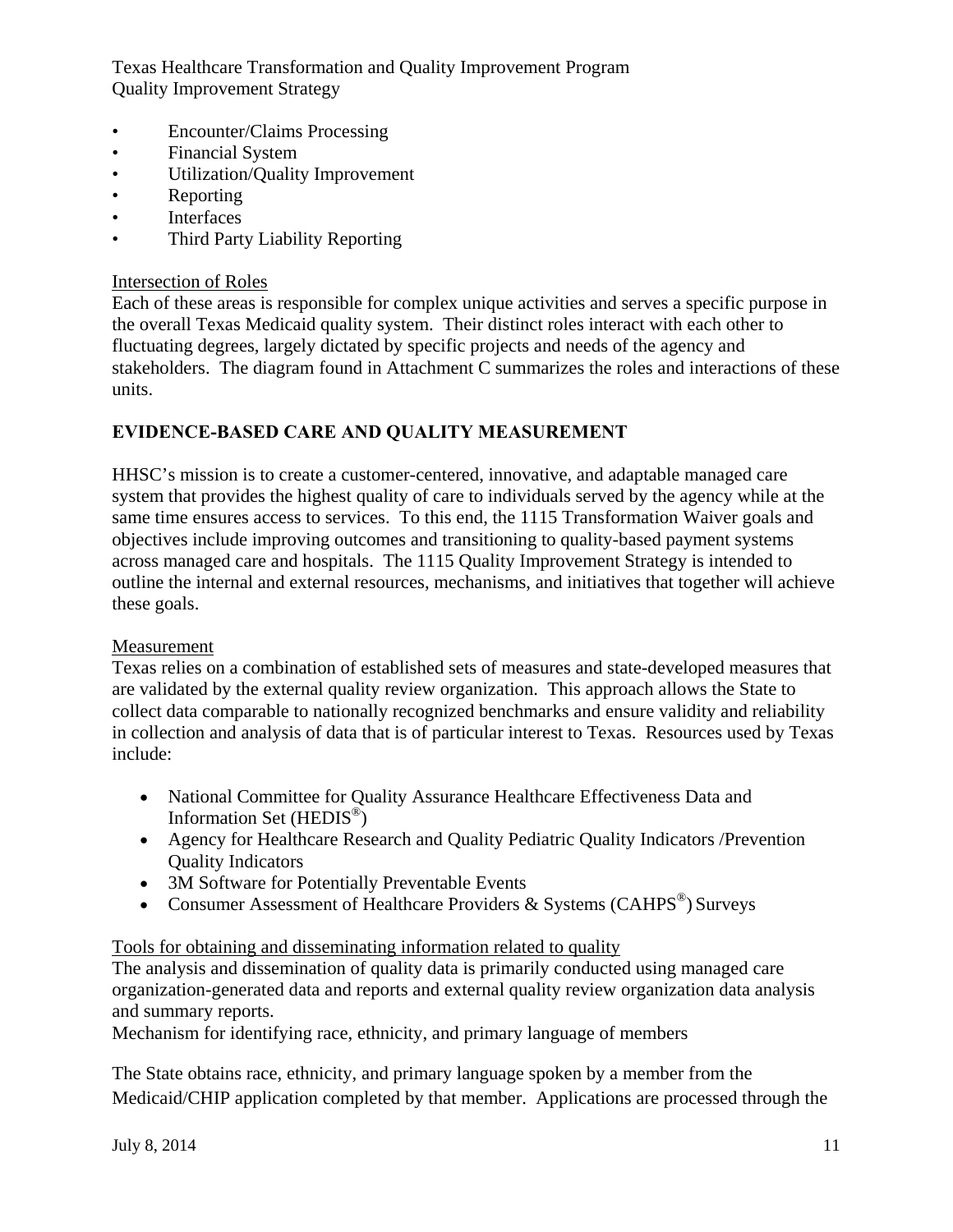- Encounter/Claims Processing
- Financial System
- Utilization/Quality Improvement
- Reporting
- Interfaces
- Third Party Liability Reporting

Intersection of Roles

Each of these areas is responsible for complex unique activities and serves a specific purpose in the overall Texas Medicaid quality system. Their distinct roles interact with each other to fluctuating degrees, largely dictated by specific projects and needs of the agency and stakeholders. The diagram found in Attachment C summarizes the roles and interactions of these units.

## EVIDENCE-BASED CARE AND QUALITY MEASUREMENT

HHSC's mission is to create a customer-centered, innovative, and adaptable managed care system that provides the highest quality of care to individuals served by the agency while at the same time ensures access to services. To this end, the 1115 Transformation Waiver goals and objectives include improving outcomes and transitioning to quality-based payment systems across managed care and hospitals. The 1115 Quality Improvement Strategy is intended to outline the internal and external resources, mechanisms, and initiatives that together will achieve these goals.

Measurement

Texas relies on a combination of established sets of measures and state-developed measures that are validated by the external quality review organization. This approach allows the State to collect data comparable to nationally recognized benchmarks and ensure validity and reliability in collection and analysis of data that is of particular interest to Texas. Resources used by Texas include:

- National Committee for Quality Assurance Healthcare Effectiveness Data and Information Set (HEDIS®)
- Agency for Healthcare Research and Quality Pediatric Quality Indicators /Prevention Quality Indicators
- 3M Software for Potentially Preventable Events
- Consumer Assessment of Healthcare Providers & Systems (CAHPS®) Surveys

Tools for obtaining and disseminating information related to quality

The analysis and dissemination of quality data is primarily conducted using managed care organization-generated data and reports and external quality review organization data analysis and summary reports.

Mechanism for identifying race, ethnicity, and primary language of members

The State obtains race, ethnicity, and primary language spoken by a member from the Medicaid/CHIP application completed by that member. Applications are processed through the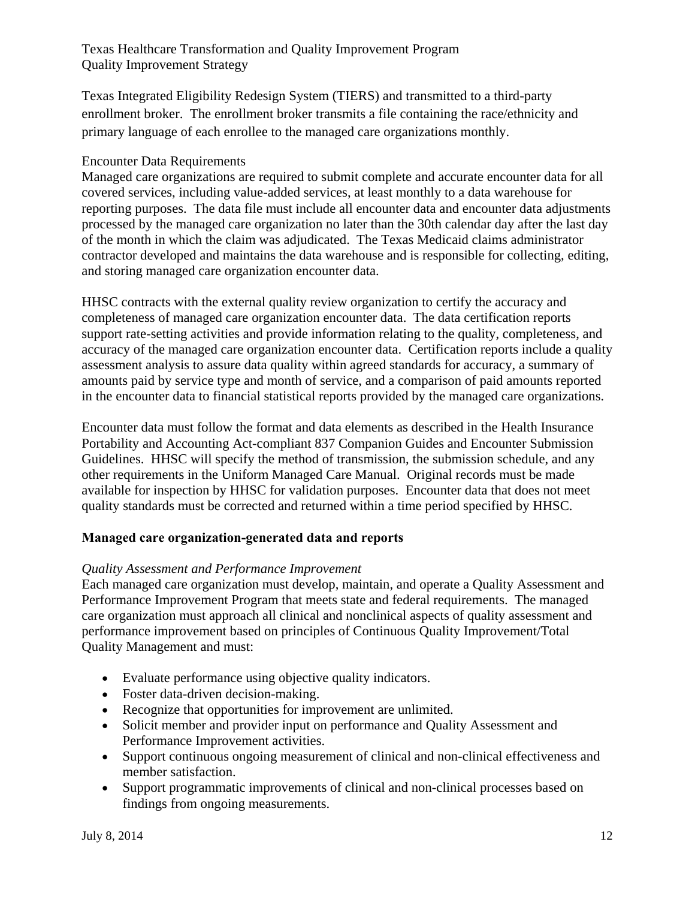Texas Integrated Eligibility Redesign System (TIERS) and transmitted to a third-party enrollment broker. The enrollment broker transmits a file containing the race/ethnicity and primary language of each enrollee to the managed care organizations monthly.

Encounter Data Requirements

Managed care organizations are required to submit complete and accurate encounter data for all covered services, including value-added services, at least monthly to a data warehouse for reporting purposes. The data file must include all encounter data and encounter data adjustments processed by the managed care organization no later than the 30th calendar day after the last day of the month in which the claim was adjudicated. The Texas Medicaid claims administrator contractor developed and maintains the data warehouse and is responsible for collecting, editing, and storing managed care organization encounter data.

HHSC contracts with the external quality review organization to certify the accuracy and completeness of managed care organization encounter data. The data certification reports support rate-setting activities and provide information relating to the quality, completeness, and accuracy of the managed care organization encounter data. Certification reports include a quality assessment analysis to assure data quality within agreed standards for accuracy, a summary of amounts paid by service type and month of service, and a comparison of paid amounts reported in the encounter data to financial statistical reports provided by the managed care organizations.

Encounter data must follow the format and data elements as described in the Health Insurance Portability and Accounting Act-compliant 837 Companion Guides and Encounter Submission Guidelines. HHSC will specify the method of transmission, the submission schedule, and any other requirements in the Uniform Managed Care Manual. Original records must be made available for inspection by HHSC for validation purposes. Encounter data that does not meet quality standards must be corrected and returned within a time period specified by HHSC.

**Managed care organization-generated data and reports**

*Quality Assessment and Performance Improvement*

Each managed care organization must develop, maintain, and operate a Quality Assessment and Performance Improvement Program that meets state and federal requirements. The managed care organization must approach all clinical and nonclinical aspects of quality assessment and performance improvement based on principles of Continuous Quality Improvement/Total Quality Management and must:

- Evaluate performance using objective quality indicators.
- Foster data-driven decision-making.
- Recognize that opportunities for improvement are unlimited.
- Solicit member and provider input on performance and Quality Assessment and Performance Improvement activities.
- Support continuous ongoing measurement of clinical and non-clinical effectiveness and member satisfaction.
- Support programmatic improvements of clinical and non-clinical processes based on findings from ongoing measurements.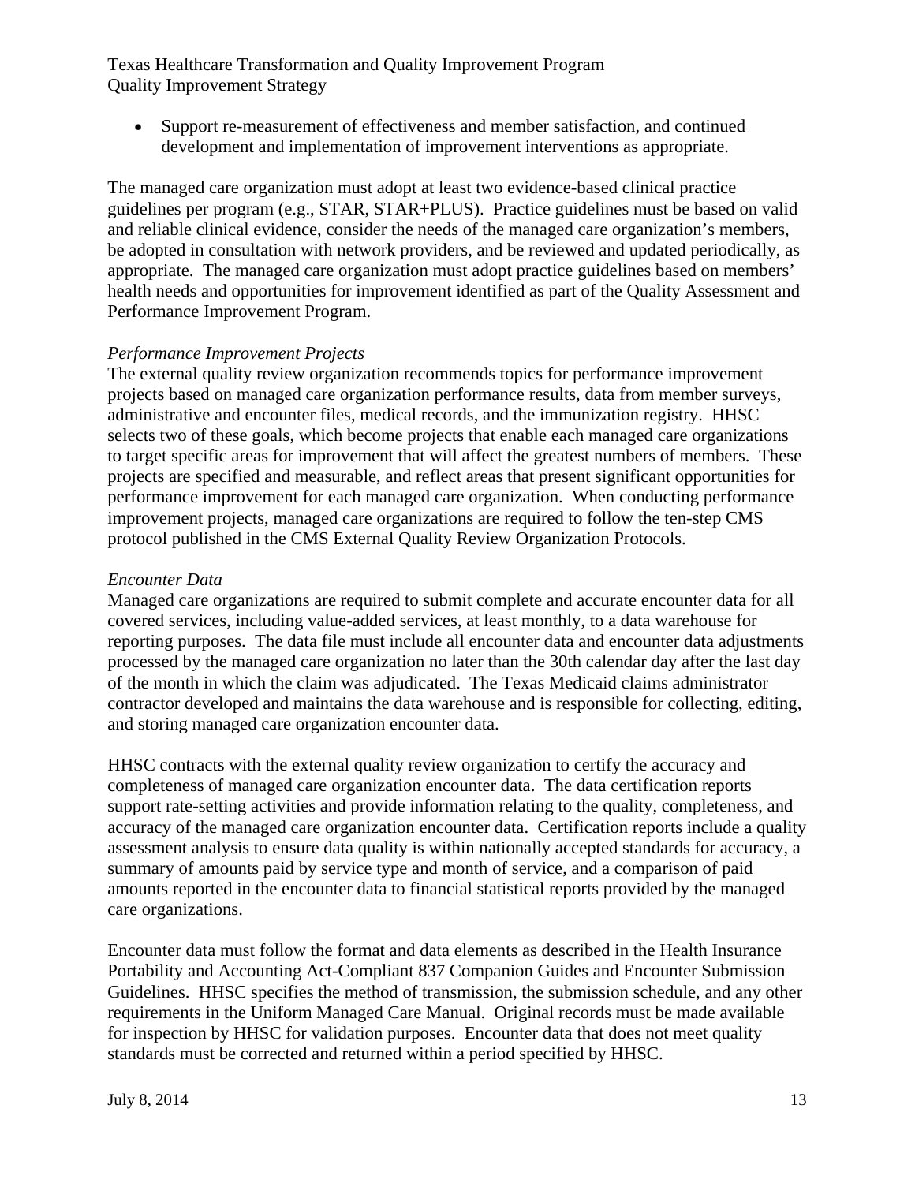- Support re-measurement of effectiveness and member satisfaction, and continued development and implementation of improvement interventions as appropriate.

The managed care organization must adopt at least two evidence-based clinical practice guidelines per program (e.g., STAR, STAR+PLUS). Practice guidelines must be based on valid and reliable clinical evidence, consider the needs of the managed care organization's members, be adopted in consultation with network providers, and be reviewed and updated periodically, as appropriate. The managed care organization must adopt practice guidelines based on members' health needs and opportunities for improvement identified as part of the Quality Assessment and Performance Improvement Program.

*Performance Improvement Projects*

The external quality review organization recommends topics for performance improvement projects based on managed care organization performance results, data from member surveys, administrative and encounter files, medical records, and the immunization registry. HHSC selects two of these goals, which become projects that enable each managed care organizations to target specific areas for improvement that will affect the greatest numbers of members. These projects are specified and measurable, and reflect areas that present significant opportunities for performance improvement for each managed care organization. When conducting performance improvement projects, managed care organizations are required to follow the ten-step CMS protocol published in the CMS External Quality Review Organization Protocols.

*Encounter Data*

Managed care organizations are required to submit complete and accurate encounter data for all covered services, including value-added services, at least monthly, to a data warehouse for reporting purposes. The data file must include all encounter data and encounter data adjustments processed by the managed care organization no later than the 30th calendar day after the last day of the month in which the claim was adjudicated. The Texas Medicaid claims administrator contractor developed and maintains the data warehouse and is responsible for collecting, editing, and storing managed care organization encounter data.

HHSC contracts with the external quality review organization to certify the accuracy and completeness of managed care organization encounter data. The data certification reports support rate-setting activities and provide information relating to the quality, completeness, and accuracy of the managed care organization encounter data. Certification reports include a quality assessment analysis to ensure data quality is within nationally accepted standards for accuracy, a summary of amounts paid by service type and month of service, and a comparison of paid amounts reported in the encounter data to financial statistical reports provided by the managed care organizations.

Encounter data must follow the format and data elements as described in the Health Insurance Portability and Accounting Act-Compliant 837 Companion Guides and Encounter Submission Guidelines. HHSC specifies the method of transmission, the submission schedule, and any other requirements in the Uniform Managed Care Manual. Original records must be made available for inspection by HHSC for validation purposes. Encounter data that does not meet quality standards must be corrected and returned within a period specified by HHSC.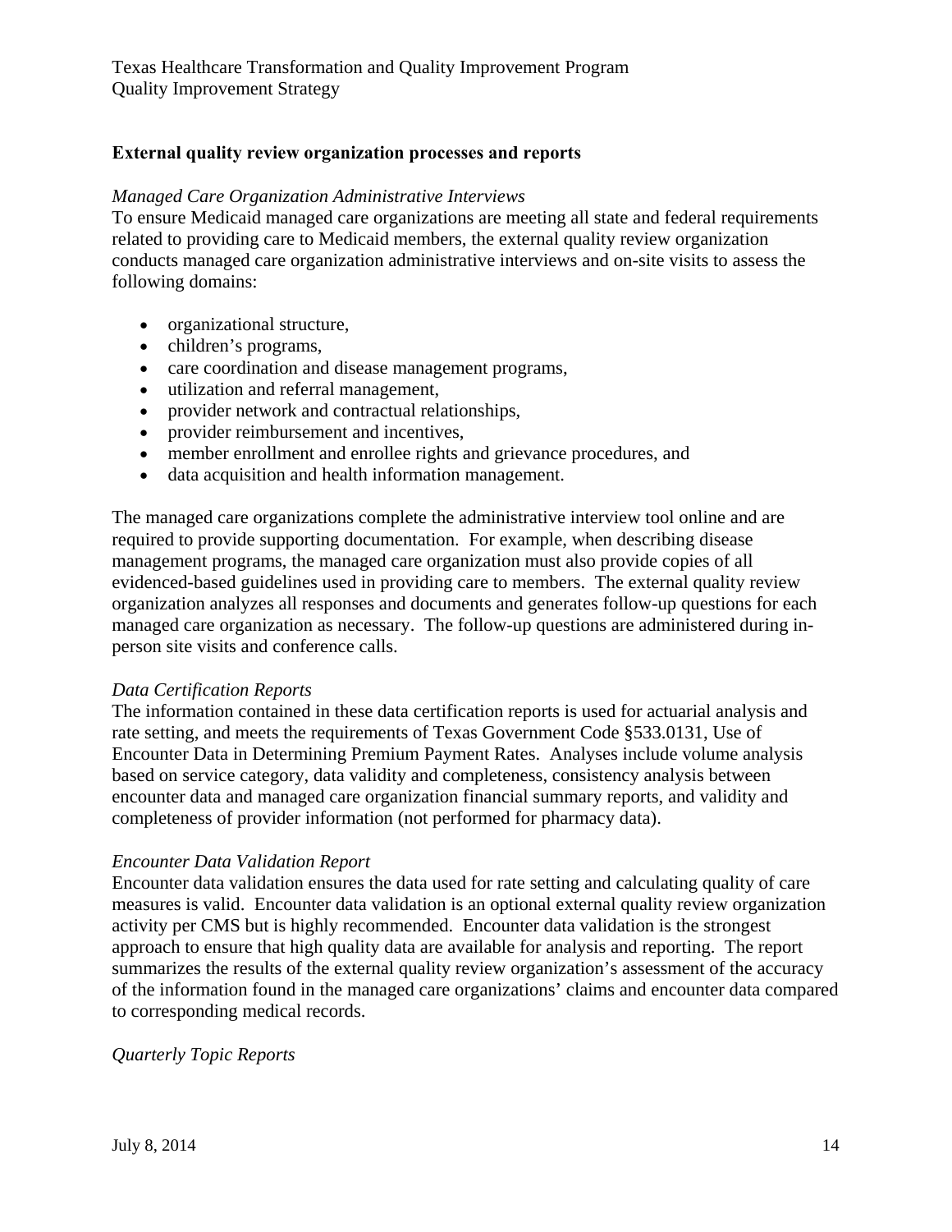**External quality review organization processes and reports**

*Managed Care Organization Administrative Interviews*

To ensure Medicaid managed care organizations are meeting all state and federal requirements related to providing care to Medicaid members, the external quality review organization conducts managed care organization administrative interviews and on-site visits to assess the following domains:

- organizational structure,
- children's programs,
- care coordination and disease management programs,
- utilization and referral management,
- provider network and contractual relationships,
- provider reimbursement and incentives,
- member enrollment and enrollee rights and grievance procedures, and
- data acquisition and health information management.

The managed care organizations complete the administrative interview tool online and are required to provide supporting documentation. For example, when describing disease management programs, the managed care organization must also provide copies of all evidenced-based guidelines used in providing care to members. The external quality review organization analyzes all responses and documents and generates follow-up questions for each managed care organization as necessary. The follow-up questions are administered during in-person site visits and conference calls.

*Data Certification Reports*

The information contained in these data certification reports is used for actuarial analysis and rate setting, and meets the requirements of Texas Government Code §533.0131, Use of Encounter Data in Determining Premium Payment Rates. Analyses include volume analysis based on service category, data validity and completeness, consistency analysis between encounter data and managed care organization financial summary reports, and validity and completeness of provider information (not performed for pharmacy data).

*Encounter Data Validation Report*

Encounter data validation ensures the data used for rate setting and calculating quality of care measures is valid. Encounter data validation is an optional external quality review organization activity per CMS but is highly recommended. Encounter data validation is the strongest approach to ensure that high quality data are available for analysis and reporting. The report summarizes the results of the external quality review organization's assessment of the accuracy of the information found in the managed care organizations' claims and encounter data compared to corresponding medical records.

*Quarterly Topic Reports*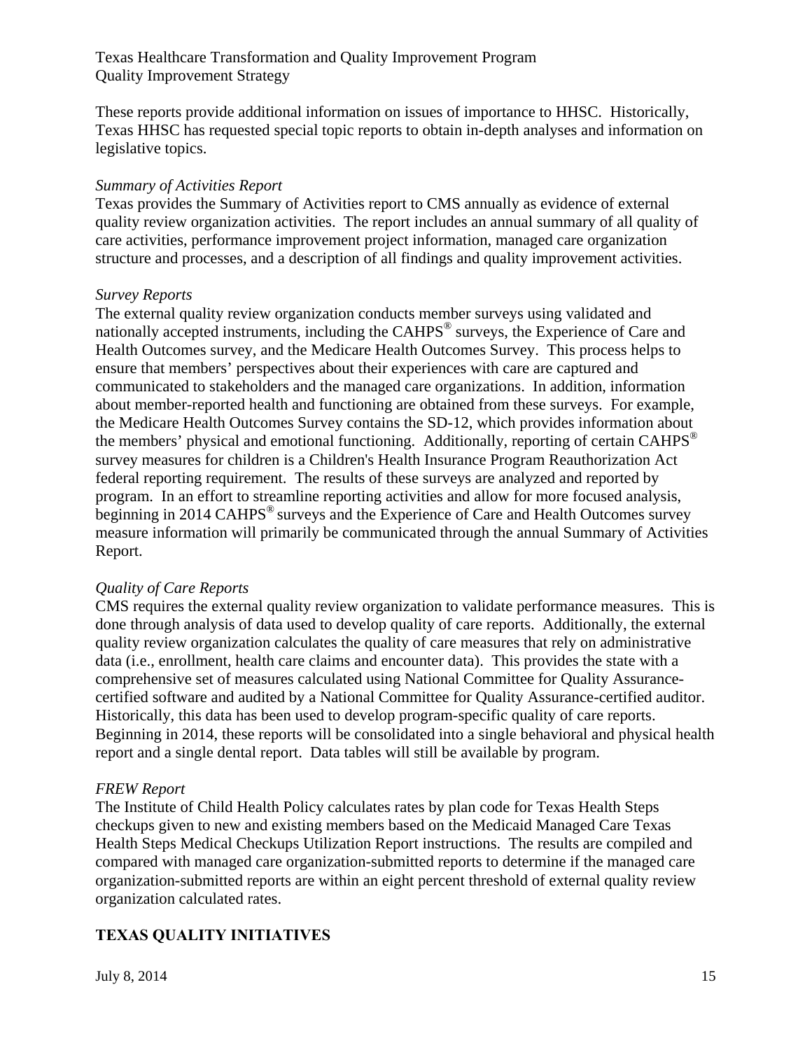These reports provide additional information on issues of importance to HHSC. Historically, Texas HHSC has requested special topic reports to obtain in-depth analyses and information on legislative topics.

*Summary of Activities Report*

Texas provides the Summary of Activities report to CMS annually as evidence of external quality review organization activities. The report includes an annual summary of all quality of care activities, performance improvement project information, managed care organization structure and processes, and a description of all findings and quality improvement activities.

*Survey Reports*

The external quality review organization conducts member surveys using validated and nationally accepted instruments, including the CAHPS® surveys, the Experience of Care and Health Outcomes survey, and the Medicare Health Outcomes Survey. This process helps to ensure that members' perspectives about their experiences with care are captured and communicated to stakeholders and the managed care organizations. In addition, information about member-reported health and functioning are obtained from these surveys. For example, the Medicare Health Outcomes Survey contains the SD-12, which provides information about the members' physical and emotional functioning. Additionally, reporting of certain CAHPS® survey measures for children is a Children's Health Insurance Program Reauthorization Act federal reporting requirement. The results of these surveys are analyzed and reported by program. In an effort to streamline reporting activities and allow for more focused analysis, beginning in 2014 CAHPS® surveys and the Experience of Care and Health Outcomes survey measure information will primarily be communicated through the annual Summary of Activities Report.

*Quality of Care Reports*

CMS requires the external quality review organization to validate performance measures. This is done through analysis of data used to develop quality of care reports. Additionally, the external quality review organization calculates the quality of care measures that rely on administrative data (i.e., enrollment, health care claims and encounter data). This provides the state with a comprehensive set of measures calculated using National Committee for Quality Assurance-certified software and audited by a National Committee for Quality Assurance-certified auditor. Historically, this data has been used to develop program-specific quality of care reports. Beginning in 2014, these reports will be consolidated into a single behavioral and physical health report and a single dental report. Data tables will still be available by program.

*FREW Report*

The Institute of Child Health Policy calculates rates by plan code for Texas Health Steps checkups given to new and existing members based on the Medicaid Managed Care Texas Health Steps Medical Checkups Utilization Report instructions. The results are compiled and compared with managed care organization-submitted reports to determine if the managed care organization-submitted reports are within an eight percent threshold of external quality review organization calculated rates.

## TEXAS QUALITY INITIATIVES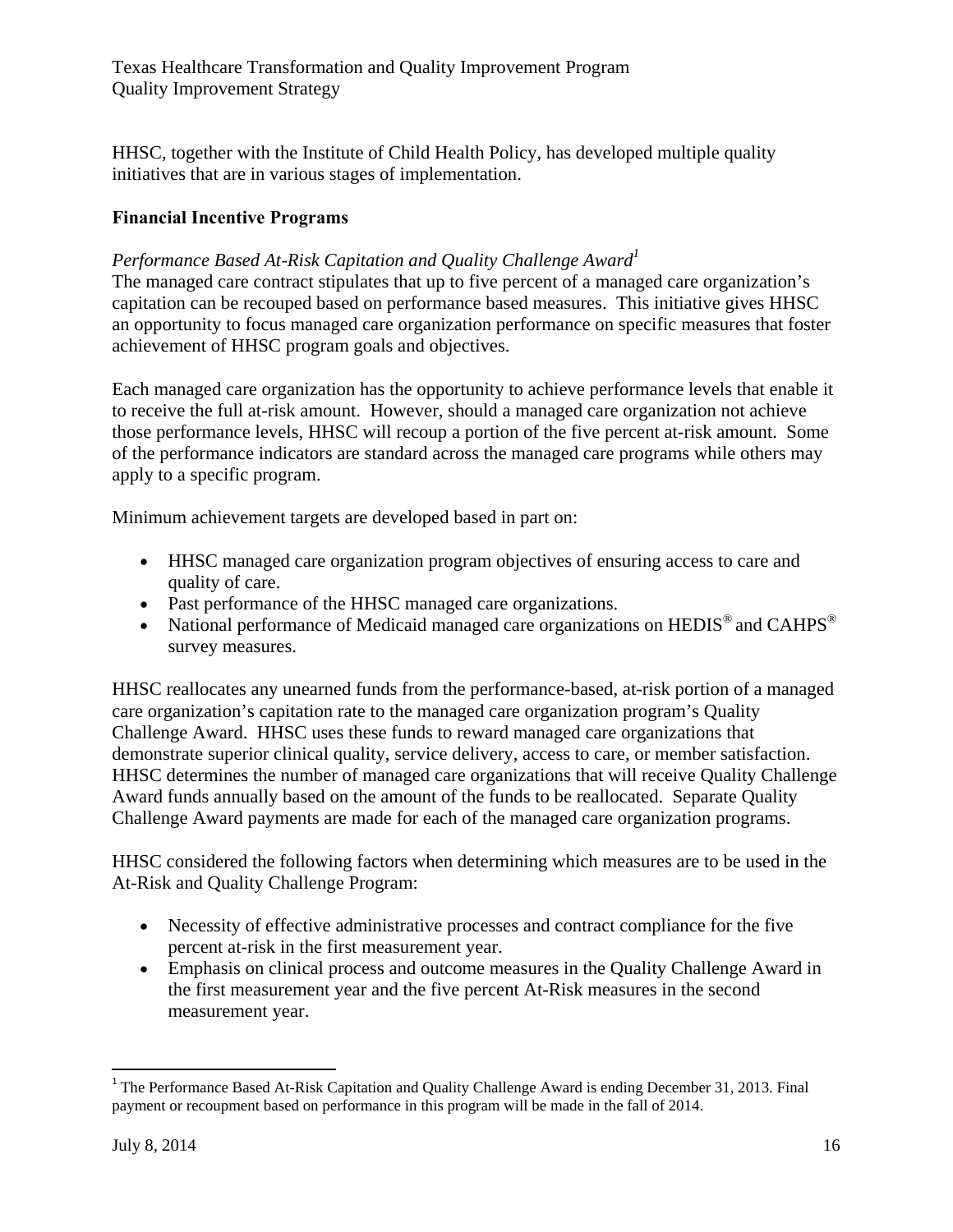HHSC, together with the Institute of Child Health Policy, has developed multiple quality initiatives that are in various stages of implementation.

### Financial Incentive Programs

*Performance Based At-Risk Capitation and Quality Challenge Award*[1]

The managed care contract stipulates that up to five percent of a managed care organization's capitation can be recouped based on performance based measures. This initiative gives HHSC an opportunity to focus managed care organization performance on specific measures that foster achievement of HHSC program goals and objectives.

Each managed care organization has the opportunity to achieve performance levels that enable it to receive the full at-risk amount. However, should a managed care organization not achieve those performance levels, HHSC will recoup a portion of the five percent at-risk amount. Some of the performance indicators are standard across the managed care programs while others may apply to a specific program.

Minimum achievement targets are developed based in part on:

- HHSC managed care organization program objectives of ensuring access to care and quality of care.
- Past performance of the HHSC managed care organizations.
- National performance of Medicaid managed care organizations on HEDIS® and CAHPS® survey measures.

HHSC reallocates any unearned funds from the performance-based, at-risk portion of a managed care organization's capitation rate to the managed care organization program's Quality Challenge Award. HHSC uses these funds to reward managed care organizations that demonstrate superior clinical quality, service delivery, access to care, or member satisfaction. HHSC determines the number of managed care organizations that will receive Quality Challenge Award funds annually based on the amount of the funds to be reallocated. Separate Quality Challenge Award payments are made for each of the managed care organization programs.

HHSC considered the following factors when determining which measures are to be used in the At-Risk and Quality Challenge Program:

- Necessity of effective administrative processes and contract compliance for the five percent at-risk in the first measurement year.
- Emphasis on clinical process and outcome measures in the Quality Challenge Award in the first measurement year and the five percent At-Risk measures in the second measurement year.

[1] The Performance Based At-Risk Capitation and Quality Challenge Award is ending December 31, 2013. Final payment or recoupment based on performance in this program will be made in the fall of 2014.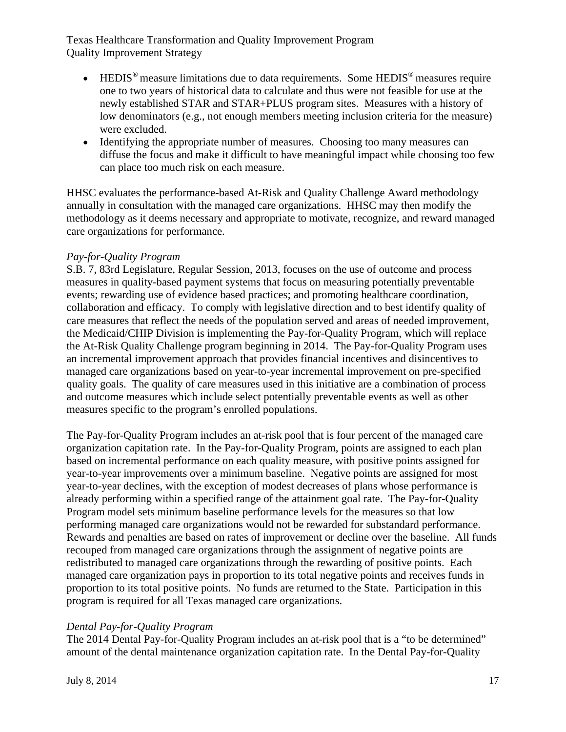- HEDIS® measure limitations due to data requirements. Some HEDIS® measures require one to two years of historical data to calculate and thus were not feasible for use at the newly established STAR and STAR+PLUS program sites. Measures with a history of low denominators (e.g., not enough members meeting inclusion criteria for the measure) were excluded.
- Identifying the appropriate number of measures. Choosing too many measures can diffuse the focus and make it difficult to have meaningful impact while choosing too few can place too much risk on each measure.

HHSC evaluates the performance-based At-Risk and Quality Challenge Award methodology annually in consultation with the managed care organizations. HHSC may then modify the methodology as it deems necessary and appropriate to motivate, recognize, and reward managed care organizations for performance.

*Pay-for-Quality Program*

S.B. 7, 83rd Legislature, Regular Session, 2013, focuses on the use of outcome and process measures in quality-based payment systems that focus on measuring potentially preventable events; rewarding use of evidence based practices; and promoting healthcare coordination, collaboration and efficacy. To comply with legislative direction and to best identify quality of care measures that reflect the needs of the population served and areas of needed improvement, the Medicaid/CHIP Division is implementing the Pay-for-Quality Program, which will replace the At-Risk Quality Challenge program beginning in 2014. The Pay-for-Quality Program uses an incremental improvement approach that provides financial incentives and disincentives to managed care organizations based on year-to-year incremental improvement on pre-specified quality goals. The quality of care measures used in this initiative are a combination of process and outcome measures which include select potentially preventable events as well as other measures specific to the program's enrolled populations.

The Pay-for-Quality Program includes an at-risk pool that is four percent of the managed care organization capitation rate. In the Pay-for-Quality Program, points are assigned to each plan based on incremental performance on each quality measure, with positive points assigned for year-to-year improvements over a minimum baseline. Negative points are assigned for most year-to-year declines, with the exception of modest decreases of plans whose performance is already performing within a specified range of the attainment goal rate. The Pay-for-Quality Program model sets minimum baseline performance levels for the measures so that low performing managed care organizations would not be rewarded for substandard performance. Rewards and penalties are based on rates of improvement or decline over the baseline. All funds recouped from managed care organizations through the assignment of negative points are redistributed to managed care organizations through the rewarding of positive points. Each managed care organization pays in proportion to its total negative points and receives funds in proportion to its total positive points. No funds are returned to the State. Participation in this program is required for all Texas managed care organizations.

*Dental Pay-for-Quality Program*

The 2014 Dental Pay-for-Quality Program includes an at-risk pool that is a "to be determined" amount of the dental maintenance organization capitation rate. In the Dental Pay-for-Quality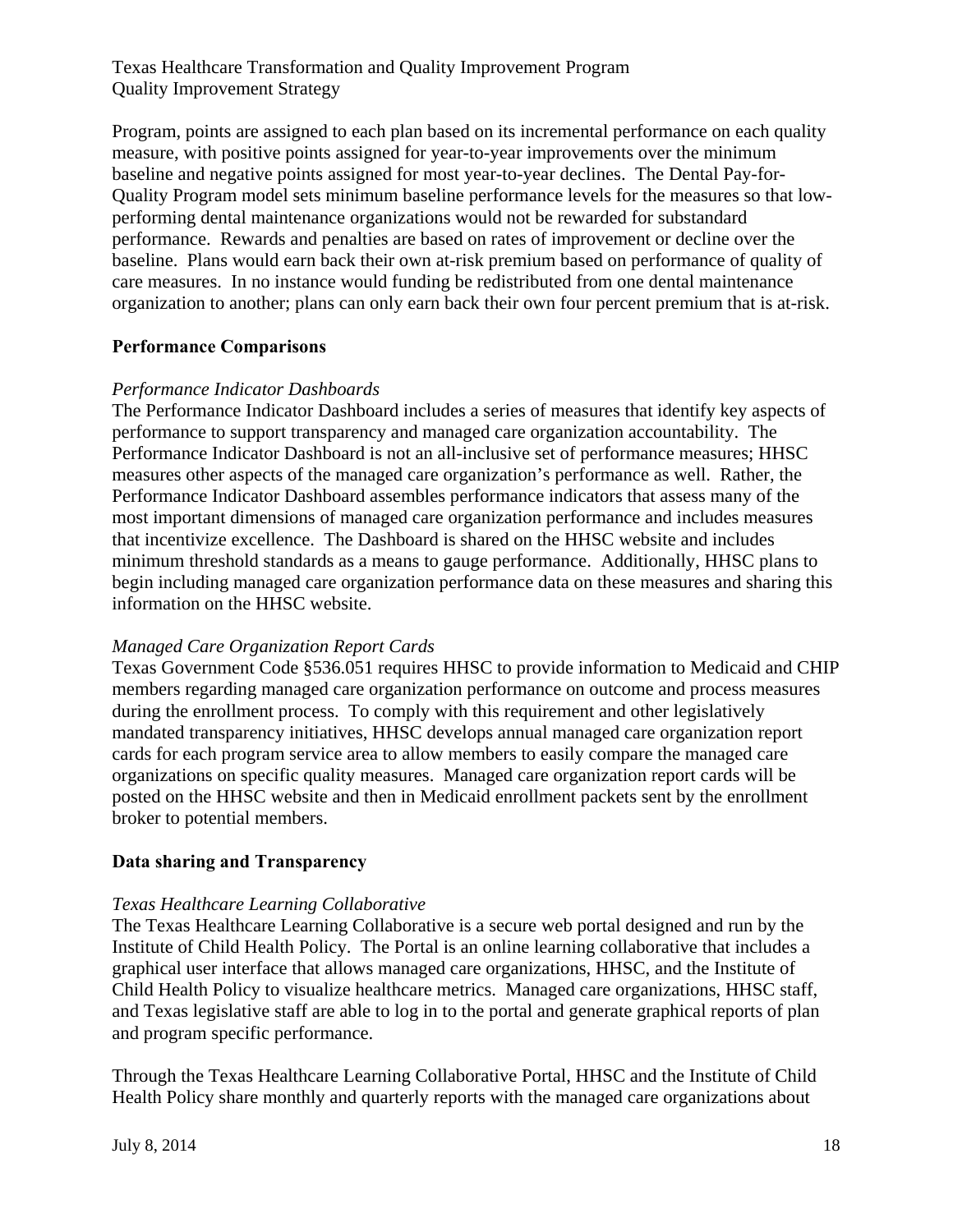Program, points are assigned to each plan based on its incremental performance on each quality measure, with positive points assigned for year-to-year improvements over the minimum baseline and negative points assigned for most year-to-year declines. The Dental Pay-for-Quality Program model sets minimum baseline performance levels for the measures so that low-performing dental maintenance organizations would not be rewarded for substandard performance. Rewards and penalties are based on rates of improvement or decline over the baseline. Plans would earn back their own at-risk premium based on performance of quality of care measures. In no instance would funding be redistributed from one dental maintenance organization to another; plans can only earn back their own four percent premium that is at-risk.

**Performance Comparisons**

*Performance Indicator Dashboards*

The Performance Indicator Dashboard includes a series of measures that identify key aspects of performance to support transparency and managed care organization accountability. The Performance Indicator Dashboard is not an all-inclusive set of performance measures; HHSC measures other aspects of the managed care organization's performance as well. Rather, the Performance Indicator Dashboard assembles performance indicators that assess many of the most important dimensions of managed care organization performance and includes measures that incentivize excellence. The Dashboard is shared on the HHSC website and includes minimum threshold standards as a means to gauge performance. Additionally, HHSC plans to begin including managed care organization performance data on these measures and sharing this information on the HHSC website.

*Managed Care Organization Report Cards*

Texas Government Code §536.051 requires HHSC to provide information to Medicaid and CHIP members regarding managed care organization performance on outcome and process measures during the enrollment process. To comply with this requirement and other legislatively mandated transparency initiatives, HHSC develops annual managed care organization report cards for each program service area to allow members to easily compare the managed care organizations on specific quality measures. Managed care organization report cards will be posted on the HHSC website and then in Medicaid enrollment packets sent by the enrollment broker to potential members.

**Data sharing and Transparency**

*Texas Healthcare Learning Collaborative*

The Texas Healthcare Learning Collaborative is a secure web portal designed and run by the Institute of Child Health Policy. The Portal is an online learning collaborative that includes a graphical user interface that allows managed care organizations, HHSC, and the Institute of Child Health Policy to visualize healthcare metrics. Managed care organizations, HHSC staff, and Texas legislative staff are able to log in to the portal and generate graphical reports of plan and program specific performance.

Through the Texas Healthcare Learning Collaborative Portal, HHSC and the Institute of Child Health Policy share monthly and quarterly reports with the managed care organizations about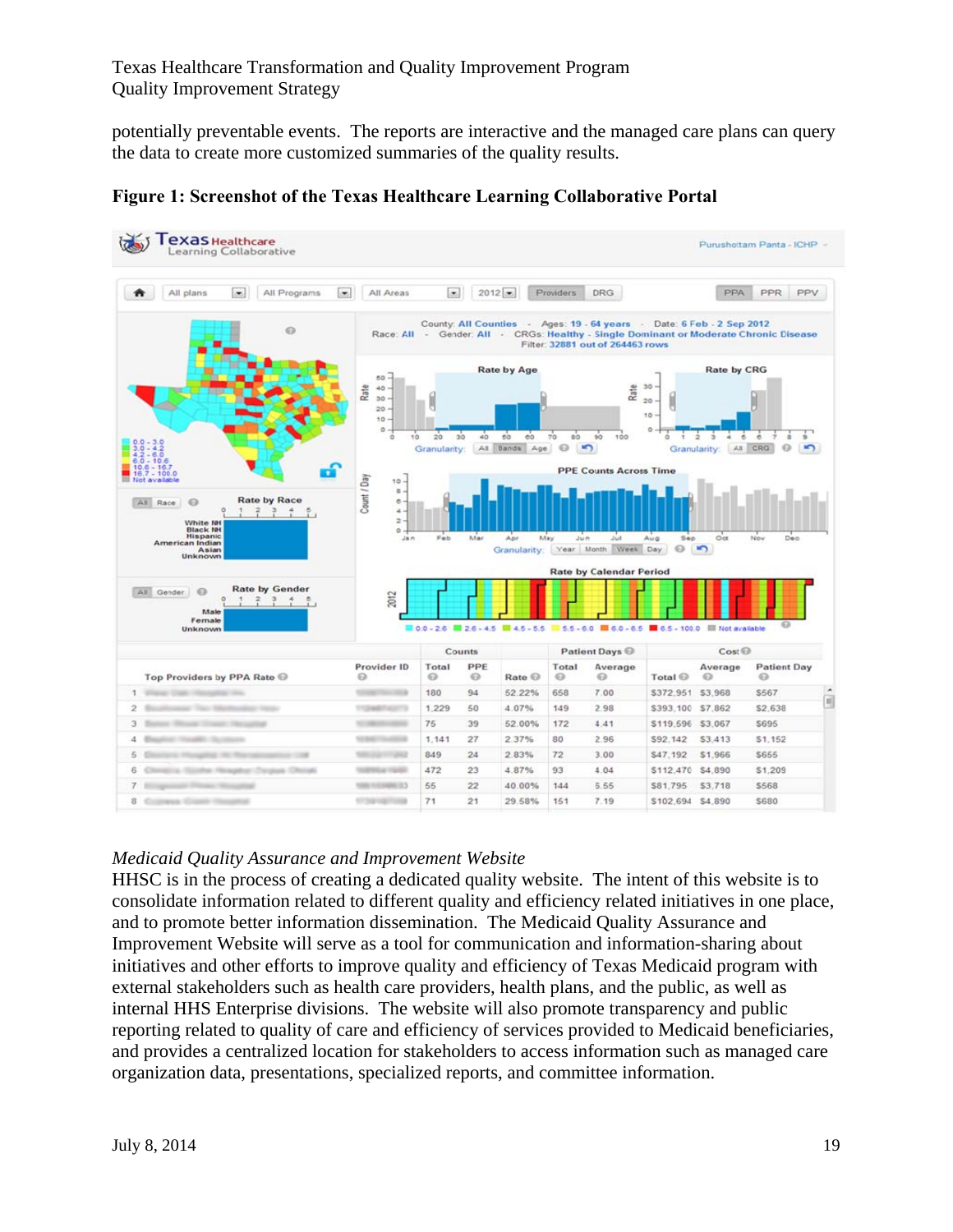potentially preventable events. The reports are interactive and the managed care plans can query the data to create more customized summaries of the quality results.

**Figure 1: Screenshot of the Texas Healthcare Learning Collaborative Portal**

*Medicaid Quality Assurance and Improvement Website*

HHSC is in the process of creating a dedicated quality website. The intent of this website is to consolidate information related to different quality and efficiency related initiatives in one place, and to promote better information dissemination. The Medicaid Quality Assurance and Improvement Website will serve as a tool for communication and information-sharing about initiatives and other efforts to improve quality and efficiency of Texas Medicaid program with external stakeholders such as health care providers, health plans, and the public, as well as internal HHS Enterprise divisions. The website will also promote transparency and public reporting related to quality of care and efficiency of services provided to Medicaid beneficiaries, and provides a centralized location for stakeholders to access information such as managed care organization data, presentations, specialized reports, and committee information.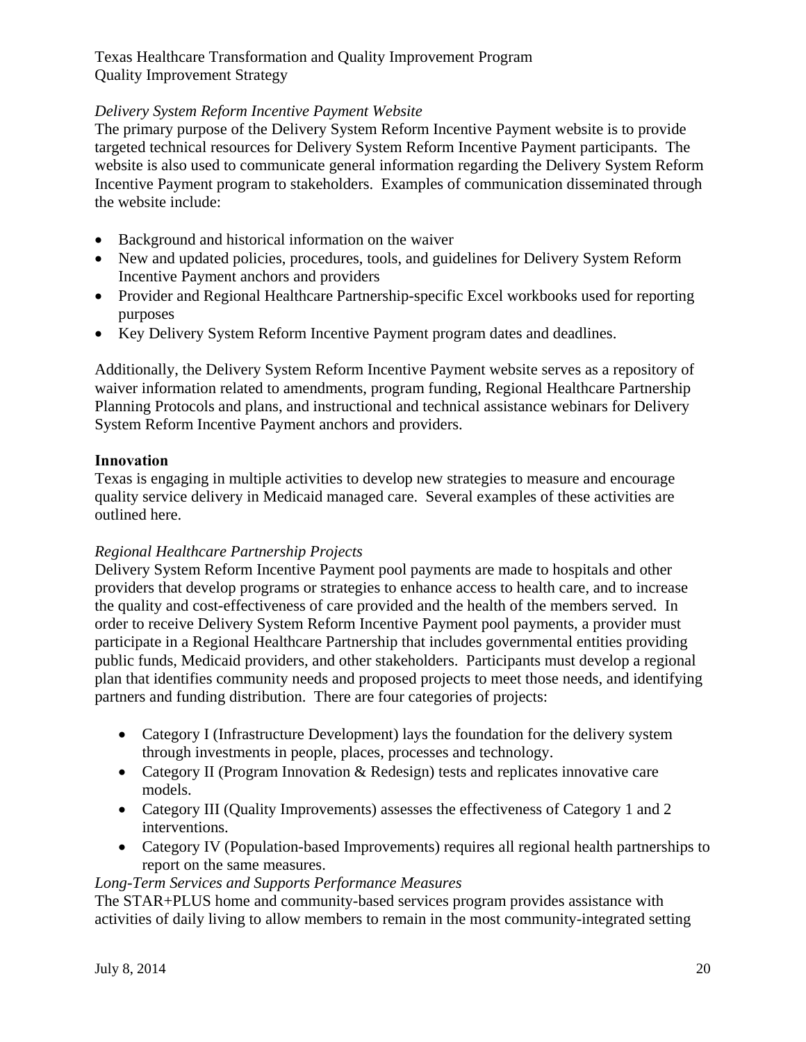*Delivery System Reform Incentive Payment Website*

The primary purpose of the Delivery System Reform Incentive Payment website is to provide targeted technical resources for Delivery System Reform Incentive Payment participants. The website is also used to communicate general information regarding the Delivery System Reform Incentive Payment program to stakeholders. Examples of communication disseminated through the website include:

- Background and historical information on the waiver
- New and updated policies, procedures, tools, and guidelines for Delivery System Reform Incentive Payment anchors and providers
- Provider and Regional Healthcare Partnership-specific Excel workbooks used for reporting purposes
- Key Delivery System Reform Incentive Payment program dates and deadlines.

Additionally, the Delivery System Reform Incentive Payment website serves as a repository of waiver information related to amendments, program funding, Regional Healthcare Partnership Planning Protocols and plans, and instructional and technical assistance webinars for Delivery System Reform Incentive Payment anchors and providers.

**Innovation**

Texas is engaging in multiple activities to develop new strategies to measure and encourage quality service delivery in Medicaid managed care. Several examples of these activities are outlined here.

*Regional Healthcare Partnership Projects*

Delivery System Reform Incentive Payment pool payments are made to hospitals and other providers that develop programs or strategies to enhance access to health care, and to increase the quality and cost-effectiveness of care provided and the health of the members served. In order to receive Delivery System Reform Incentive Payment pool payments, a provider must participate in a Regional Healthcare Partnership that includes governmental entities providing public funds, Medicaid providers, and other stakeholders. Participants must develop a regional plan that identifies community needs and proposed projects to meet those needs, and identifying partners and funding distribution. There are four categories of projects:

- Category I (Infrastructure Development) lays the foundation for the delivery system through investments in people, places, processes and technology.
- Category II (Program Innovation & Redesign) tests and replicates innovative care models.
- Category III (Quality Improvements) assesses the effectiveness of Category 1 and 2 interventions.
- Category IV (Population-based Improvements) requires all regional health partnerships to report on the same measures.

*Long-Term Services and Supports Performance Measures*

The STAR+PLUS home and community-based services program provides assistance with activities of daily living to allow members to remain in the most community-integrated setting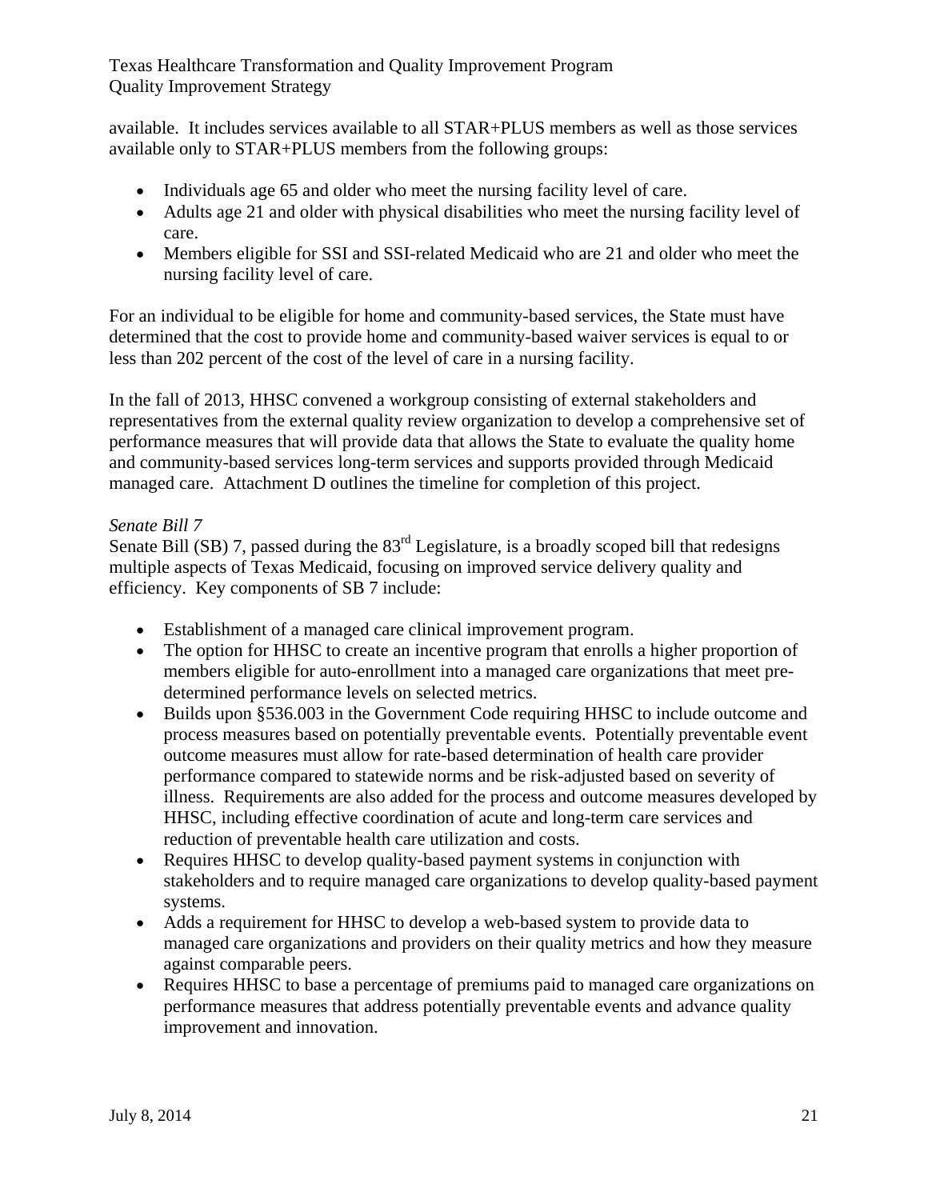available. It includes services available to all STAR+PLUS members as well as those services available only to STAR+PLUS members from the following groups:

- Individuals age 65 and older who meet the nursing facility level of care.
- Adults age 21 and older with physical disabilities who meet the nursing facility level of care.
- Members eligible for SSI and SSI-related Medicaid who are 21 and older who meet the nursing facility level of care.

For an individual to be eligible for home and community-based services, the State must have determined that the cost to provide home and community-based waiver services is equal to or less than 202 percent of the cost of the level of care in a nursing facility.

In the fall of 2013, HHSC convened a workgroup consisting of external stakeholders and representatives from the external quality review organization to develop a comprehensive set of performance measures that will provide data that allows the State to evaluate the quality home and community-based services long-term services and supports provided through Medicaid managed care. Attachment D outlines the timeline for completion of this project.

*Senate Bill 7*

Senate Bill (SB) 7, passed during the 83rd Legislature, is a broadly scoped bill that redesigns multiple aspects of Texas Medicaid, focusing on improved service delivery quality and efficiency. Key components of SB 7 include:

- Establishment of a managed care clinical improvement program.
- The option for HHSC to create an incentive program that enrolls a higher proportion of members eligible for auto-enrollment into a managed care organizations that meet pre-determined performance levels on selected metrics.
- Builds upon §536.003 in the Government Code requiring HHSC to include outcome and process measures based on potentially preventable events. Potentially preventable event outcome measures must allow for rate-based determination of health care provider performance compared to statewide norms and be risk-adjusted based on severity of illness. Requirements are also added for the process and outcome measures developed by HHSC, including effective coordination of acute and long-term care services and reduction of preventable health care utilization and costs.
- Requires HHSC to develop quality-based payment systems in conjunction with stakeholders and to require managed care organizations to develop quality-based payment systems.
- Adds a requirement for HHSC to develop a web-based system to provide data to managed care organizations and providers on their quality metrics and how they measure against comparable peers.
- Requires HHSC to base a percentage of premiums paid to managed care organizations on performance measures that address potentially preventable events and advance quality improvement and innovation.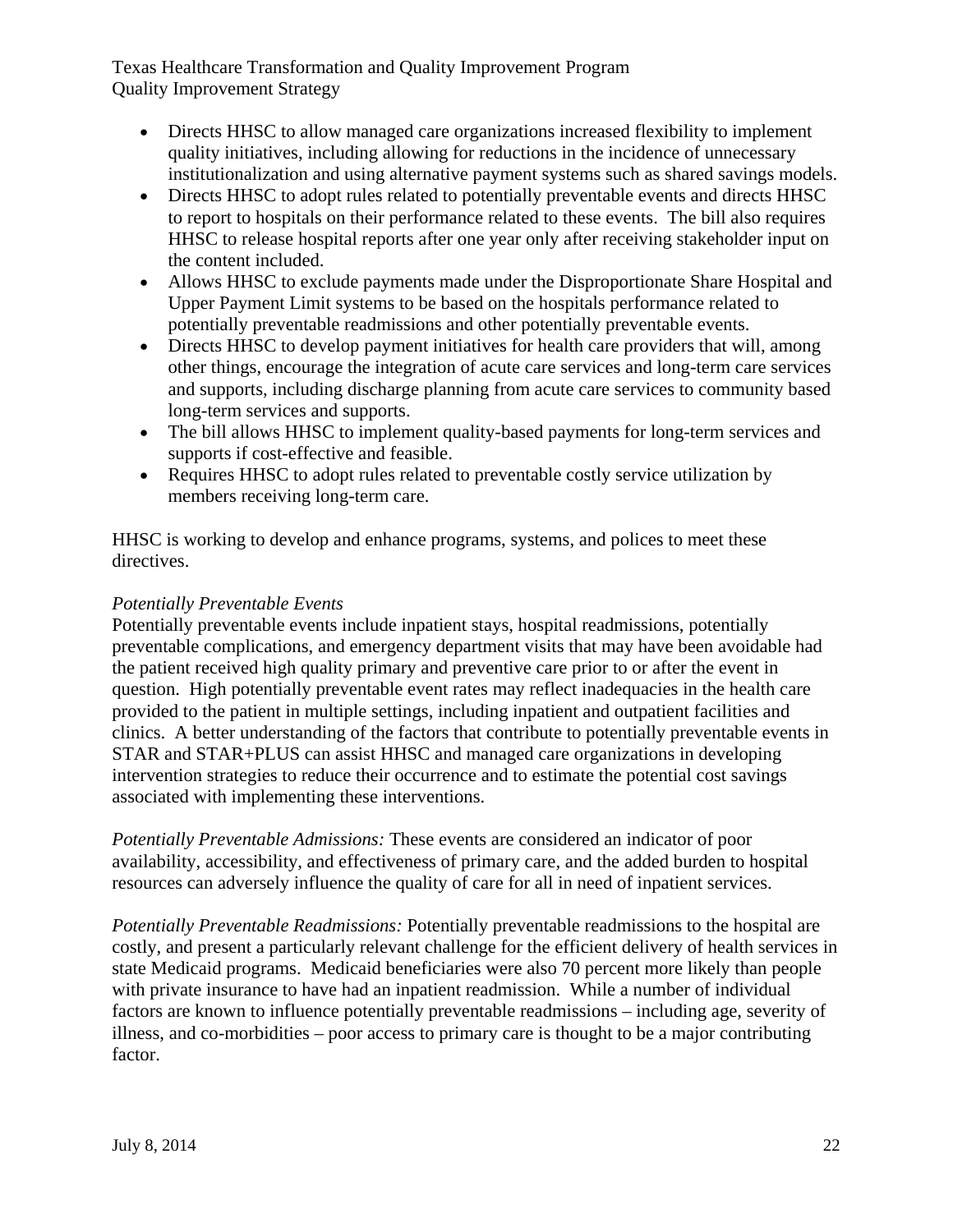- Directs HHSC to allow managed care organizations increased flexibility to implement quality initiatives, including allowing for reductions in the incidence of unnecessary institutionalization and using alternative payment systems such as shared savings models.
- Directs HHSC to adopt rules related to potentially preventable events and directs HHSC to report to hospitals on their performance related to these events. The bill also requires HHSC to release hospital reports after one year only after receiving stakeholder input on the content included.
- Allows HHSC to exclude payments made under the Disproportionate Share Hospital and Upper Payment Limit systems to be based on the hospitals performance related to potentially preventable readmissions and other potentially preventable events.
- Directs HHSC to develop payment initiatives for health care providers that will, among other things, encourage the integration of acute care services and long-term care services and supports, including discharge planning from acute care services to community based long-term services and supports.
- The bill allows HHSC to implement quality-based payments for long-term services and supports if cost-effective and feasible.
- Requires HHSC to adopt rules related to preventable costly service utilization by members receiving long-term care.

HHSC is working to develop and enhance programs, systems, and polices to meet these directives.

*Potentially Preventable Events*
Potentially preventable events include inpatient stays, hospital readmissions, potentially preventable complications, and emergency department visits that may have been avoidable had the patient received high quality primary and preventive care prior to or after the event in question. High potentially preventable event rates may reflect inadequacies in the health care provided to the patient in multiple settings, including inpatient and outpatient facilities and clinics. A better understanding of the factors that contribute to potentially preventable events in STAR and STAR+PLUS can assist HHSC and managed care organizations in developing intervention strategies to reduce their occurrence and to estimate the potential cost savings associated with implementing these interventions.

*Potentially Preventable Admissions:* These events are considered an indicator of poor availability, accessibility, and effectiveness of primary care, and the added burden to hospital resources can adversely influence the quality of care for all in need of inpatient services.

*Potentially Preventable Readmissions:* Potentially preventable readmissions to the hospital are costly, and present a particularly relevant challenge for the efficient delivery of health services in state Medicaid programs. Medicaid beneficiaries were also 70 percent more likely than people with private insurance to have had an inpatient readmission. While a number of individual factors are known to influence potentially preventable readmissions – including age, severity of illness, and co-morbidities – poor access to primary care is thought to be a major contributing factor.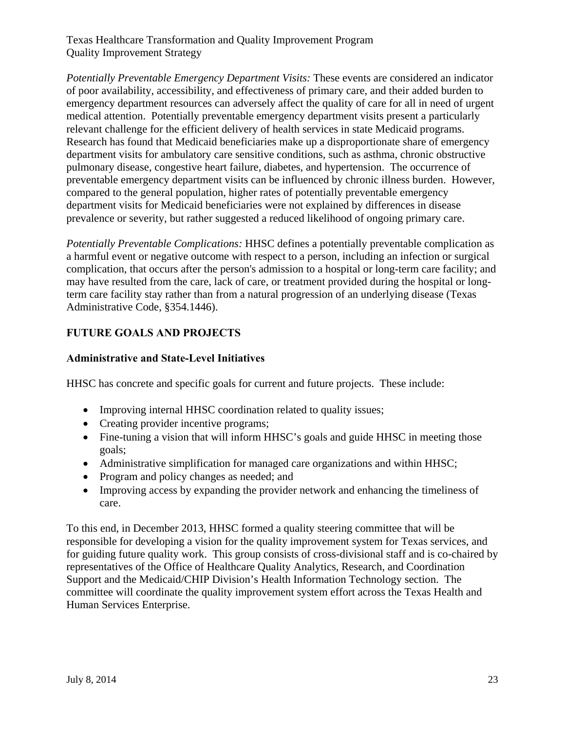*Potentially Preventable Emergency Department Visits:* These events are considered an indicator of poor availability, accessibility, and effectiveness of primary care, and their added burden to emergency department resources can adversely affect the quality of care for all in need of urgent medical attention. Potentially preventable emergency department visits present a particularly relevant challenge for the efficient delivery of health services in state Medicaid programs. Research has found that Medicaid beneficiaries make up a disproportionate share of emergency department visits for ambulatory care sensitive conditions, such as asthma, chronic obstructive pulmonary disease, congestive heart failure, diabetes, and hypertension. The occurrence of preventable emergency department visits can be influenced by chronic illness burden. However, compared to the general population, higher rates of potentially preventable emergency department visits for Medicaid beneficiaries were not explained by differences in disease prevalence or severity, but rather suggested a reduced likelihood of ongoing primary care.

*Potentially Preventable Complications:* HHSC defines a potentially preventable complication as a harmful event or negative outcome with respect to a person, including an infection or surgical complication, that occurs after the person's admission to a hospital or long-term care facility; and may have resulted from the care, lack of care, or treatment provided during the hospital or long-term care facility stay rather than from a natural progression of an underlying disease (Texas Administrative Code, §354.1446).

## FUTURE GOALS AND PROJECTS

### Administrative and State-Level Initiatives

HHSC has concrete and specific goals for current and future projects. These include:

- Improving internal HHSC coordination related to quality issues;
- Creating provider incentive programs;
- Fine-tuning a vision that will inform HHSC's goals and guide HHSC in meeting those goals;
- Administrative simplification for managed care organizations and within HHSC;
- Program and policy changes as needed; and
- Improving access by expanding the provider network and enhancing the timeliness of care.

To this end, in December 2013, HHSC formed a quality steering committee that will be responsible for developing a vision for the quality improvement system for Texas services, and for guiding future quality work. This group consists of cross-divisional staff and is co-chaired by representatives of the Office of Healthcare Quality Analytics, Research, and Coordination Support and the Medicaid/CHIP Division's Health Information Technology section. The committee will coordinate the quality improvement system effort across the Texas Health and Human Services Enterprise.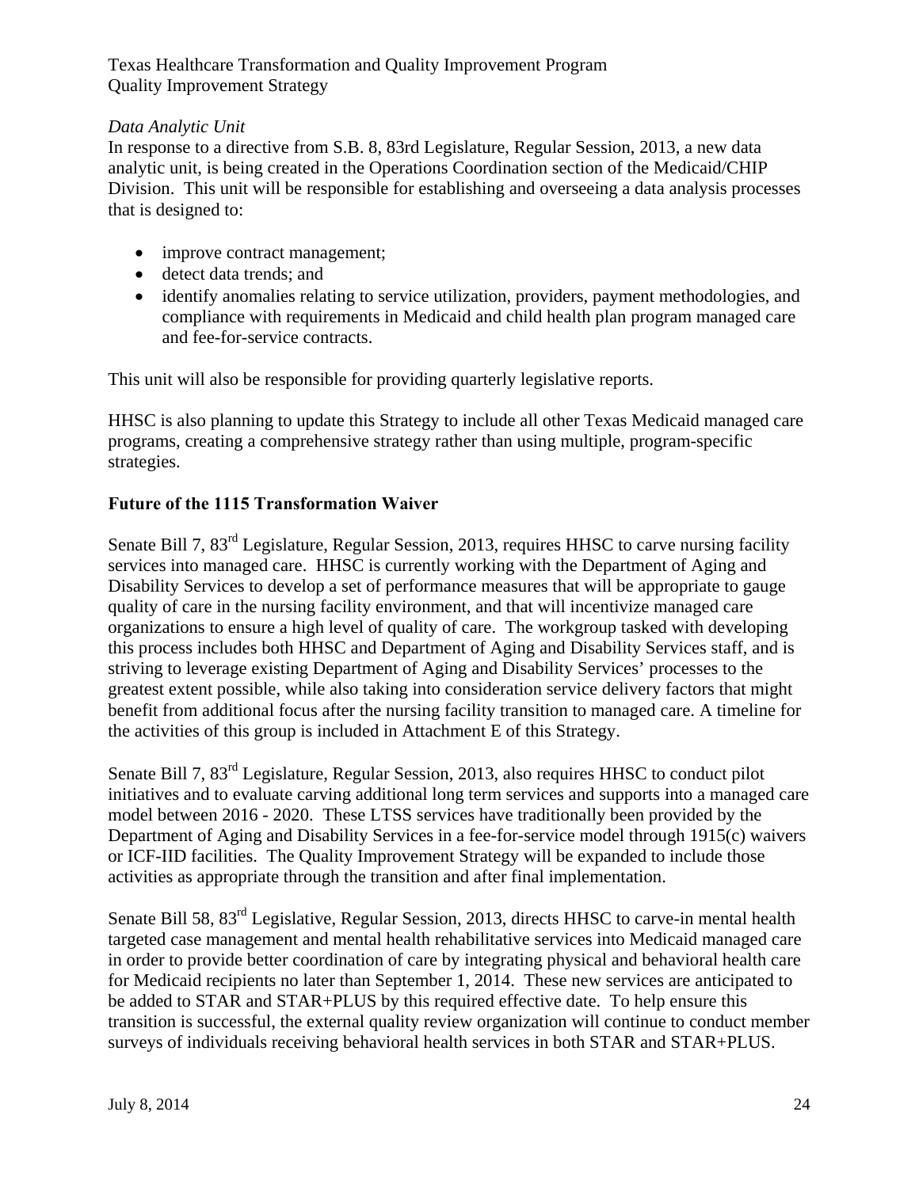*Data Analytic Unit*

In response to a directive from S.B. 8, 83rd Legislature, Regular Session, 2013, a new data analytic unit, is being created in the Operations Coordination section of the Medicaid/CHIP Division. This unit will be responsible for establishing and overseeing a data analysis processes that is designed to:

- improve contract management;
- detect data trends; and
- identify anomalies relating to service utilization, providers, payment methodologies, and compliance with requirements in Medicaid and child health plan program managed care and fee-for-service contracts.

This unit will also be responsible for providing quarterly legislative reports.

HHSC is also planning to update this Strategy to include all other Texas Medicaid managed care programs, creating a comprehensive strategy rather than using multiple, program-specific strategies.

**Future of the 1115 Transformation Waiver**

Senate Bill 7, 83rd Legislature, Regular Session, 2013, requires HHSC to carve nursing facility services into managed care. HHSC is currently working with the Department of Aging and Disability Services to develop a set of performance measures that will be appropriate to gauge quality of care in the nursing facility environment, and that will incentivize managed care organizations to ensure a high level of quality of care. The workgroup tasked with developing this process includes both HHSC and Department of Aging and Disability Services staff, and is striving to leverage existing Department of Aging and Disability Services' processes to the greatest extent possible, while also taking into consideration service delivery factors that might benefit from additional focus after the nursing facility transition to managed care. A timeline for the activities of this group is included in Attachment E of this Strategy.

Senate Bill 7, 83rd Legislature, Regular Session, 2013, also requires HHSC to conduct pilot initiatives and to evaluate carving additional long term services and supports into a managed care model between 2016 - 2020. These LTSS services have traditionally been provided by the Department of Aging and Disability Services in a fee-for-service model through 1915(c) waivers or ICF-IID facilities. The Quality Improvement Strategy will be expanded to include those activities as appropriate through the transition and after final implementation.

Senate Bill 58, 83rd Legislative, Regular Session, 2013, directs HHSC to carve-in mental health targeted case management and mental health rehabilitative services into Medicaid managed care in order to provide better coordination of care by integrating physical and behavioral health care for Medicaid recipients no later than September 1, 2014. These new services are anticipated to be added to STAR and STAR+PLUS by this required effective date. To help ensure this transition is successful, the external quality review organization will continue to conduct member surveys of individuals receiving behavioral health services in both STAR and STAR+PLUS.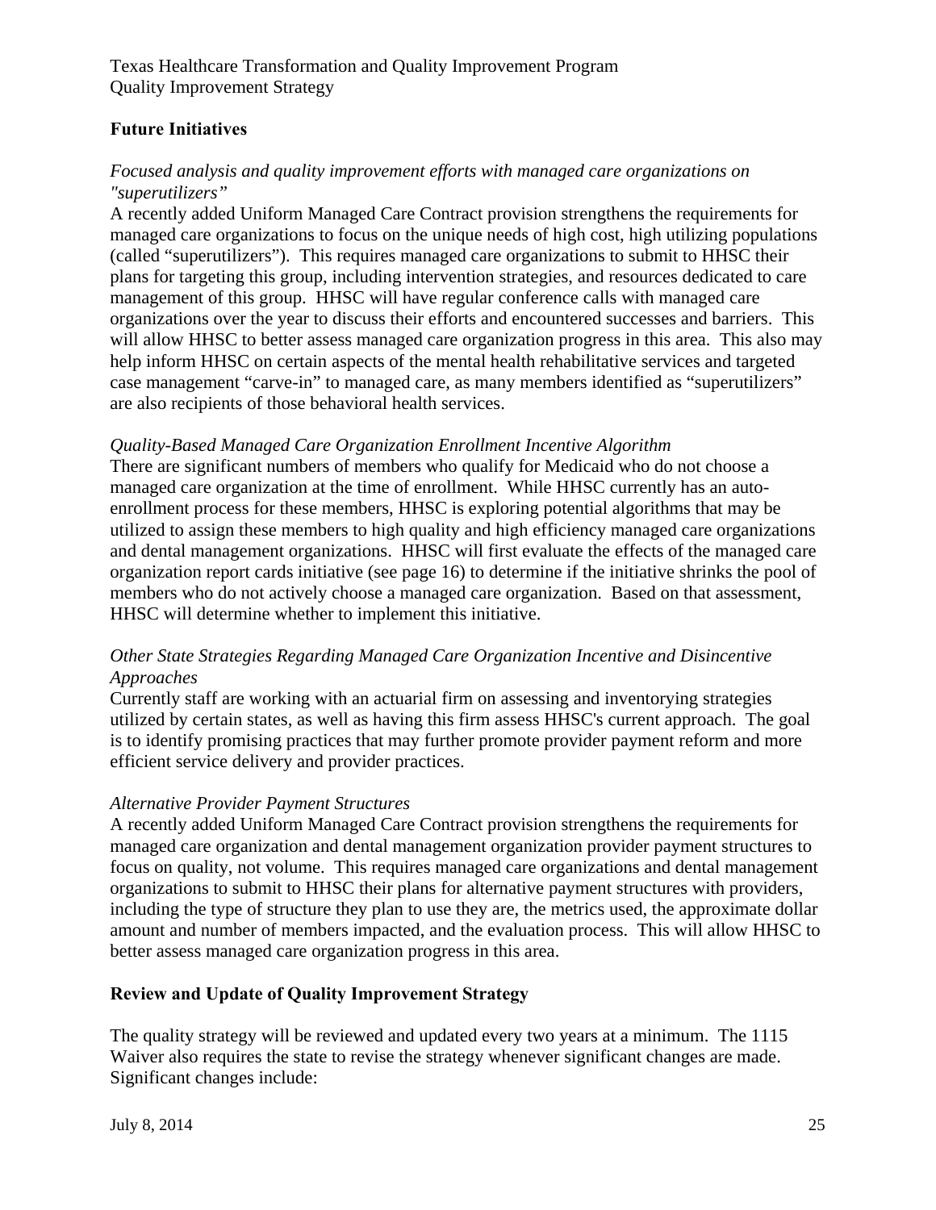## Future Initiatives

*Focused analysis and quality improvement efforts with managed care organizations on "superutilizers"*

A recently added Uniform Managed Care Contract provision strengthens the requirements for managed care organizations to focus on the unique needs of high cost, high utilizing populations (called "superutilizers"). This requires managed care organizations to submit to HHSC their plans for targeting this group, including intervention strategies, and resources dedicated to care management of this group. HHSC will have regular conference calls with managed care organizations over the year to discuss their efforts and encountered successes and barriers. This will allow HHSC to better assess managed care organization progress in this area. This also may help inform HHSC on certain aspects of the mental health rehabilitative services and targeted case management "carve-in" to managed care, as many members identified as "superutilizers" are also recipients of those behavioral health services.

*Quality-Based Managed Care Organization Enrollment Incentive Algorithm*

There are significant numbers of members who qualify for Medicaid who do not choose a managed care organization at the time of enrollment. While HHSC currently has an auto-enrollment process for these members, HHSC is exploring potential algorithms that may be utilized to assign these members to high quality and high efficiency managed care organizations and dental management organizations. HHSC will first evaluate the effects of the managed care organization report cards initiative (see page 16) to determine if the initiative shrinks the pool of members who do not actively choose a managed care organization. Based on that assessment, HHSC will determine whether to implement this initiative.

*Other State Strategies Regarding Managed Care Organization Incentive and Disincentive Approaches*

Currently staff are working with an actuarial firm on assessing and inventorying strategies utilized by certain states, as well as having this firm assess HHSC's current approach. The goal is to identify promising practices that may further promote provider payment reform and more efficient service delivery and provider practices.

*Alternative Provider Payment Structures*

A recently added Uniform Managed Care Contract provision strengthens the requirements for managed care organization and dental management organization provider payment structures to focus on quality, not volume. This requires managed care organizations and dental management organizations to submit to HHSC their plans for alternative payment structures with providers, including the type of structure they plan to use they are, the metrics used, the approximate dollar amount and number of members impacted, and the evaluation process. This will allow HHSC to better assess managed care organization progress in this area.

## Review and Update of Quality Improvement Strategy

The quality strategy will be reviewed and updated every two years at a minimum. The 1115 Waiver also requires the state to revise the strategy whenever significant changes are made. Significant changes include: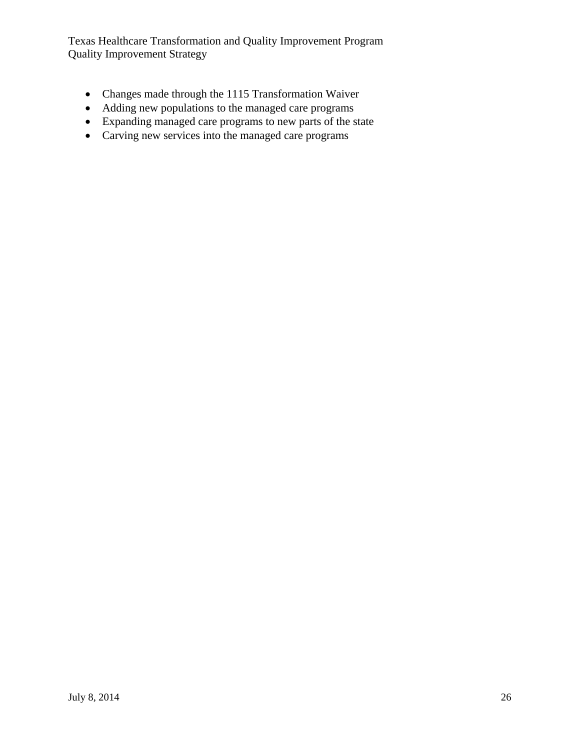- Changes made through the 1115 Transformation Waiver
- Adding new populations to the managed care programs
- Expanding managed care programs to new parts of the state
- Carving new services into the managed care programs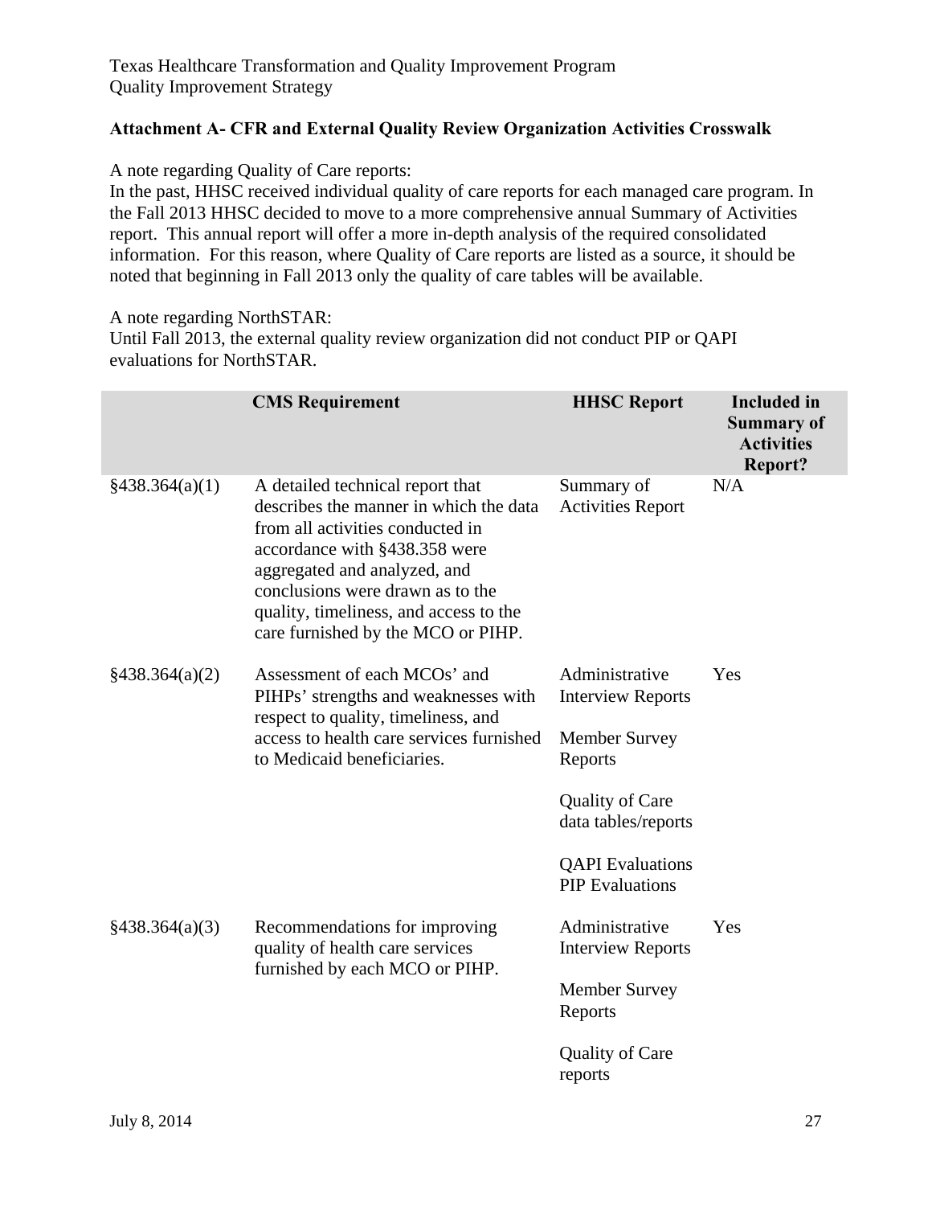**Attachment A- CFR and External Quality Review Organization Activities Crosswalk**

A note regarding Quality of Care reports:
In the past, HHSC received individual quality of care reports for each managed care program. In the Fall 2013 HHSC decided to move to a more comprehensive annual Summary of Activities report. This annual report will offer a more in-depth analysis of the required consolidated information. For this reason, where Quality of Care reports are listed as a source, it should be noted that beginning in Fall 2013 only the quality of care tables will be available.

A note regarding NorthSTAR:
Until Fall 2013, the external quality review organization did not conduct PIP or QAPI evaluations for NorthSTAR.

| | CMS Requirement | HHSC Report | Included in Summary of Activities Report? |
|---|---|---|---|
| §438.364(a)(1) | A detailed technical report that describes the manner in which the data from all activities conducted in accordance with §438.358 were aggregated and analyzed, and conclusions were drawn as to the quality, timeliness, and access to the care furnished by the MCO or PIHP. | Summary of Activities Report | N/A |
| §438.364(a)(2) | Assessment of each MCOs' and PIHPs' strengths and weaknesses with respect to quality, timeliness, and access to health care services furnished to Medicaid beneficiaries. | Administrative Interview Reports<br><br>Member Survey Reports<br><br>Quality of Care data tables/reports<br><br>QAPI Evaluations<br>PIP Evaluations | Yes |
| §438.364(a)(3) | Recommendations for improving quality of health care services furnished by each MCO or PIHP. | Administrative Interview Reports<br><br>Member Survey Reports<br><br>Quality of Care reports | Yes |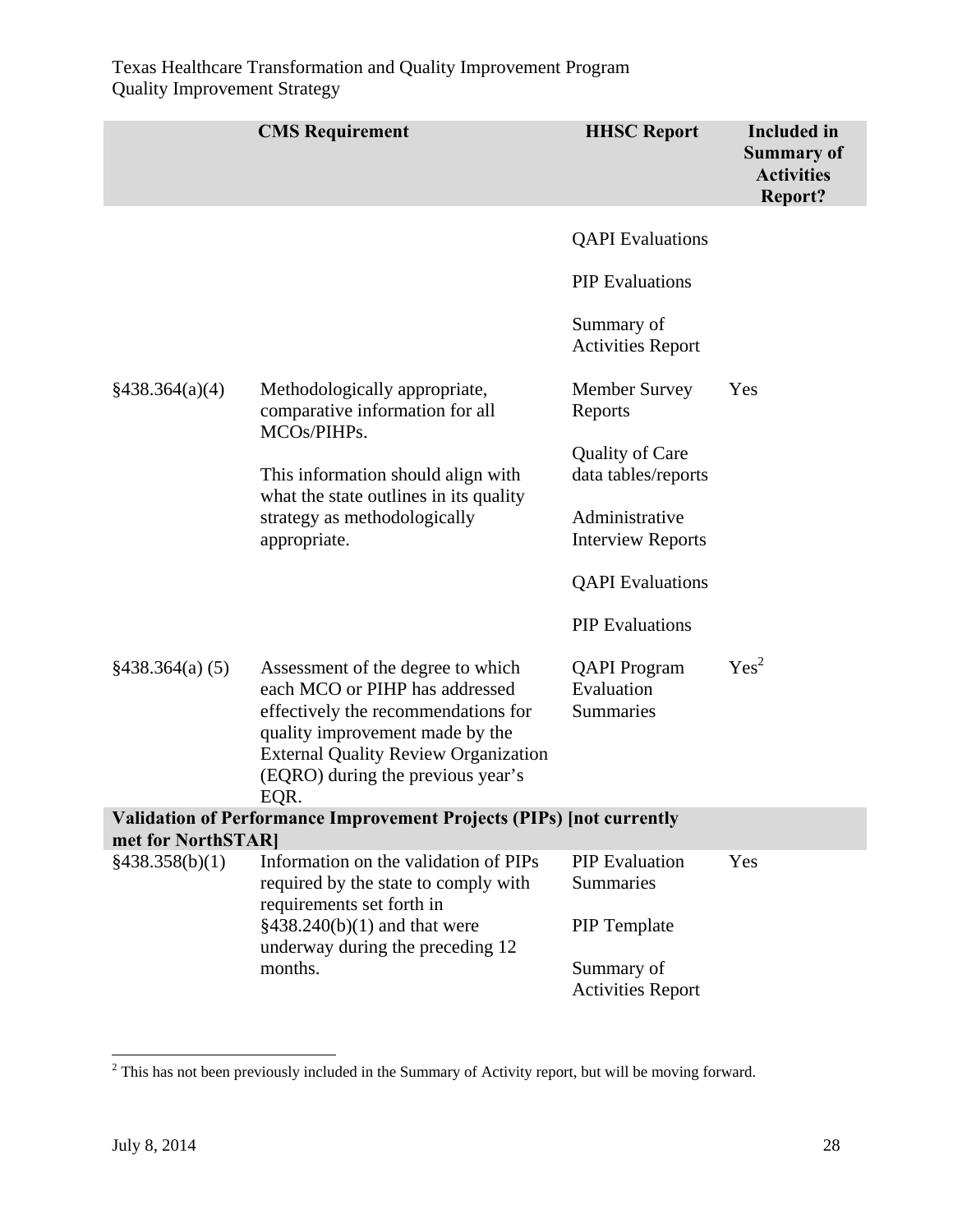| | CMS Requirement | HHSC Report | Included in Summary of Activities Report? |
|---|---|---|---|
| | | QAPI Evaluations<br><br>PIP Evaluations<br><br>Summary of Activities Report | |
| §438.364(a)(4) | Methodologically appropriate, comparative information for all MCOs/PIHPs.<br><br>This information should align with what the state outlines in its quality strategy as methodologically appropriate. | Member Survey Reports<br><br>Quality of Care data tables/reports<br><br>Administrative Interview Reports<br><br>QAPI Evaluations<br><br>PIP Evaluations | Yes |
| §438.364(a) (5) | Assessment of the degree to which each MCO or PIHP has addressed effectively the recommendations for quality improvement made by the External Quality Review Organization (EQRO) during the previous year's EQR. | QAPI Program Evaluation Summaries | Yes[2] |
| **Validation of Performance Improvement Projects (PIPs) [not currently met for NorthSTAR]** | | | |
| §438.358(b)(1) | Information on the validation of PIPs required by the state to comply with requirements set forth in §438.240(b)(1) and that were underway during the preceding 12 months. | PIP Evaluation Summaries<br><br>PIP Template<br><br>Summary of Activities Report | Yes |

[2] This has not been previously included in the Summary of Activity report, but will be moving forward.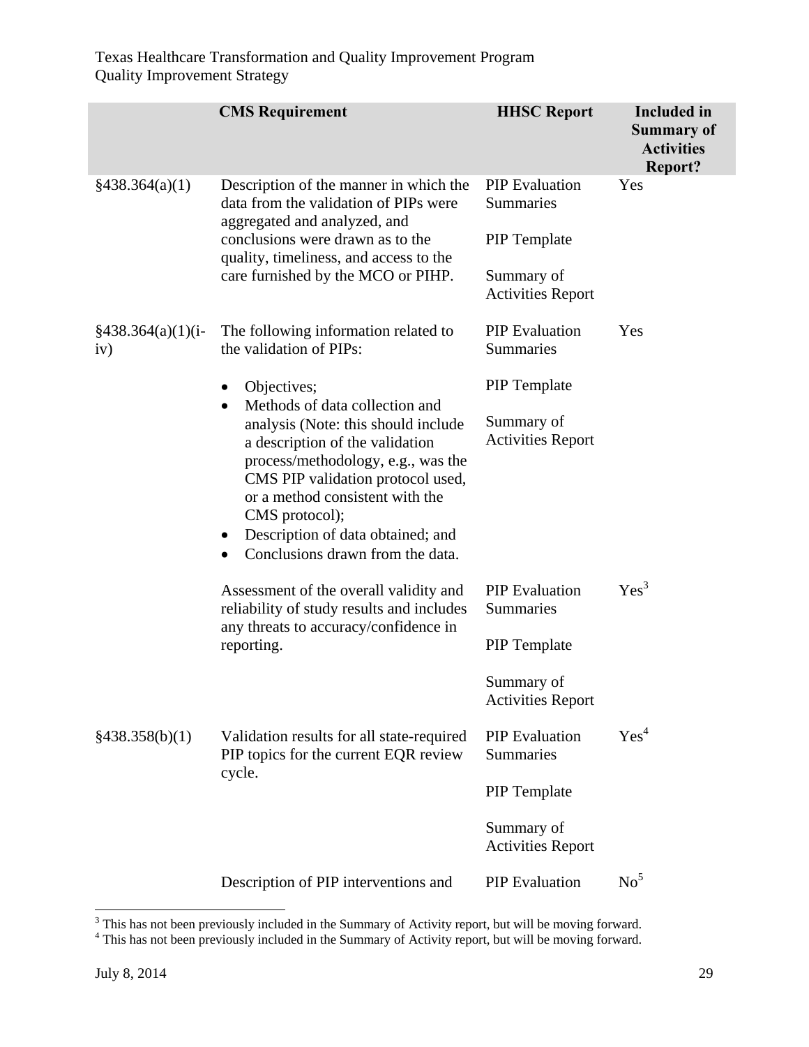| | CMS Requirement | HHSC Report | Included in Summary of Activities Report? |
|---|---|---|---|
| §438.364(a)(1) | Description of the manner in which the data from the validation of PIPs were aggregated and analyzed, and conclusions were drawn as to the quality, timeliness, and access to the care furnished by the MCO or PIHP. | PIP Evaluation Summaries<br><br>PIP Template<br><br>Summary of Activities Report | Yes |
| §438.364(a)(1)(i-iv) | The following information related to the validation of PIPs:<br><br>• Objectives;<br>• Methods of data collection and analysis (Note: this should include a description of the validation process/methodology, e.g., was the CMS PIP validation protocol used, or a method consistent with the CMS protocol);<br>• Description of data obtained; and<br>• Conclusions drawn from the data. | PIP Evaluation Summaries<br><br>PIP Template<br><br>Summary of Activities Report | Yes |
| | Assessment of the overall validity and reliability of study results and includes any threats to accuracy/confidence in reporting. | PIP Evaluation Summaries<br><br>PIP Template<br><br>Summary of Activities Report | Yes[3] |
| §438.358(b)(1) | Validation results for all state-required PIP topics for the current EQR review cycle. | PIP Evaluation Summaries<br><br>PIP Template<br><br>Summary of Activities Report | Yes[4] |
| | Description of PIP interventions and | PIP Evaluation | No[5] |

[3] This has not been previously included in the Summary of Activity report, but will be moving forward.

[4] This has not been previously included in the Summary of Activity report, but will be moving forward.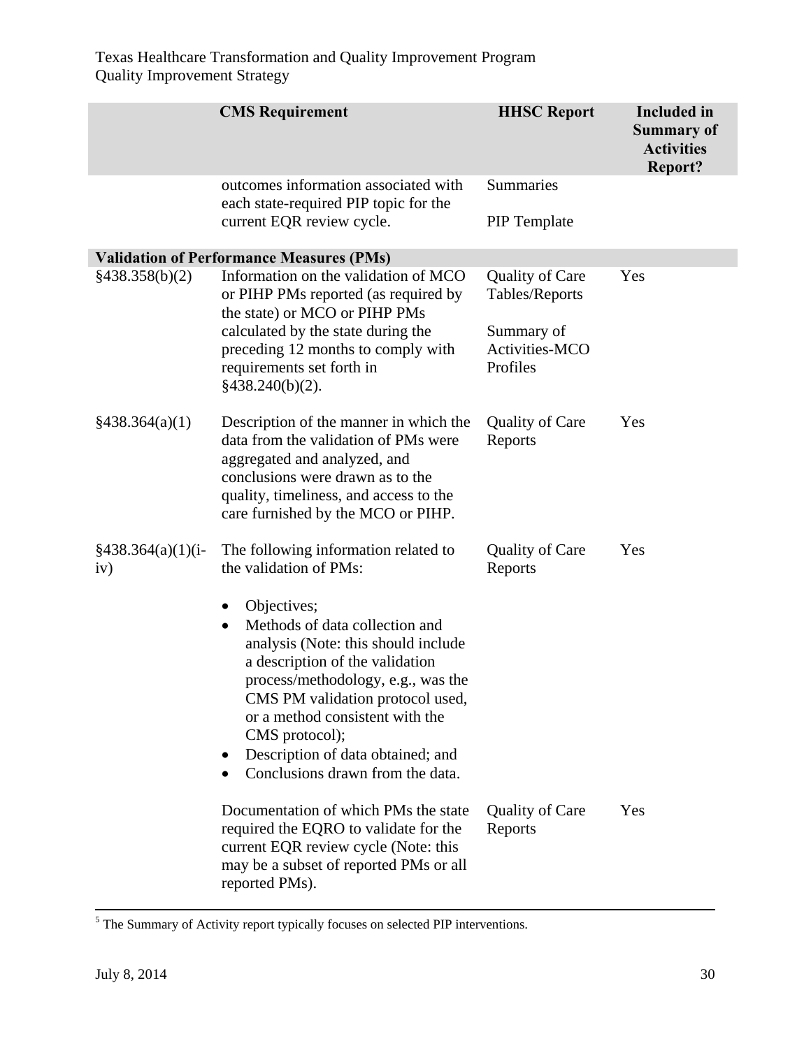| | CMS Requirement | HHSC Report | Included in Summary of Activities Report? |
|---|---|---|---|
| | outcomes information associated with each state-required PIP topic for the current EQR review cycle. | Summaries<br><br>PIP Template | |
| **Validation of Performance Measures (PMs)** | | | |
| §438.358(b)(2) | Information on the validation of MCO or PIHP PMs reported (as required by the state) or MCO or PIHP PMs calculated by the state during the preceding 12 months to comply with requirements set forth in §438.240(b)(2). | Quality of Care Tables/Reports<br><br>Summary of Activities-MCO Profiles | Yes |
| §438.364(a)(1) | Description of the manner in which the data from the validation of PMs were aggregated and analyzed, and conclusions were drawn as to the quality, timeliness, and access to the care furnished by the MCO or PIHP. | Quality of Care Reports | Yes |
| §438.364(a)(1)(i-iv) | The following information related to the validation of PMs:<br><br>• Objectives;<br>• Methods of data collection and analysis (Note: this should include a description of the validation process/methodology, e.g., was the CMS PM validation protocol used, or a method consistent with the CMS protocol);<br>• Description of data obtained; and<br>• Conclusions drawn from the data. | Quality of Care Reports | Yes |
| | Documentation of which PMs the state required the EQRO to validate for the current EQR review cycle (Note: this may be a subset of reported PMs or all reported PMs). | Quality of Care Reports | Yes |

[5] The Summary of Activity report typically focuses on selected PIP interventions.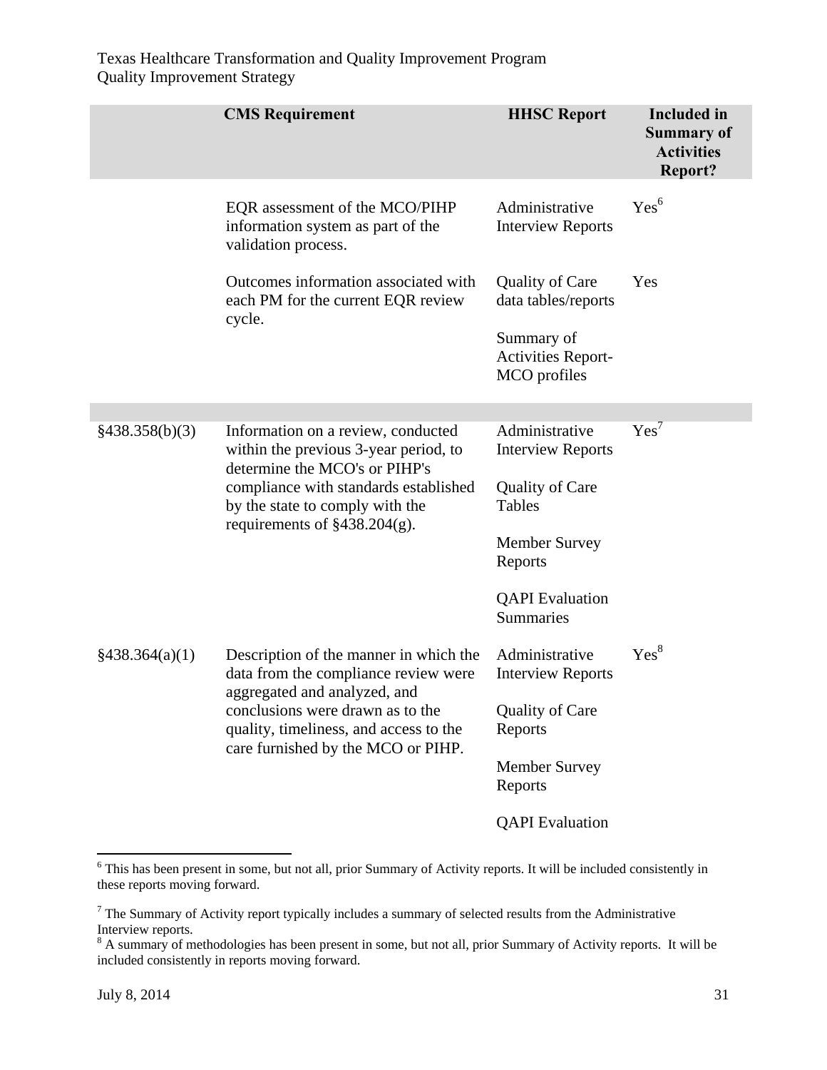| | CMS Requirement | HHSC Report | Included in Summary of Activities Report? |
|---|---|---|---|
| | EQR assessment of the MCO/PIHP information system as part of the validation process. | Administrative Interview Reports | Yes[6] |
| | Outcomes information associated with each PM for the current EQR review cycle. | Quality of Care data tables/reports<br><br>Summary of Activities Report-MCO profiles | Yes |
| | | | |
| §438.358(b)(3) | Information on a review, conducted within the previous 3-year period, to determine the MCO's or PIHP's compliance with standards established by the state to comply with the requirements of §438.204(g). | Administrative Interview Reports<br><br>Quality of Care Tables<br><br>Member Survey Reports<br><br>QAPI Evaluation Summaries | Yes[7] |
| §438.364(a)(1) | Description of the manner in which the data from the compliance review were aggregated and analyzed, and conclusions were drawn as to the quality, timeliness, and access to the care furnished by the MCO or PIHP. | Administrative Interview Reports<br><br>Quality of Care Reports<br><br>Member Survey Reports<br><br>QAPI Evaluation | Yes[8] |

[6] This has been present in some, but not all, prior Summary of Activity reports. It will be included consistently in these reports moving forward.

[7] The Summary of Activity report typically includes a summary of selected results from the Administrative Interview reports.

[8] A summary of methodologies has been present in some, but not all, prior Summary of Activity reports. It will be included consistently in reports moving forward.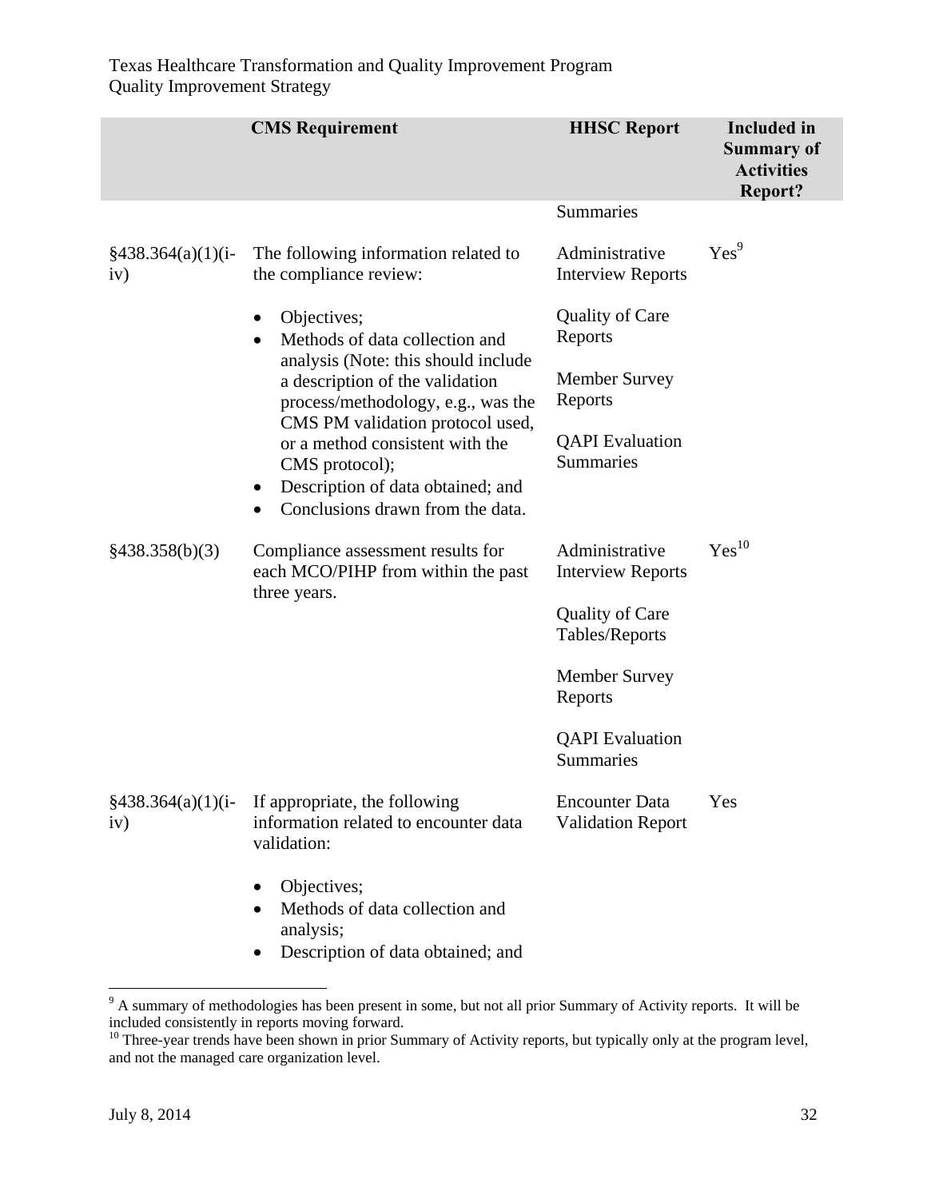| | CMS Requirement | HHSC Report | Included in Summary of Activities Report? |
|---|---|---|---|
| | | Summaries | |
| §438.364(a)(1)(i-iv) | The following information related to the compliance review:<br>• Objectives;<br>• Methods of data collection and analysis (Note: this should include a description of the validation process/methodology, e.g., was the CMS PM validation protocol used, or a method consistent with the CMS protocol);<br>• Description of data obtained; and<br>• Conclusions drawn from the data. | Administrative Interview Reports<br><br>Quality of Care Reports<br><br>Member Survey Reports<br><br>QAPI Evaluation Summaries | Yes[9] |
| §438.358(b)(3) | Compliance assessment results for each MCO/PIHP from within the past three years. | Administrative Interview Reports<br><br>Quality of Care Tables/Reports<br><br>Member Survey Reports<br><br>QAPI Evaluation Summaries | Yes[10] |
| §438.364(a)(1)(i-iv) | If appropriate, the following information related to encounter data validation:<br>• Objectives;<br>• Methods of data collection and analysis;<br>• Description of data obtained; and | Encounter Data Validation Report | Yes |

[9] A summary of methodologies has been present in some, but not all prior Summary of Activity reports. It will be included consistently in reports moving forward.

[10] Three-year trends have been shown in prior Summary of Activity reports, but typically only at the program level, and not the managed care organization level.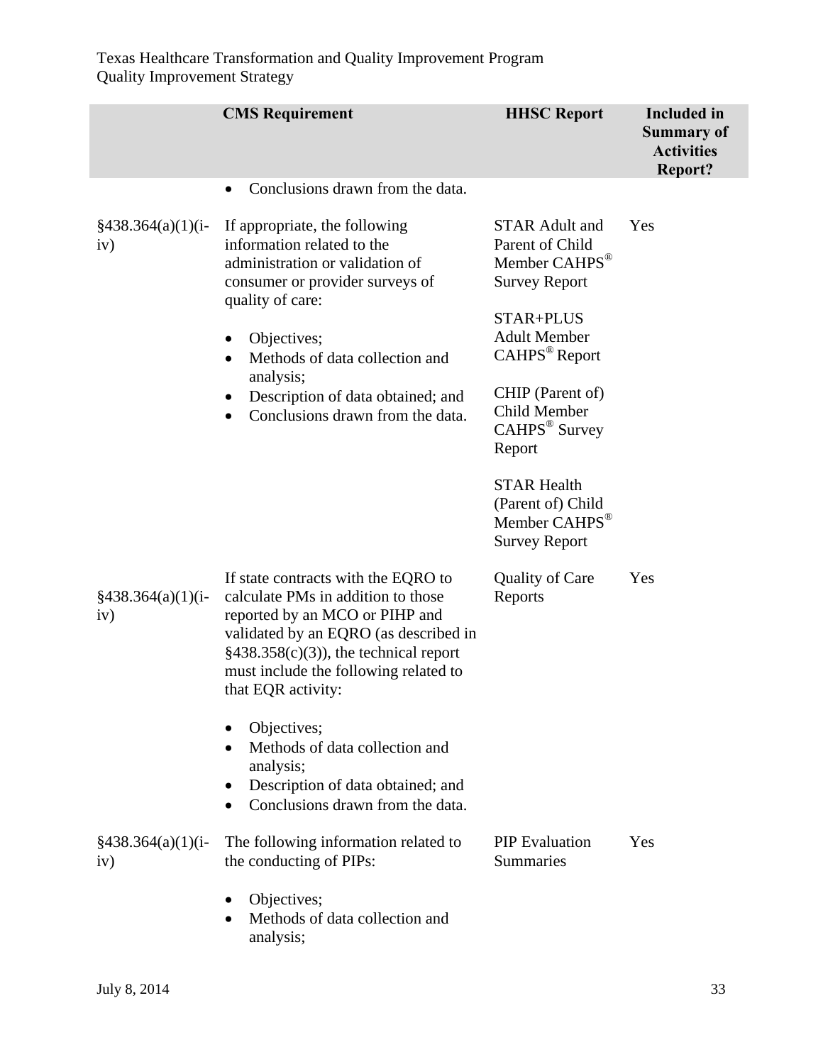| | CMS Requirement | HHSC Report | Included in Summary of Activities Report? |
|---|---|---|---|
| | • Conclusions drawn from the data. | | |
| §438.364(a)(1)(i-iv) | If appropriate, the following information related to the administration or validation of consumer or provider surveys of quality of care:<br>• Objectives;<br>• Methods of data collection and analysis;<br>• Description of data obtained; and<br>• Conclusions drawn from the data. | STAR Adult and Parent of Child Member CAHPS® Survey Report<br><br>STAR+PLUS Adult Member CAHPS® Report<br><br>CHIP (Parent of) Child Member CAHPS® Survey Report<br><br>STAR Health (Parent of) Child Member CAHPS® Survey Report | Yes |
| §438.364(a)(1)(i-iv) | If state contracts with the EQRO to calculate PMs in addition to those reported by an MCO or PIHP and validated by an EQRO (as described in §438.358(c)(3)), the technical report must include the following related to that EQR activity:<br>• Objectives;<br>• Methods of data collection and analysis;<br>• Description of data obtained; and<br>• Conclusions drawn from the data. | Quality of Care Reports | Yes |
| §438.364(a)(1)(i-iv) | The following information related to the conducting of PIPs:<br>• Objectives;<br>• Methods of data collection and analysis; | PIP Evaluation Summaries | Yes |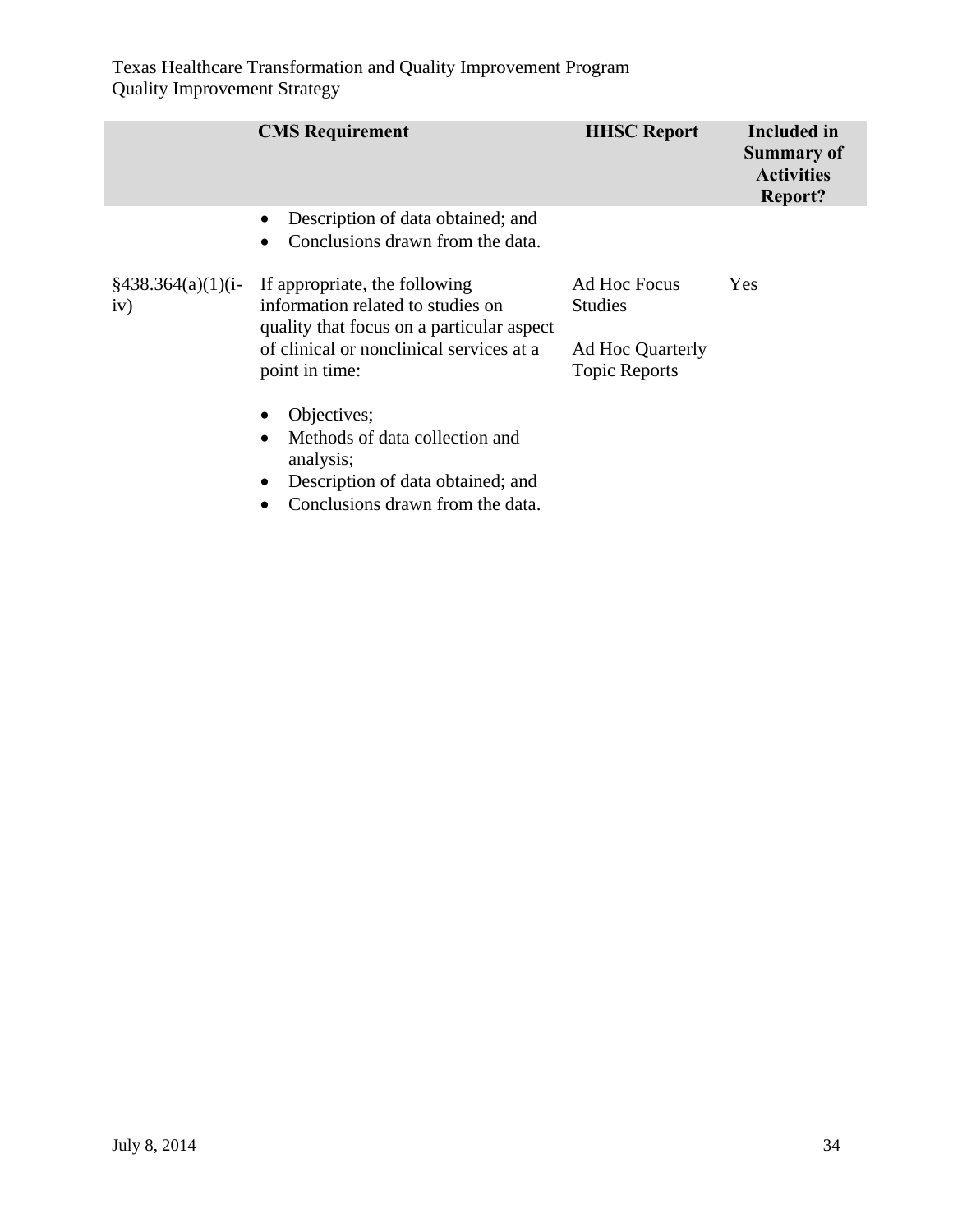| | CMS Requirement | HHSC Report | Included in Summary of Activities Report? |
|---|---|---|---|
| | • Description of data obtained; and<br>• Conclusions drawn from the data. | | |
| §438.364(a)(1)(i-iv) | If appropriate, the following information related to studies on quality that focus on a particular aspect of clinical or nonclinical services at a point in time:<br><br>• Objectives;<br>• Methods of data collection and analysis;<br>• Description of data obtained; and<br>• Conclusions drawn from the data. | Ad Hoc Focus Studies<br><br>Ad Hoc Quarterly Topic Reports | Yes |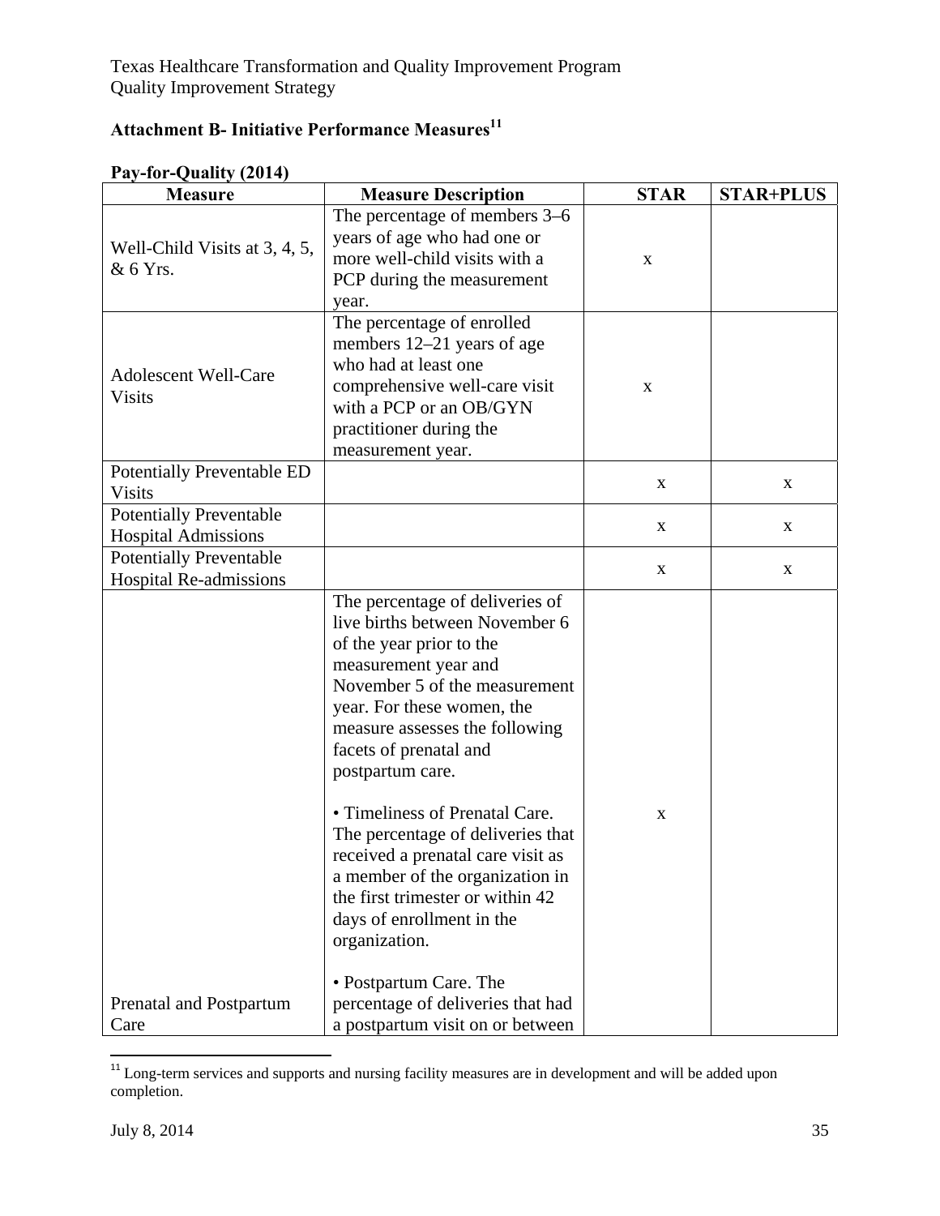## Attachment B- Initiative Performance Measures[11]

**Pay-for-Quality (2014)**

| Measure | Measure Description | STAR | STAR+PLUS |
|---|---|---|---|
| Well-Child Visits at 3, 4, 5, & 6 Yrs. | The percentage of members 3–6 years of age who had one or more well-child visits with a PCP during the measurement year. | x | |
| Adolescent Well-Care Visits | The percentage of enrolled members 12–21 years of age who had at least one comprehensive well-care visit with a PCP or an OB/GYN practitioner during the measurement year. | x | |
| Potentially Preventable ED Visits | | x | x |
| Potentially Preventable Hospital Admissions | | x | x |
| Potentially Preventable Hospital Re-admissions | | x | x |
| Prenatal and Postpartum Care | The percentage of deliveries of live births between November 6 of the year prior to the measurement year and November 5 of the measurement year. For these women, the measure assesses the following facets of prenatal and postpartum care.<br><br>• Timeliness of Prenatal Care. The percentage of deliveries that received a prenatal care visit as a member of the organization in the first trimester or within 42 days of enrollment in the organization.<br><br>• Postpartum Care. The percentage of deliveries that had a postpartum visit on or between | x | |

[11] Long-term services and supports and nursing facility measures are in development and will be added upon completion.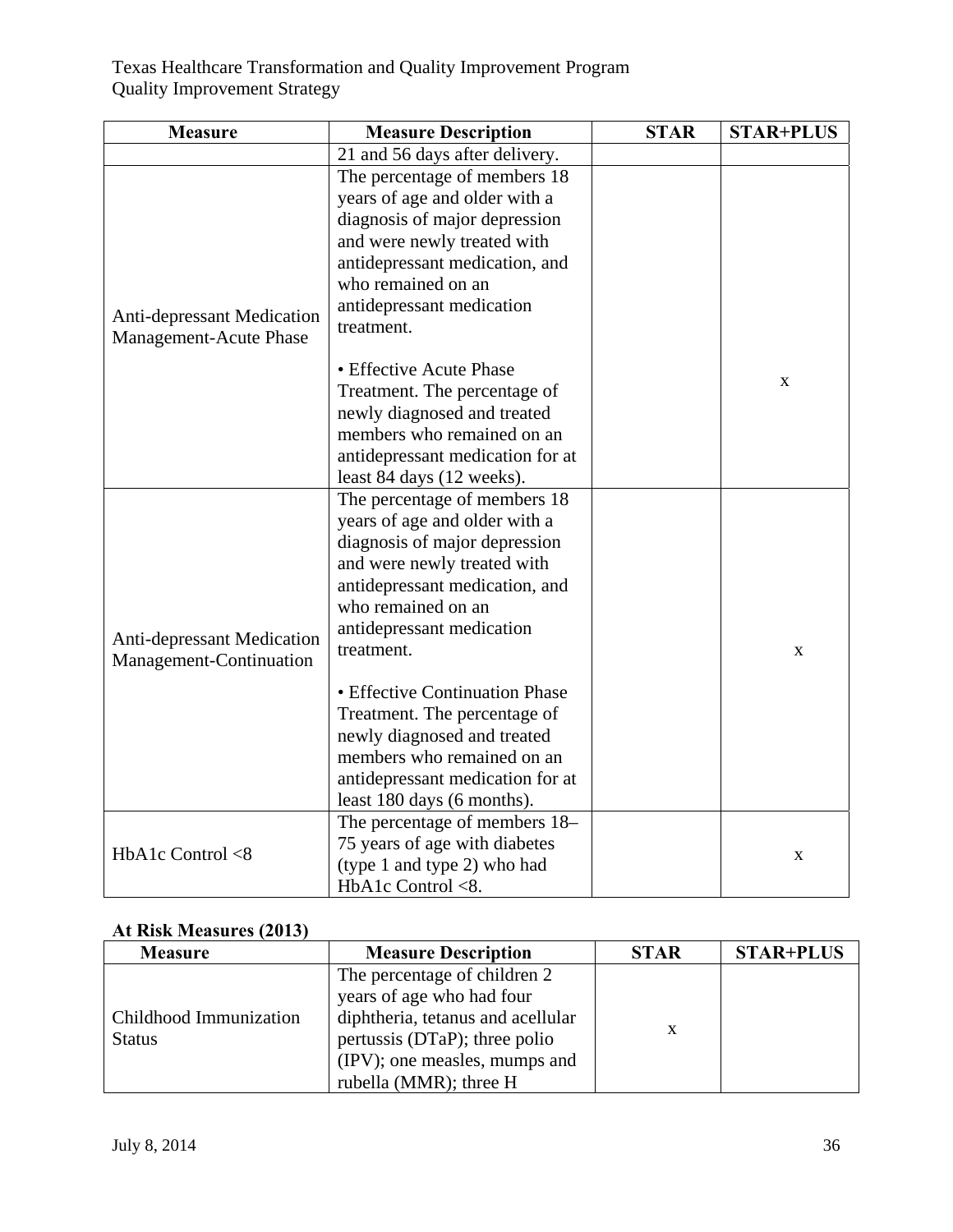| Measure | Measure Description | STAR | STAR+PLUS |
| --- | --- | --- | --- |
| | 21 and 56 days after delivery. | | |
| Anti-depressant Medication Management-Acute Phase | The percentage of members 18 years of age and older with a diagnosis of major depression and were newly treated with antidepressant medication, and who remained on an antidepressant medication treatment.<br><br>• Effective Acute Phase Treatment. The percentage of newly diagnosed and treated members who remained on an antidepressant medication for at least 84 days (12 weeks). | | x |
| Anti-depressant Medication Management-Continuation | The percentage of members 18 years of age and older with a diagnosis of major depression and were newly treated with antidepressant medication, and who remained on an antidepressant medication treatment.<br><br>• Effective Continuation Phase Treatment. The percentage of newly diagnosed and treated members who remained on an antidepressant medication for at least 180 days (6 months). | | x |
| HbA1c Control <8 | The percentage of members 18–75 years of age with diabetes (type 1 and type 2) who had HbA1c Control <8. | | x |

**At Risk Measures (2013)**

| Measure | Measure Description | STAR | STAR+PLUS |
| --- | --- | --- | --- |
| Childhood Immunization Status | The percentage of children 2 years of age who had four diphtheria, tetanus and acellular pertussis (DTaP); three polio (IPV); one measles, mumps and rubella (MMR); three H | x | |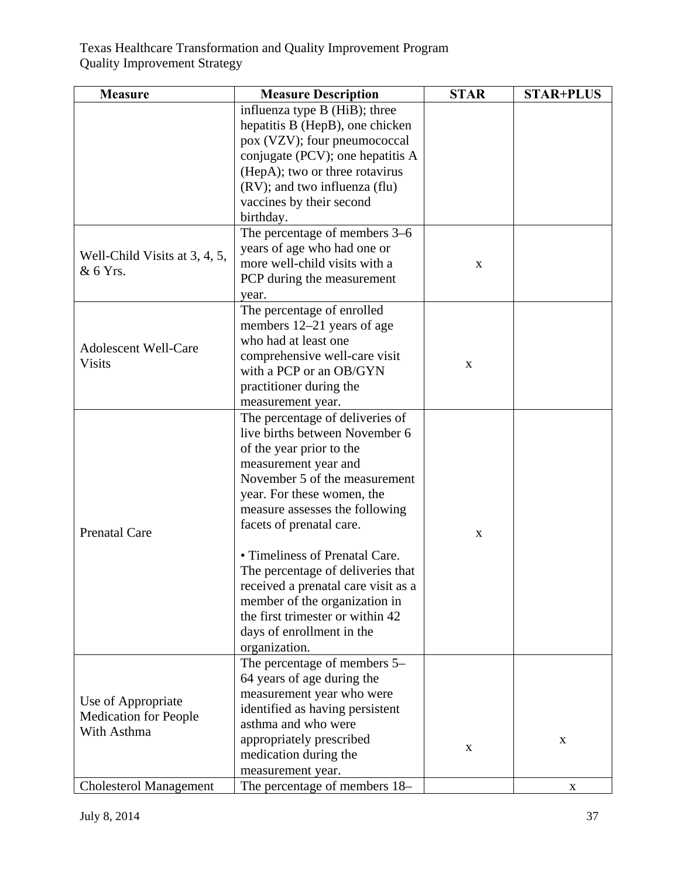| Measure | Measure Description | STAR | STAR+PLUS |
|---|---|---|---|
| | influenza type B (HiB); three hepatitis B (HepB), one chicken pox (VZV); four pneumococcal conjugate (PCV); one hepatitis A (HepA); two or three rotavirus (RV); and two influenza (flu) vaccines by their second birthday. | | |
| Well-Child Visits at 3, 4, 5, & 6 Yrs. | The percentage of members 3–6 years of age who had one or more well-child visits with a PCP during the measurement year. | x | |
| Adolescent Well-Care Visits | The percentage of enrolled members 12–21 years of age who had at least one comprehensive well-care visit with a PCP or an OB/GYN practitioner during the measurement year. | x | |
| Prenatal Care | The percentage of deliveries of live births between November 6 of the year prior to the measurement year and November 5 of the measurement year. For these women, the measure assesses the following facets of prenatal care.<br><br>• Timeliness of Prenatal Care. The percentage of deliveries that received a prenatal care visit as a member of the organization in the first trimester or within 42 days of enrollment in the organization. | x | |
| Use of Appropriate Medication for People With Asthma | The percentage of members 5–64 years of age during the measurement year who were identified as having persistent asthma and who were appropriately prescribed medication during the measurement year. | x | x |
| Cholesterol Management | The percentage of members 18– | | x |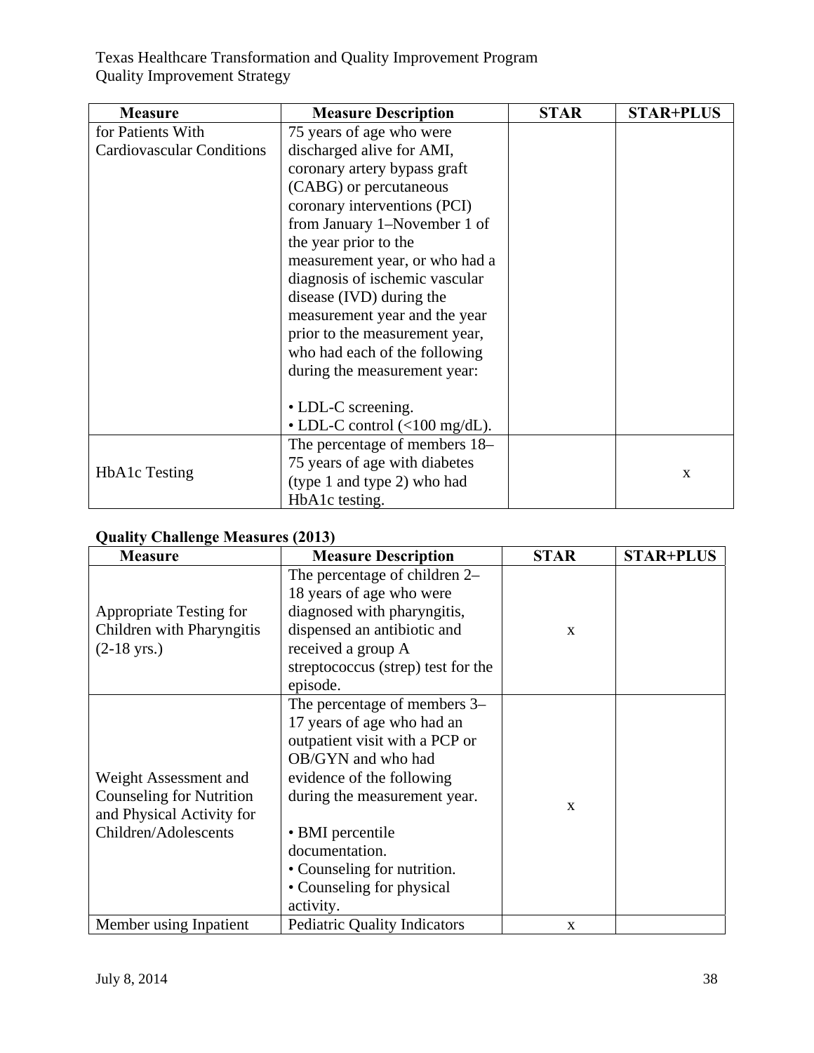| Measure | Measure Description | STAR | STAR+PLUS |
|---|---|---|---|
| for Patients With Cardiovascular Conditions | 75 years of age who were discharged alive for AMI, coronary artery bypass graft (CABG) or percutaneous coronary interventions (PCI) from January 1–November 1 of the year prior to the measurement year, or who had a diagnosis of ischemic vascular disease (IVD) during the measurement year and the year prior to the measurement year, who had each of the following during the measurement year:<br><br>• LDL-C screening.<br>• LDL-C control (<100 mg/dL). | | |
| HbA1c Testing | The percentage of members 18–75 years of age with diabetes (type 1 and type 2) who had HbA1c testing. | | x |

**Quality Challenge Measures (2013)**

| Measure | Measure Description | STAR | STAR+PLUS |
|---|---|---|---|
| Appropriate Testing for Children with Pharyngitis (2-18 yrs.) | The percentage of children 2–18 years of age who were diagnosed with pharyngitis, dispensed an antibiotic and received a group A streptococcus (strep) test for the episode. | x | |
| Weight Assessment and Counseling for Nutrition and Physical Activity for Children/Adolescents | The percentage of members 3–17 years of age who had an outpatient visit with a PCP or OB/GYN and who had evidence of the following during the measurement year.<br><br>• BMI percentile documentation.<br>• Counseling for nutrition.<br>• Counseling for physical activity. | x | |
| Member using Inpatient | Pediatric Quality Indicators | x | |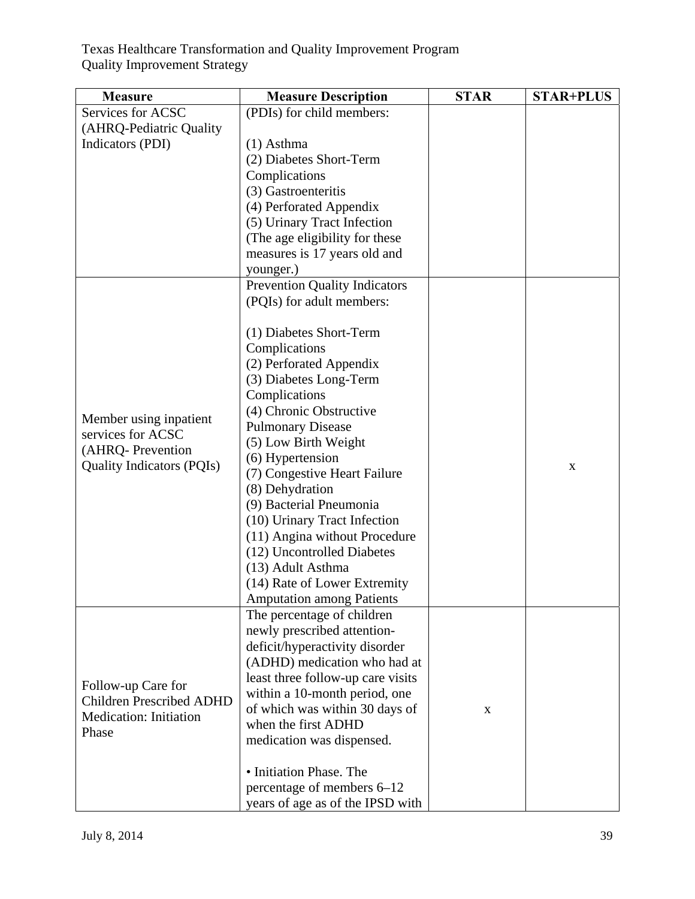| Measure | Measure Description | STAR | STAR+PLUS |
|---|---|---|---|
| Services for ACSC (AHRQ-Pediatric Quality Indicators (PDI) | (PDIs) for child members:<br><br>(1) Asthma<br>(2) Diabetes Short-Term Complications<br>(3) Gastroenteritis<br>(4) Perforated Appendix<br>(5) Urinary Tract Infection<br>(The age eligibility for these measures is 17 years old and younger.) | | |
| Member using inpatient services for ACSC (AHRQ- Prevention Quality Indicators (PQIs) | Prevention Quality Indicators (PQIs) for adult members:<br><br>(1) Diabetes Short-Term Complications<br>(2) Perforated Appendix<br>(3) Diabetes Long-Term Complications<br>(4) Chronic Obstructive Pulmonary Disease<br>(5) Low Birth Weight<br>(6) Hypertension<br>(7) Congestive Heart Failure<br>(8) Dehydration<br>(9) Bacterial Pneumonia<br>(10) Urinary Tract Infection<br>(11) Angina without Procedure<br>(12) Uncontrolled Diabetes<br>(13) Adult Asthma<br>(14) Rate of Lower Extremity Amputation among Patients | | x |
| Follow-up Care for Children Prescribed ADHD Medication: Initiation Phase | The percentage of children newly prescribed attention-deficit/hyperactivity disorder (ADHD) medication who had at least three follow-up care visits within a 10-month period, one of which was within 30 days of when the first ADHD medication was dispensed.<br><br>• Initiation Phase. The percentage of members 6–12 years of age as of the IPSD with | x | |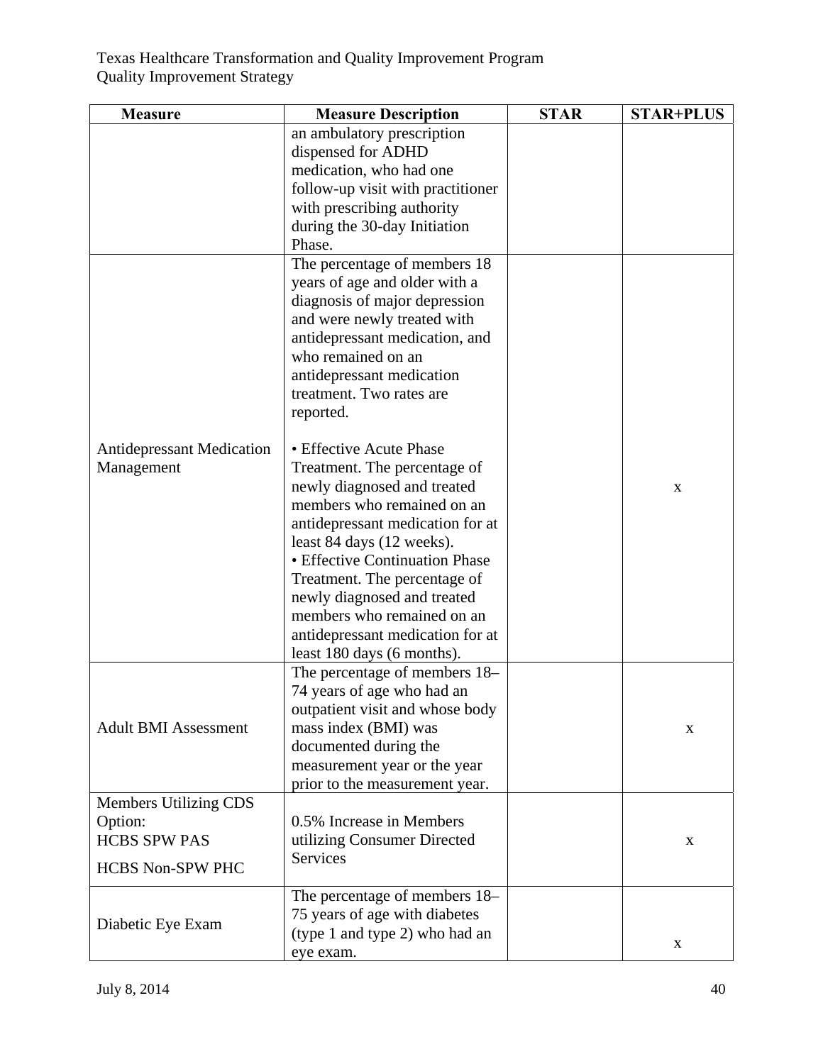| Measure | Measure Description | STAR | STAR+PLUS |
|---|---|---|---|
| | an ambulatory prescription dispensed for ADHD medication, who had one follow-up visit with practitioner with prescribing authority during the 30-day Initiation Phase. | | |
| Antidepressant Medication Management | The percentage of members 18 years of age and older with a diagnosis of major depression and were newly treated with antidepressant medication, and who remained on an antidepressant medication treatment. Two rates are reported.<br><br>• Effective Acute Phase Treatment. The percentage of newly diagnosed and treated members who remained on an antidepressant medication for at least 84 days (12 weeks).<br>• Effective Continuation Phase Treatment. The percentage of newly diagnosed and treated members who remained on an antidepressant medication for at least 180 days (6 months). | | x |
| Adult BMI Assessment | The percentage of members 18–74 years of age who had an outpatient visit and whose body mass index (BMI) was documented during the measurement year or the year prior to the measurement year. | | x |
| Members Utilizing CDS Option:<br>HCBS SPW PAS<br>HCBS Non-SPW PHC | 0.5% Increase in Members utilizing Consumer Directed Services | | x |
| Diabetic Eye Exam | The percentage of members 18–75 years of age with diabetes (type 1 and type 2) who had an eye exam. | | x |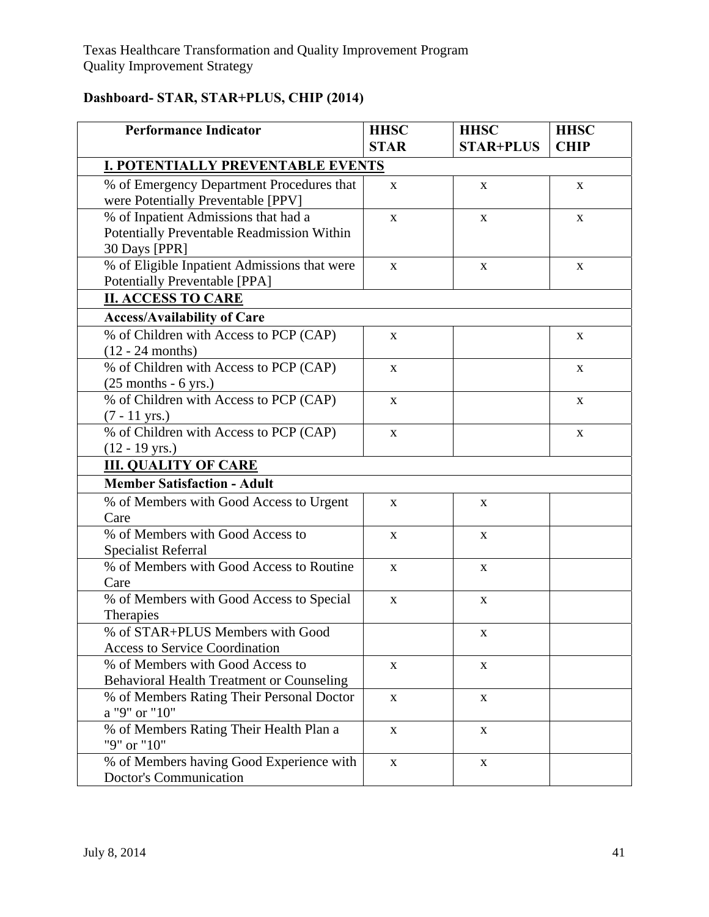**Dashboard- STAR, STAR+PLUS, CHIP (2014)**

| Performance Indicator | HHSC STAR | HHSC STAR+PLUS | HHSC CHIP |
|---|---|---|---|
| **I. POTENTIALLY PREVENTABLE EVENTS** | | | |
| % of Emergency Department Procedures that were Potentially Preventable [PPV] | x | x | x |
| % of Inpatient Admissions that had a Potentially Preventable Readmission Within 30 Days [PPR] | x | x | x |
| % of Eligible Inpatient Admissions that were Potentially Preventable [PPA] | x | x | x |
| **II. ACCESS TO CARE** | | | |
| **Access/Availability of Care** | | | |
| % of Children with Access to PCP (CAP) (12 - 24 months) | x | | x |
| % of Children with Access to PCP (CAP) (25 months - 6 yrs.) | x | | x |
| % of Children with Access to PCP (CAP) (7 - 11 yrs.) | x | | x |
| % of Children with Access to PCP (CAP) (12 - 19 yrs.) | x | | x |
| **III. QUALITY OF CARE** | | | |
| **Member Satisfaction - Adult** | | | |
| % of Members with Good Access to Urgent Care | x | x | |
| % of Members with Good Access to Specialist Referral | x | x | |
| % of Members with Good Access to Routine Care | x | x | |
| % of Members with Good Access to Special Therapies | x | x | |
| % of STAR+PLUS Members with Good Access to Service Coordination | | x | |
| % of Members with Good Access to Behavioral Health Treatment or Counseling | x | x | |
| % of Members Rating Their Personal Doctor a "9" or "10" | x | x | |
| % of Members Rating Their Health Plan a "9" or "10" | x | x | |
| % of Members having Good Experience with Doctor's Communication | x | x | |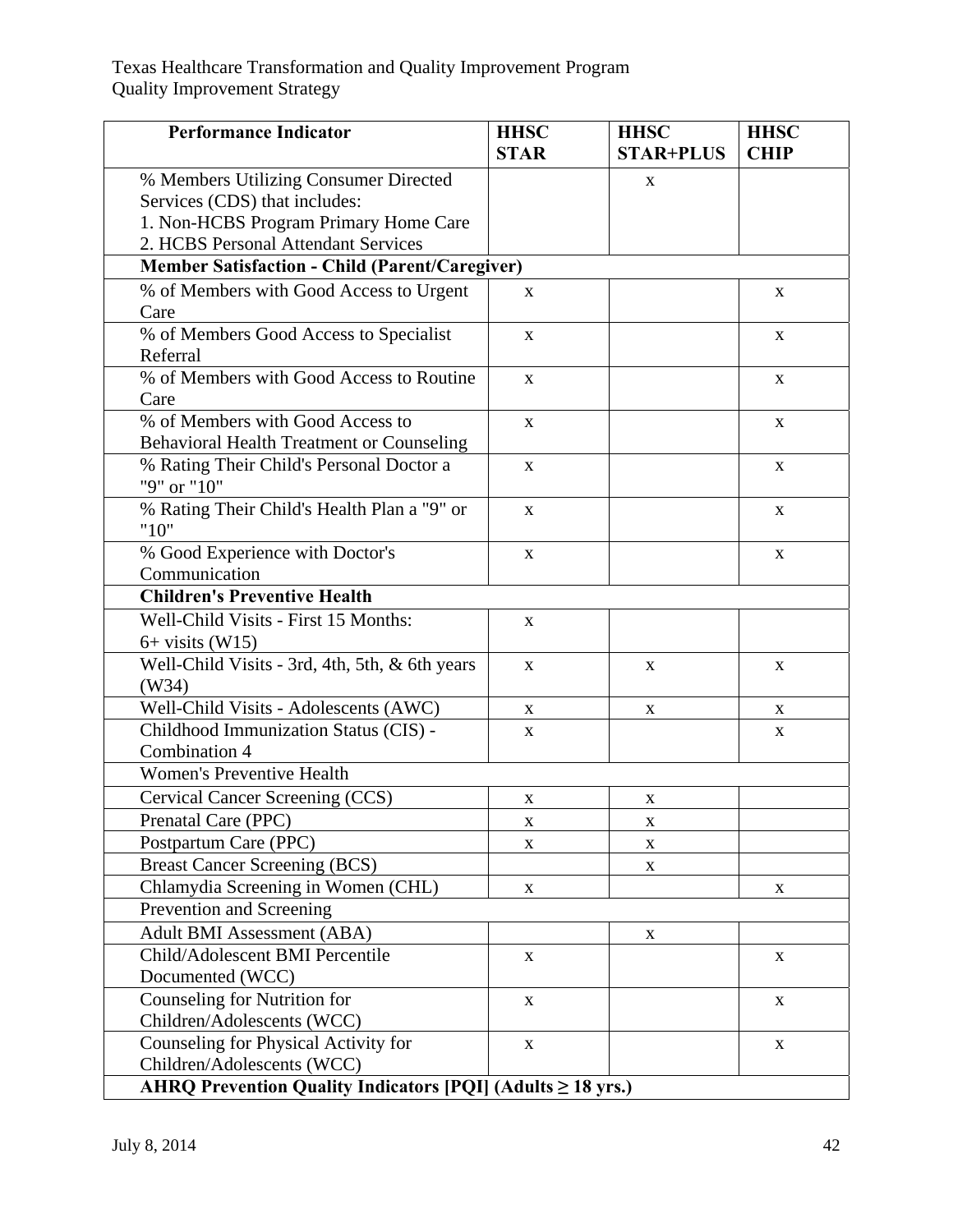| Performance Indicator | HHSC STAR | HHSC STAR+PLUS | HHSC CHIP |
|---|---|---|---|
| % Members Utilizing Consumer Directed Services (CDS) that includes: 1. Non-HCBS Program Primary Home Care 2. HCBS Personal Attendant Services | | x | |
| **Member Satisfaction - Child (Parent/Caregiver)** | | | |
| % of Members with Good Access to Urgent Care | x | | x |
| % of Members Good Access to Specialist Referral | x | | x |
| % of Members with Good Access to Routine Care | x | | x |
| % of Members with Good Access to Behavioral Health Treatment or Counseling | x | | x |
| % Rating Their Child's Personal Doctor a "9" or "10" | x | | x |
| % Rating Their Child's Health Plan a "9" or "10" | x | | x |
| % Good Experience with Doctor's Communication | x | | x |
| **Children's Preventive Health** | | | |
| Well-Child Visits - First 15 Months: 6+ visits (W15) | x | | |
| Well-Child Visits - 3rd, 4th, 5th, & 6th years (W34) | x | x | x |
| Well-Child Visits - Adolescents (AWC) | x | x | x |
| Childhood Immunization Status (CIS) - Combination 4 | x | | x |
| Women's Preventive Health | | | |
| Cervical Cancer Screening (CCS) | x | x | |
| Prenatal Care (PPC) | x | x | |
| Postpartum Care (PPC) | x | x | |
| Breast Cancer Screening (BCS) | | x | |
| Chlamydia Screening in Women (CHL) | x | | x |
| Prevention and Screening | | | |
| Adult BMI Assessment (ABA) | | x | |
| Child/Adolescent BMI Percentile Documented (WCC) | x | | x |
| Counseling for Nutrition for Children/Adolescents (WCC) | x | | x |
| Counseling for Physical Activity for Children/Adolescents (WCC) | x | | x |
| **AHRQ Prevention Quality Indicators [PQI] (Adults ≥ 18 yrs.)** | | | |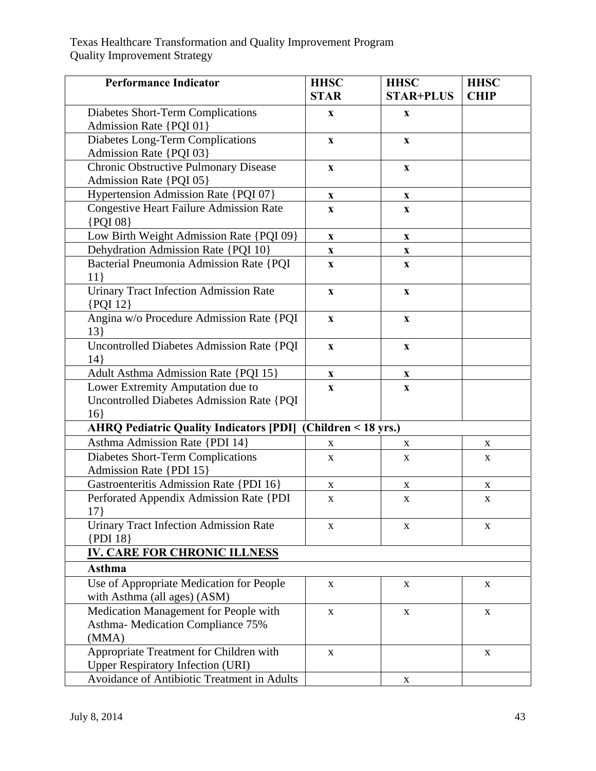| Performance Indicator | HHSC STAR | HHSC STAR+PLUS | HHSC CHIP |
|---|---|---|---|
| Diabetes Short-Term Complications Admission Rate {PQI 01} | x | x | |
| Diabetes Long-Term Complications Admission Rate {PQI 03} | x | x | |
| Chronic Obstructive Pulmonary Disease Admission Rate {PQI 05} | x | x | |
| Hypertension Admission Rate {PQI 07} | x | x | |
| Congestive Heart Failure Admission Rate {PQI 08} | x | x | |
| Low Birth Weight Admission Rate {PQI 09} | x | x | |
| Dehydration Admission Rate {PQI 10} | x | x | |
| Bacterial Pneumonia Admission Rate {PQI 11} | x | x | |
| Urinary Tract Infection Admission Rate {PQI 12} | x | x | |
| Angina w/o Procedure Admission Rate {PQI 13} | x | x | |
| Uncontrolled Diabetes Admission Rate {PQI 14} | x | x | |
| Adult Asthma Admission Rate {PQI 15} | x | x | |
| Lower Extremity Amputation due to Uncontrolled Diabetes Admission Rate {PQI 16} | x | x | |
| **AHRQ Pediatric Quality Indicators [PDI] (Children < 18 yrs.)** | | | |
| Asthma Admission Rate {PDI 14} | x | x | x |
| Diabetes Short-Term Complications Admission Rate {PDI 15} | x | x | x |
| Gastroenteritis Admission Rate {PDI 16} | x | x | x |
| Perforated Appendix Admission Rate {PDI 17} | x | x | x |
| Urinary Tract Infection Admission Rate {PDI 18} | x | x | x |
| **IV. CARE FOR CHRONIC ILLNESS** | | | |
| **Asthma** | | | |
| Use of Appropriate Medication for People with Asthma (all ages) (ASM) | x | x | x |
| Medication Management for People with Asthma- Medication Compliance 75% (MMA) | x | x | x |
| Appropriate Treatment for Children with Upper Respiratory Infection (URI) | x | | x |
| Avoidance of Antibiotic Treatment in Adults | | x | |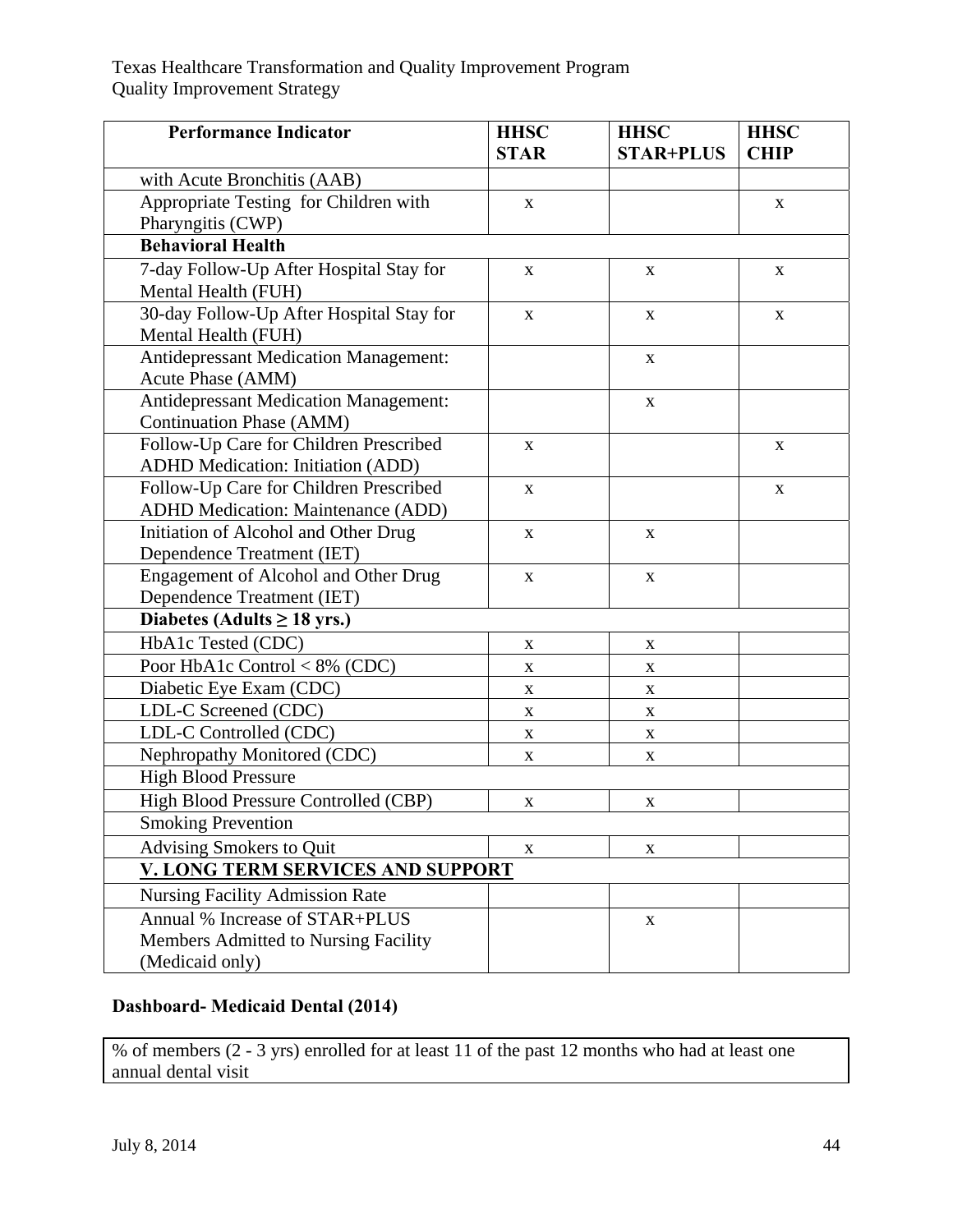| Performance Indicator | HHSC STAR | HHSC STAR+PLUS | HHSC CHIP |
|---|---|---|---|
| with Acute Bronchitis (AAB) | | | |
| Appropriate Testing for Children with Pharyngitis (CWP) | x | | x |
| **Behavioral Health** | | | |
| 7-day Follow-Up After Hospital Stay for Mental Health (FUH) | x | x | x |
| 30-day Follow-Up After Hospital Stay for Mental Health (FUH) | x | x | x |
| Antidepressant Medication Management: Acute Phase (AMM) | | x | |
| Antidepressant Medication Management: Continuation Phase (AMM) | | x | |
| Follow-Up Care for Children Prescribed ADHD Medication: Initiation (ADD) | x | | x |
| Follow-Up Care for Children Prescribed ADHD Medication: Maintenance (ADD) | x | | x |
| Initiation of Alcohol and Other Drug Dependence Treatment (IET) | x | x | |
| Engagement of Alcohol and Other Drug Dependence Treatment (IET) | x | x | |
| **Diabetes (Adults ≥ 18 yrs.)** | | | |
| HbA1c Tested (CDC) | x | x | |
| Poor HbA1c Control < 8% (CDC) | x | x | |
| Diabetic Eye Exam (CDC) | x | x | |
| LDL-C Screened (CDC) | x | x | |
| LDL-C Controlled (CDC) | x | x | |
| Nephropathy Monitored (CDC) | x | x | |
| High Blood Pressure | | | |
| High Blood Pressure Controlled (CBP) | x | x | |
| Smoking Prevention | | | |
| Advising Smokers to Quit | x | x | |
| **V. LONG TERM SERVICES AND SUPPORT** | | | |
| Nursing Facility Admission Rate | | | |
| Annual % Increase of STAR+PLUS Members Admitted to Nursing Facility (Medicaid only) | | x | |

**Dashboard- Medicaid Dental (2014)**

| % of members (2 - 3 yrs) enrolled for at least 11 of the past 12 months who had at least one annual dental visit |
|---|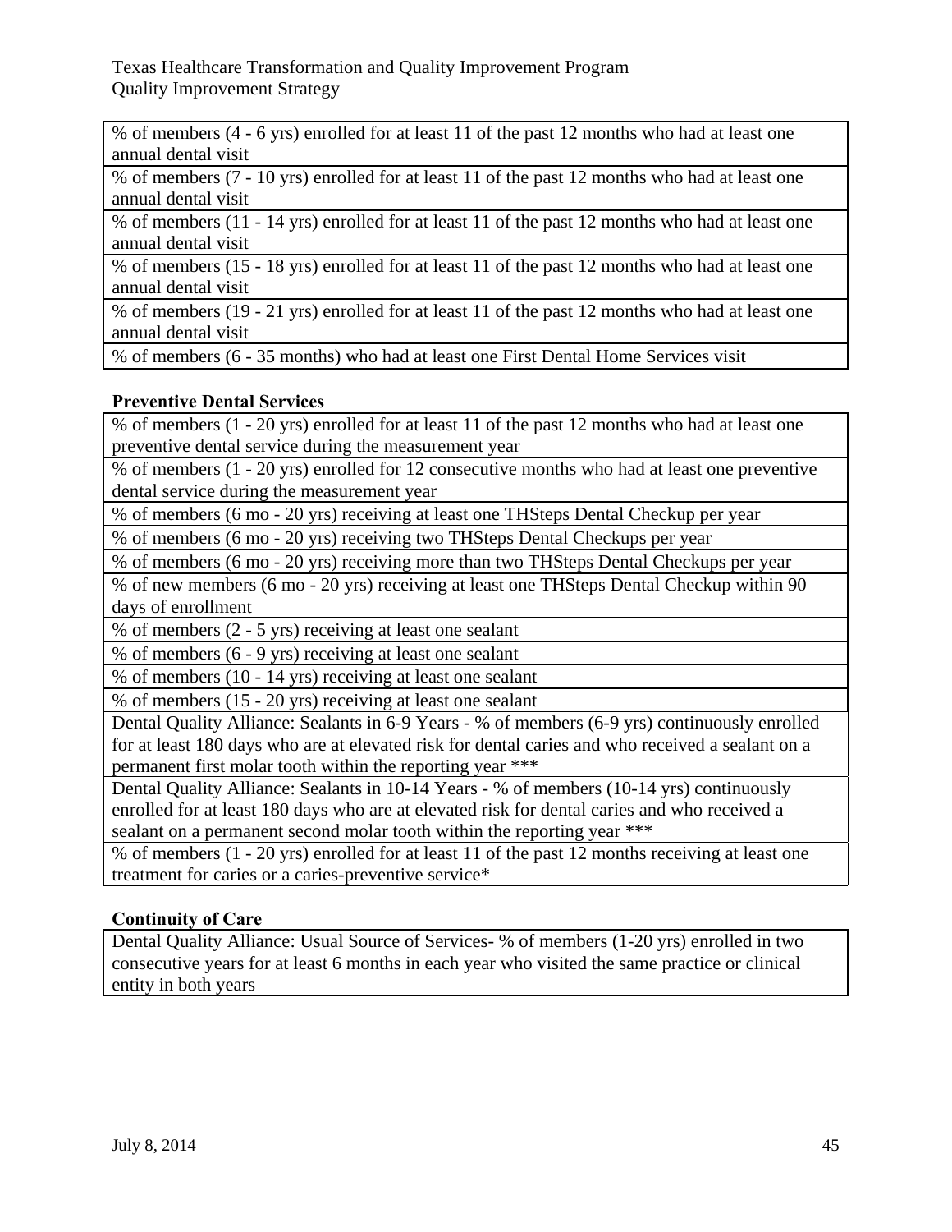| % of members (4 - 6 yrs) enrolled for at least 11 of the past 12 months who had at least one annual dental visit |
|---|
| % of members (7 - 10 yrs) enrolled for at least 11 of the past 12 months who had at least one annual dental visit |
| % of members (11 - 14 yrs) enrolled for at least 11 of the past 12 months who had at least one annual dental visit |
| % of members (15 - 18 yrs) enrolled for at least 11 of the past 12 months who had at least one annual dental visit |
| % of members (19 - 21 yrs) enrolled for at least 11 of the past 12 months who had at least one annual dental visit |
| % of members (6 - 35 months) who had at least one First Dental Home Services visit |

**Preventive Dental Services**

| % of members (1 - 20 yrs) enrolled for at least 11 of the past 12 months who had at least one preventive dental service during the measurement year |
|---|
| % of members (1 - 20 yrs) enrolled for 12 consecutive months who had at least one preventive dental service during the measurement year |
| % of members (6 mo - 20 yrs) receiving at least one THSteps Dental Checkup per year |
| % of members (6 mo - 20 yrs) receiving two THSteps Dental Checkups per year |
| % of members (6 mo - 20 yrs) receiving more than two THSteps Dental Checkups per year |
| % of new members (6 mo - 20 yrs) receiving at least one THSteps Dental Checkup within 90 days of enrollment |
| % of members (2 - 5 yrs) receiving at least one sealant |
| % of members (6 - 9 yrs) receiving at least one sealant |
| % of members (10 - 14 yrs) receiving at least one sealant |
| % of members (15 - 20 yrs) receiving at least one sealant |
| Dental Quality Alliance: Sealants in 6-9 Years - % of members (6-9 yrs) continuously enrolled for at least 180 days who are at elevated risk for dental caries and who received a sealant on a permanent first molar tooth within the reporting year *** |
| Dental Quality Alliance: Sealants in 10-14 Years - % of members (10-14 yrs) continuously enrolled for at least 180 days who are at elevated risk for dental caries and who received a sealant on a permanent second molar tooth within the reporting year *** |
| % of members (1 - 20 yrs) enrolled for at least 11 of the past 12 months receiving at least one treatment for caries or a caries-preventive service* |

**Continuity of Care**

| Dental Quality Alliance: Usual Source of Services- % of members (1-20 yrs) enrolled in two consecutive years for at least 6 months in each year who visited the same practice or clinical entity in both years |
|---|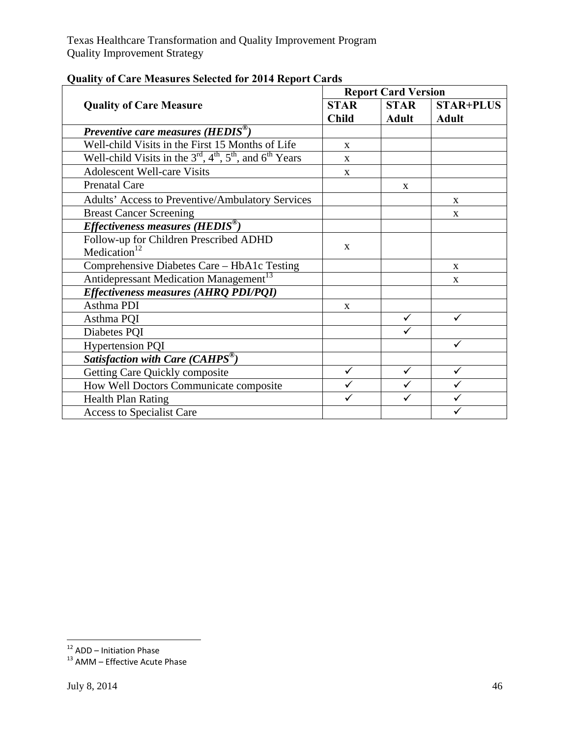**Quality of Care Measures Selected for 2014 Report Cards**

| Quality of Care Measure | Report Card Version | | |
|---|---|---|---|
| | STAR Child | STAR Adult | STAR+PLUS Adult |
| ***Preventive care measures (HEDIS®)*** | | | |
| Well-child Visits in the First 15 Months of Life | x | | |
| Well-child Visits in the 3rd, 4th, 5th, and 6th Years | x | | |
| Adolescent Well-care Visits | x | | |
| Prenatal Care | | x | |
| Adults' Access to Preventive/Ambulatory Services | | | x |
| Breast Cancer Screening | | | x |
| ***Effectiveness measures (HEDIS®)*** | | | |
| Follow-up for Children Prescribed ADHD Medication[12] | x | | |
| Comprehensive Diabetes Care – HbA1c Testing | | | x |
| Antidepressant Medication Management[13] | | | x |
| ***Effectiveness measures (AHRQ PDI/PQI)*** | | | |
| Asthma PDI | x | | |
| Asthma PQI | | ✓ | ✓ |
| Diabetes PQI | | ✓ | |
| Hypertension PQI | | | ✓ |
| ***Satisfaction with Care (CAHPS®)*** | | | |
| Getting Care Quickly composite | ✓ | ✓ | ✓ |
| How Well Doctors Communicate composite | ✓ | ✓ | ✓ |
| Health Plan Rating | ✓ | ✓ | ✓ |
| Access to Specialist Care | | | ✓ |

[12] ADD – Initiation Phase

[13] AMM – Effective Acute Phase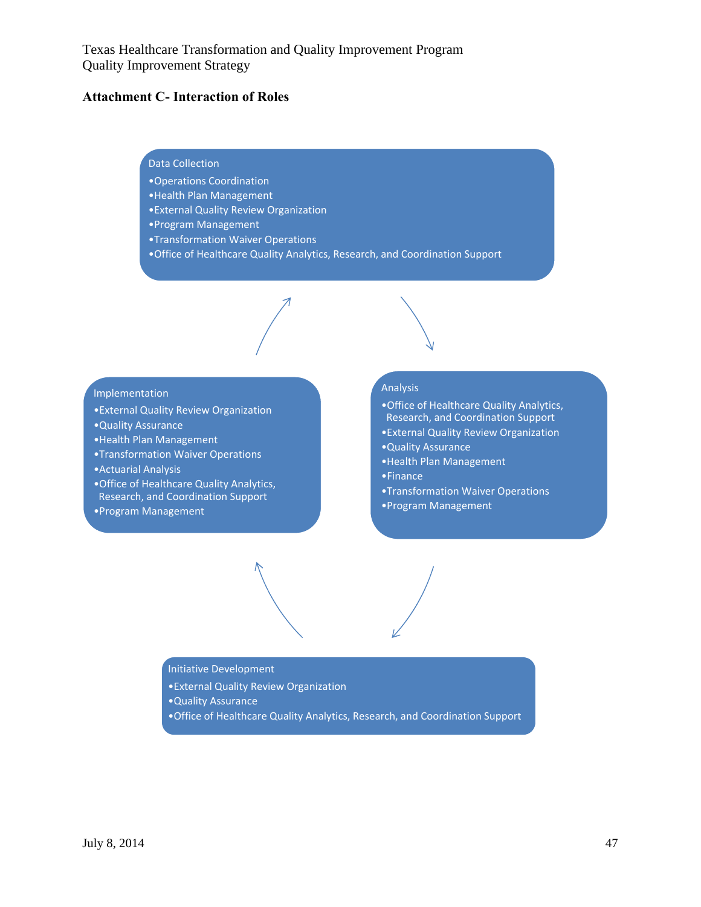## Attachment C- Interaction of Roles

**Data Collection**
- Operations Coordination
- Health Plan Management
- External Quality Review Organization
- Program Management
- Transformation Waiver Operations
- Office of Healthcare Quality Analytics, Research, and Coordination Support

**Analysis**
- Office of Healthcare Quality Analytics, Research, and Coordination Support
- External Quality Review Organization
- Quality Assurance
- Health Plan Management
- Finance
- Transformation Waiver Operations
- Program Management

**Initiative Development**
- External Quality Review Organization
- Quality Assurance
- Office of Healthcare Quality Analytics, Research, and Coordination Support

**Implementation**
- External Quality Review Organization
- Quality Assurance
- Health Plan Management
- Transformation Waiver Operations
- Actuarial Analysis
- Office of Healthcare Quality Analytics, Research, and Coordination Support
- Program Management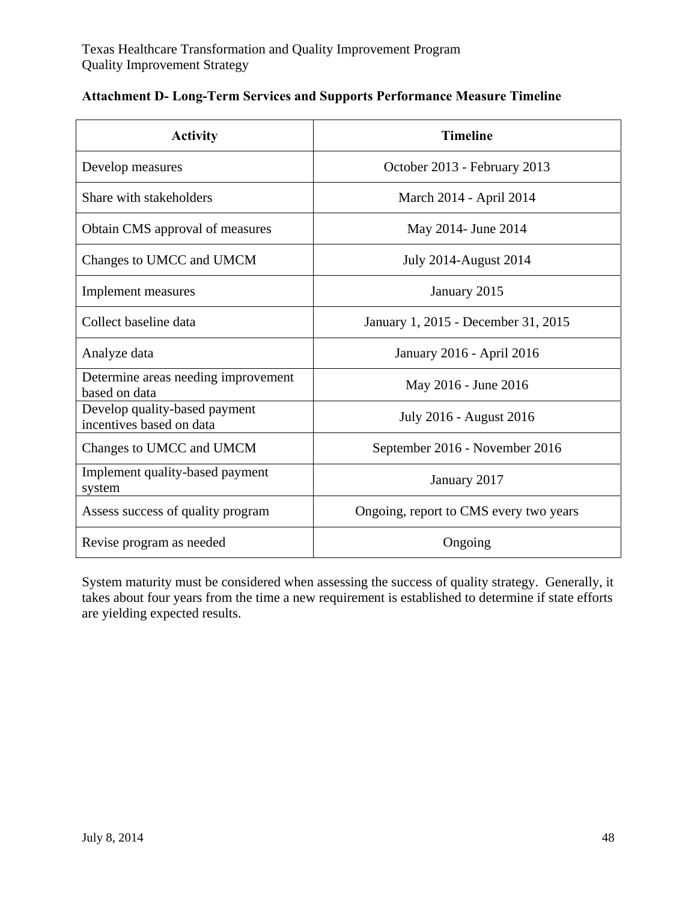**Attachment D- Long-Term Services and Supports Performance Measure Timeline**

| Activity | Timeline |
|---|---|
| Develop measures | October 2013 - February 2013 |
| Share with stakeholders | March 2014 - April 2014 |
| Obtain CMS approval of measures | May 2014- June 2014 |
| Changes to UMCC and UMCM | July 2014-August 2014 |
| Implement measures | January 2015 |
| Collect baseline data | January 1, 2015 - December 31, 2015 |
| Analyze data | January 2016 - April 2016 |
| Determine areas needing improvement based on data | May 2016 - June 2016 |
| Develop quality-based payment incentives based on data | July 2016 - August 2016 |
| Changes to UMCC and UMCM | September 2016 - November 2016 |
| Implement quality-based payment system | January 2017 |
| Assess success of quality program | Ongoing, report to CMS every two years |
| Revise program as needed | Ongoing |

System maturity must be considered when assessing the success of quality strategy. Generally, it takes about four years from the time a new requirement is established to determine if state efforts are yielding expected results.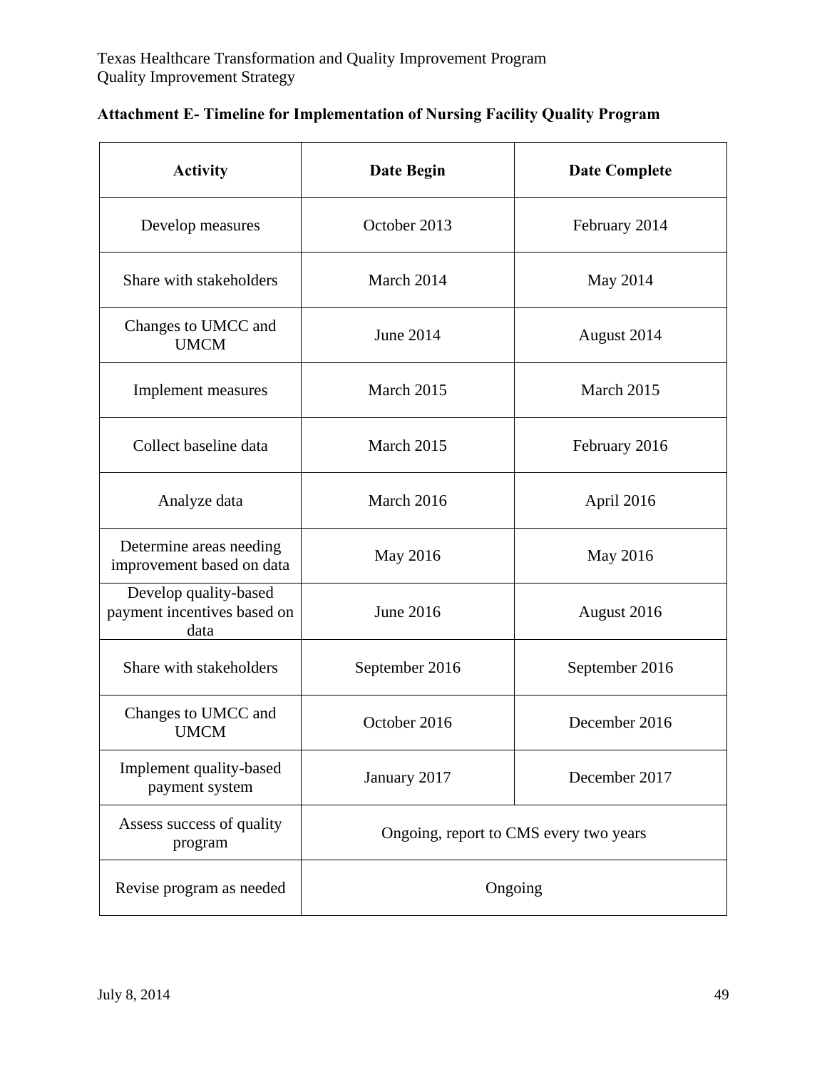**Attachment E- Timeline for Implementation of Nursing Facility Quality Program**

| Activity | Date Begin | Date Complete |
|---|---|---|
| Develop measures | October 2013 | February 2014 |
| Share with stakeholders | March 2014 | May 2014 |
| Changes to UMCC and UMCM | June 2014 | August 2014 |
| Implement measures | March 2015 | March 2015 |
| Collect baseline data | March 2015 | February 2016 |
| Analyze data | March 2016 | April 2016 |
| Determine areas needing improvement based on data | May 2016 | May 2016 |
| Develop quality-based payment incentives based on data | June 2016 | August 2016 |
| Share with stakeholders | September 2016 | September 2016 |
| Changes to UMCC and UMCM | October 2016 | December 2016 |
| Implement quality-based payment system | January 2017 | December 2017 |
| Assess success of quality program | Ongoing, report to CMS every two years | |
| Revise program as needed | Ongoing | |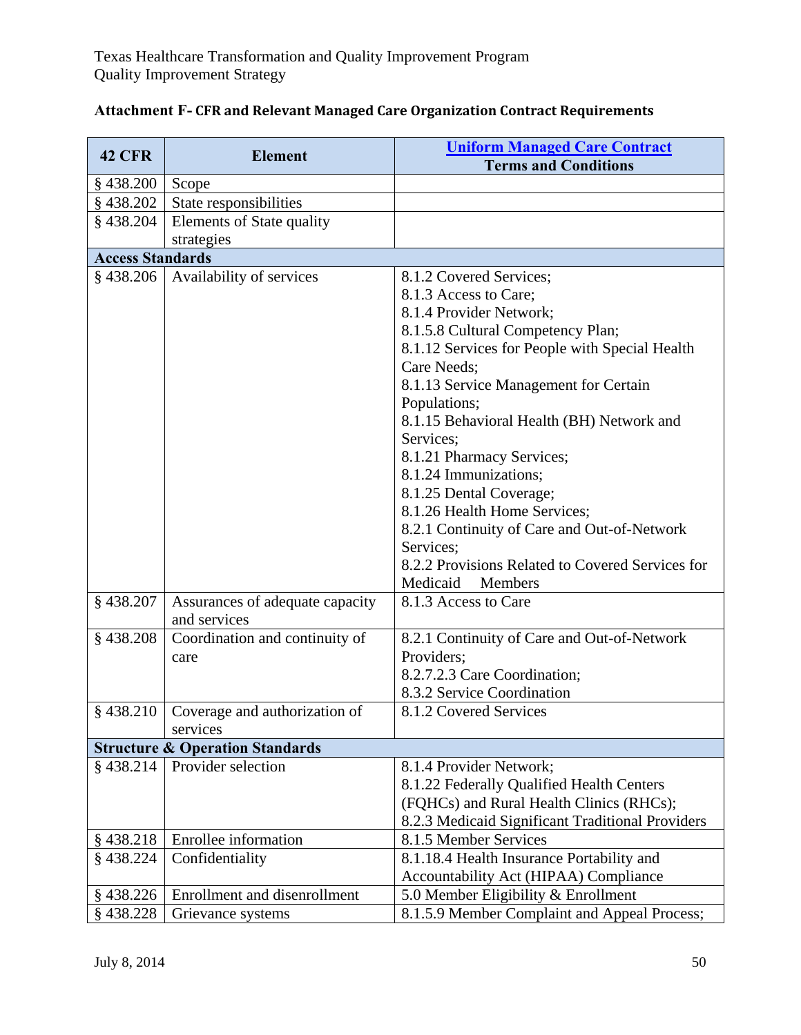### Attachment F- CFR and Relevant Managed Care Organization Contract Requirements

| 42 CFR | Element | Uniform Managed Care Contract Terms and Conditions |
|---|---|---|
| § 438.200 | Scope | |
| § 438.202 | State responsibilities | |
| § 438.204 | Elements of State quality strategies | |
| **Access Standards** | | |
| § 438.206 | Availability of services | 8.1.2 Covered Services; 8.1.3 Access to Care; 8.1.4 Provider Network; 8.1.5.8 Cultural Competency Plan; 8.1.12 Services for People with Special Health Care Needs; 8.1.13 Service Management for Certain Populations; 8.1.15 Behavioral Health (BH) Network and Services; 8.1.21 Pharmacy Services; 8.1.24 Immunizations; 8.1.25 Dental Coverage; 8.1.26 Health Home Services; 8.2.1 Continuity of Care and Out-of-Network Services; 8.2.2 Provisions Related to Covered Services for Medicaid Members |
| § 438.207 | Assurances of adequate capacity and services | 8.1.3 Access to Care |
| § 438.208 | Coordination and continuity of care | 8.2.1 Continuity of Care and Out-of-Network Providers; 8.2.7.2.3 Care Coordination; 8.3.2 Service Coordination |
| § 438.210 | Coverage and authorization of services | 8.1.2 Covered Services |
| **Structure & Operation Standards** | | |
| § 438.214 | Provider selection | 8.1.4 Provider Network; 8.1.22 Federally Qualified Health Centers (FQHCs) and Rural Health Clinics (RHCs); 8.2.3 Medicaid Significant Traditional Providers |
| § 438.218 | Enrollee information | 8.1.5 Member Services |
| § 438.224 | Confidentiality | 8.1.18.4 Health Insurance Portability and Accountability Act (HIPAA) Compliance |
| § 438.226 | Enrollment and disenrollment | 5.0 Member Eligibility & Enrollment |
| § 438.228 | Grievance systems | 8.1.5.9 Member Complaint and Appeal Process; |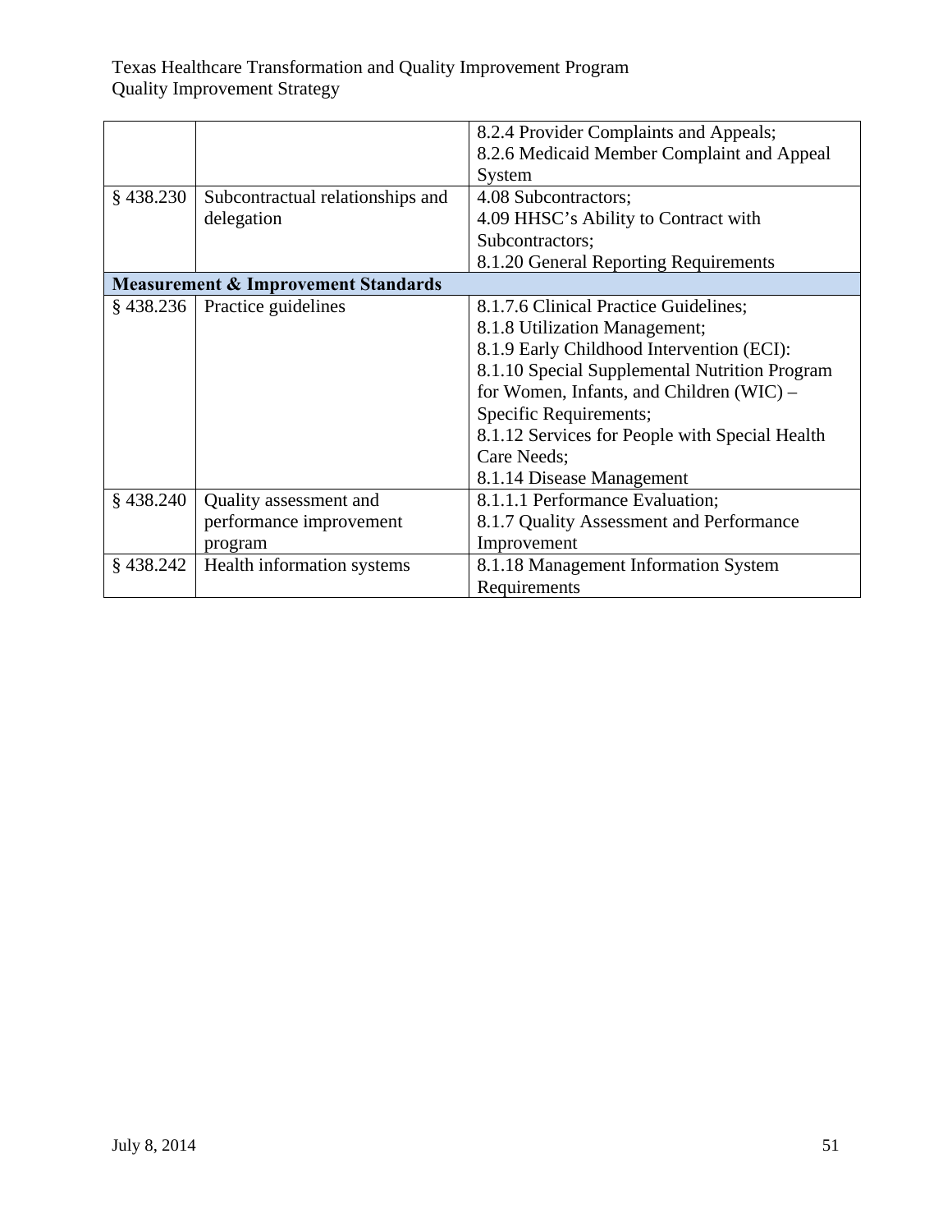| | | |
|---|---|---|
| | | 8.2.4 Provider Complaints and Appeals; 8.2.6 Medicaid Member Complaint and Appeal System |
| § 438.230 | Subcontractual relationships and delegation | 4.08 Subcontractors; 4.09 HHSC's Ability to Contract with Subcontractors; 8.1.20 General Reporting Requirements |
| **Measurement & Improvement Standards** | | |
| § 438.236 | Practice guidelines | 8.1.7.6 Clinical Practice Guidelines; 8.1.8 Utilization Management; 8.1.9 Early Childhood Intervention (ECI): 8.1.10 Special Supplemental Nutrition Program for Women, Infants, and Children (WIC) – Specific Requirements; 8.1.12 Services for People with Special Health Care Needs; 8.1.14 Disease Management |
| § 438.240 | Quality assessment and performance improvement program | 8.1.1.1 Performance Evaluation; 8.1.7 Quality Assessment and Performance Improvement |
| § 438.242 | Health information systems | 8.1.18 Management Information System Requirements |